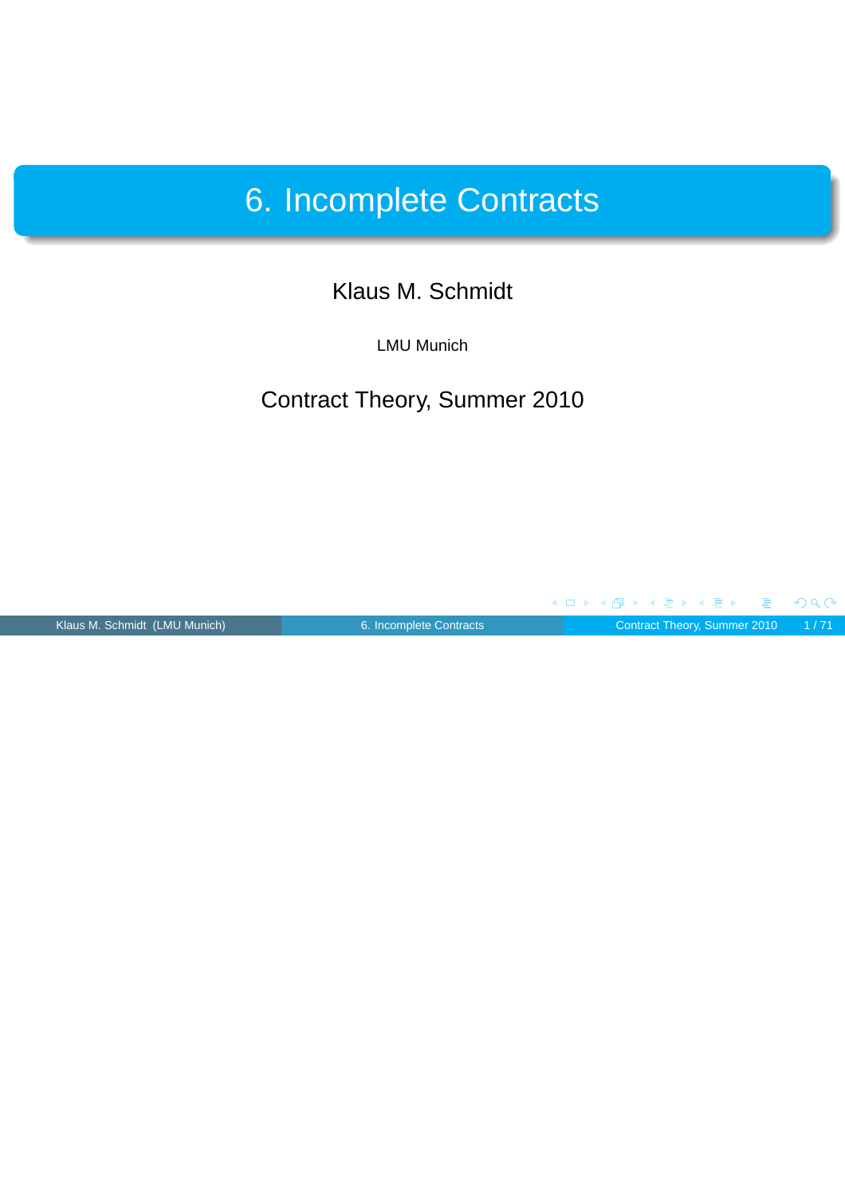# 6. Incomplete Contracts

Klaus M. Schmidt

LMU Munich

Contract Theory, Summer 2010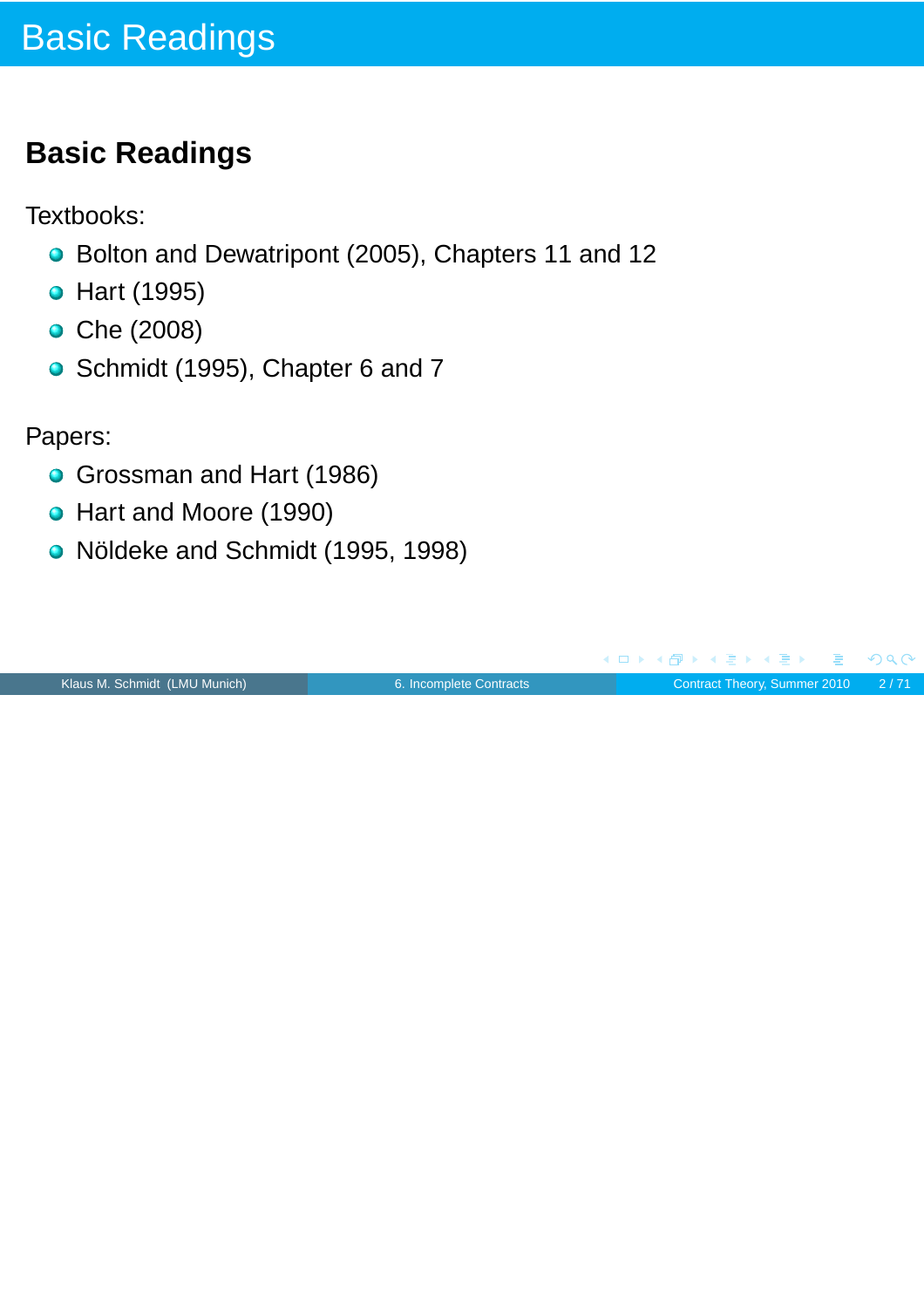# Basic Readings

## Basic Readings

Textbooks:

- Bolton and Dewatripont (2005), Chapters 11 and 12
- Hart (1995)
- Che (2008)
- Schmidt (1995), Chapter 6 and 7

Papers:

- Grossman and Hart (1986)
- Hart and Moore (1990)
- Nöldeke and Schmidt (1995, 1998)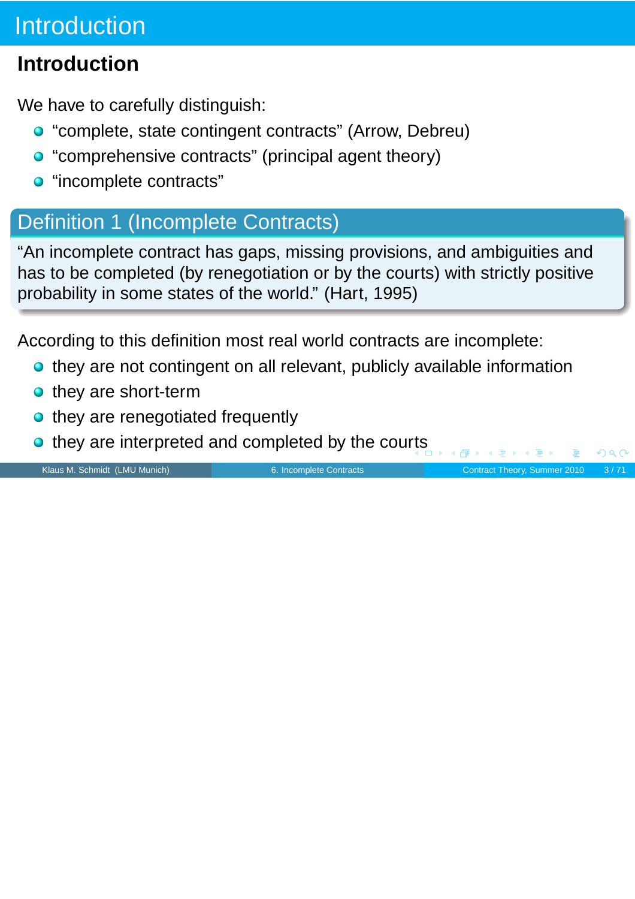# Introduction

## Introduction

We have to carefully distinguish:

- "complete, state contingent contracts" (Arrow, Debreu)
- "comprehensive contracts" (principal agent theory)
- "incomplete contracts"

**Definition 1 (Incomplete Contracts)**

"An incomplete contract has gaps, missing provisions, and ambiguities and has to be completed (by renegotiation or by the courts) with strictly positive probability in some states of the world." (Hart, 1995)

According to this definition most real world contracts are incomplete:

- they are not contingent on all relevant, publicly available information
- they are short-term
- they are renegotiated frequently
- they are interpreted and completed by the courts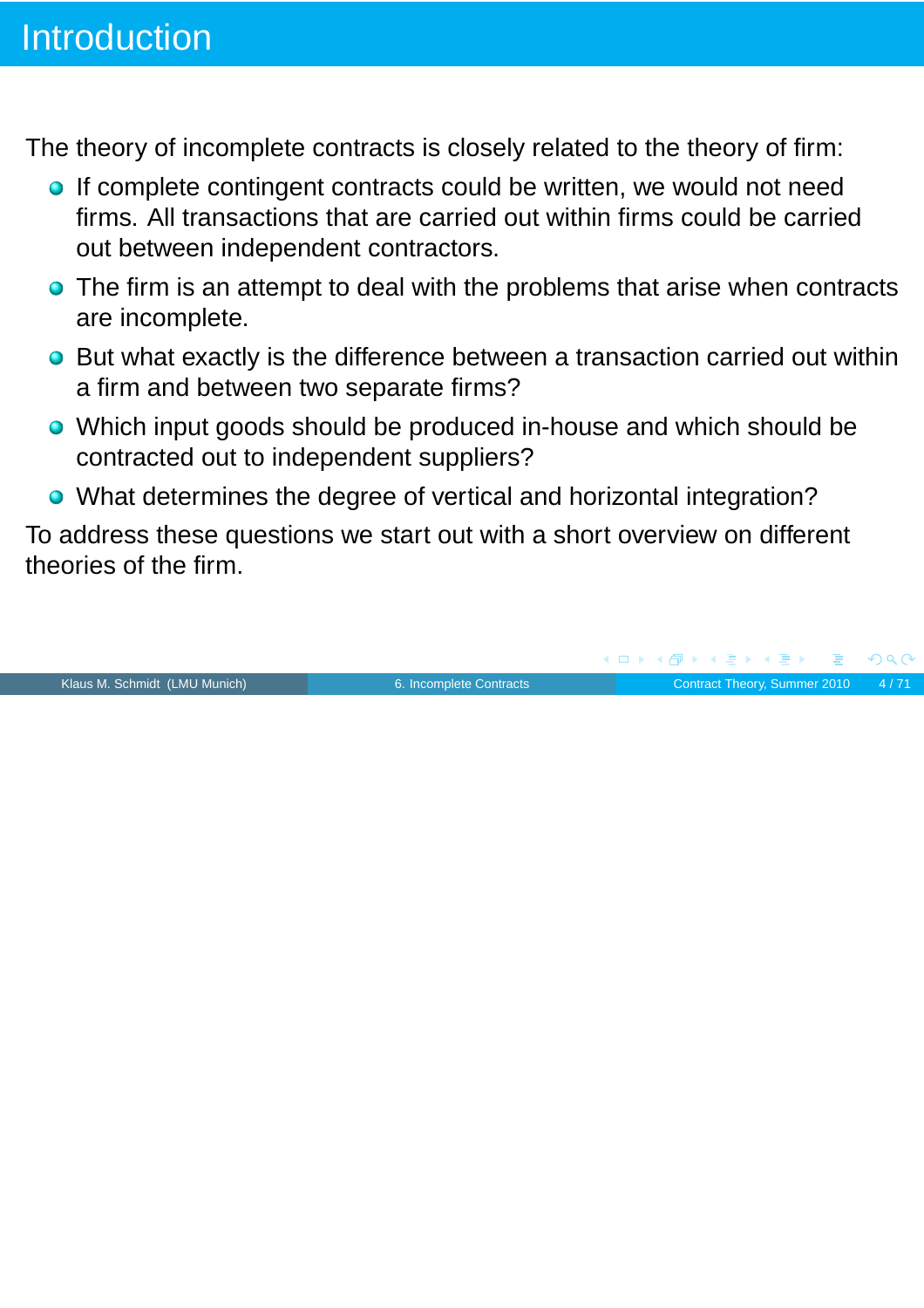# Introduction

The theory of incomplete contracts is closely related to the theory of firm:

- If complete contingent contracts could be written, we would not need firms. All transactions that are carried out within firms could be carried out between independent contractors.
- The firm is an attempt to deal with the problems that arise when contracts are incomplete.
- But what exactly is the difference between a transaction carried out within a firm and between two separate firms?
- Which input goods should be produced in-house and which should be contracted out to independent suppliers?
- What determines the degree of vertical and horizontal integration?

To address these questions we start out with a short overview on different theories of the firm.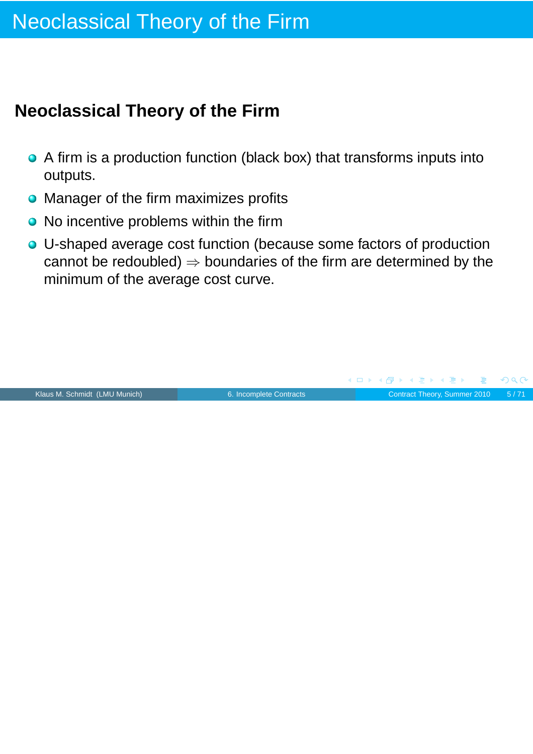# Neoclassical Theory of the Firm

## Neoclassical Theory of the Firm

- A firm is a production function (black box) that transforms inputs into outputs.
- Manager of the firm maximizes profits
- No incentive problems within the firm
- U-shaped average cost function (because some factors of production cannot be redoubled) $\Rightarrow$ boundaries of the firm are determined by the minimum of the average cost curve.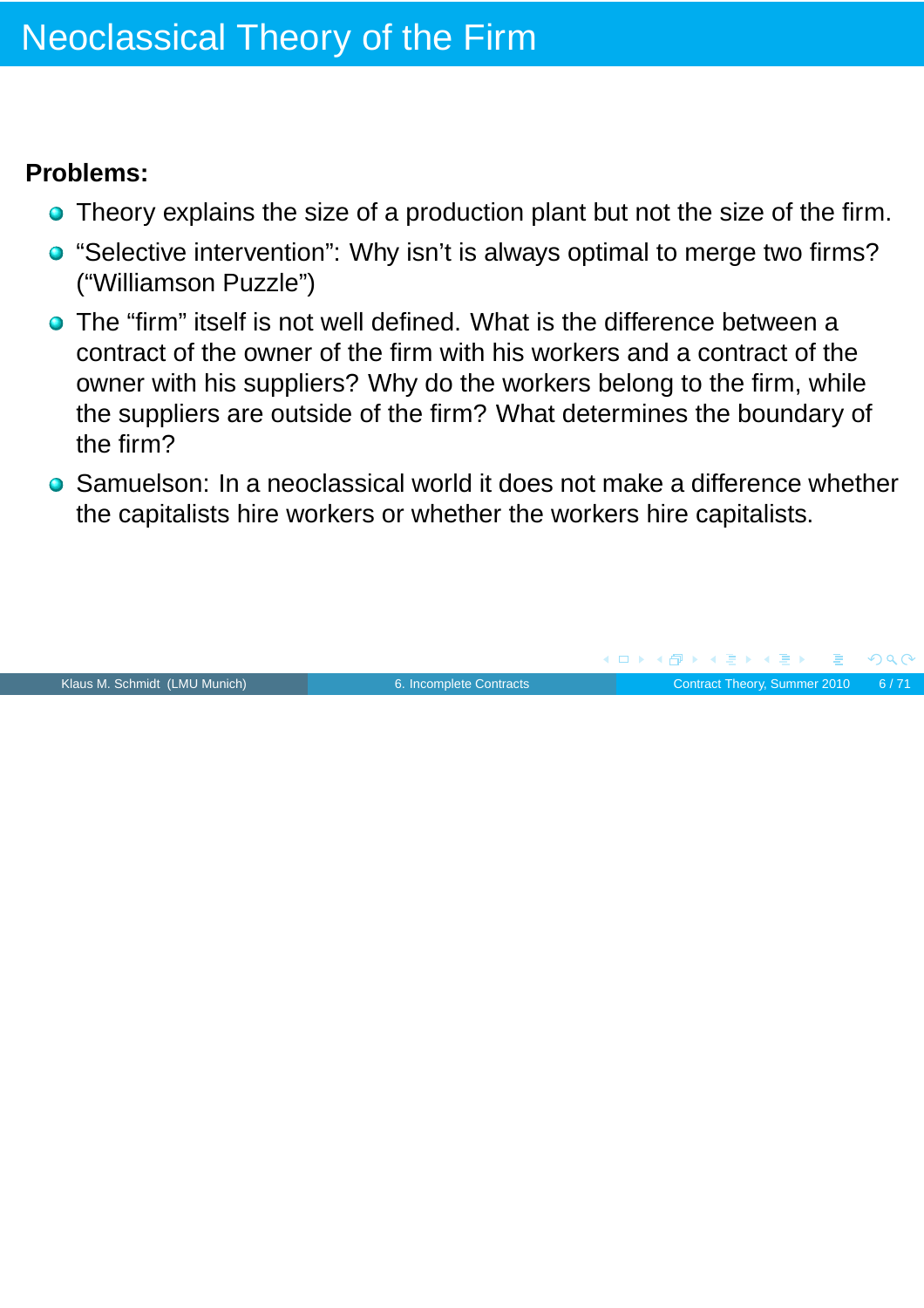# Neoclassical Theory of the Firm

**Problems:**

- Theory explains the size of a production plant but not the size of the firm.
- "Selective intervention": Why isn't is always optimal to merge two firms? ("Williamson Puzzle")
- The "firm" itself is not well defined. What is the difference between a contract of the owner of the firm with his workers and a contract of the owner with his suppliers? Why do the workers belong to the firm, while the suppliers are outside of the firm? What determines the boundary of the firm?
- Samuelson: In a neoclassical world it does not make a difference whether the capitalists hire workers or whether the workers hire capitalists.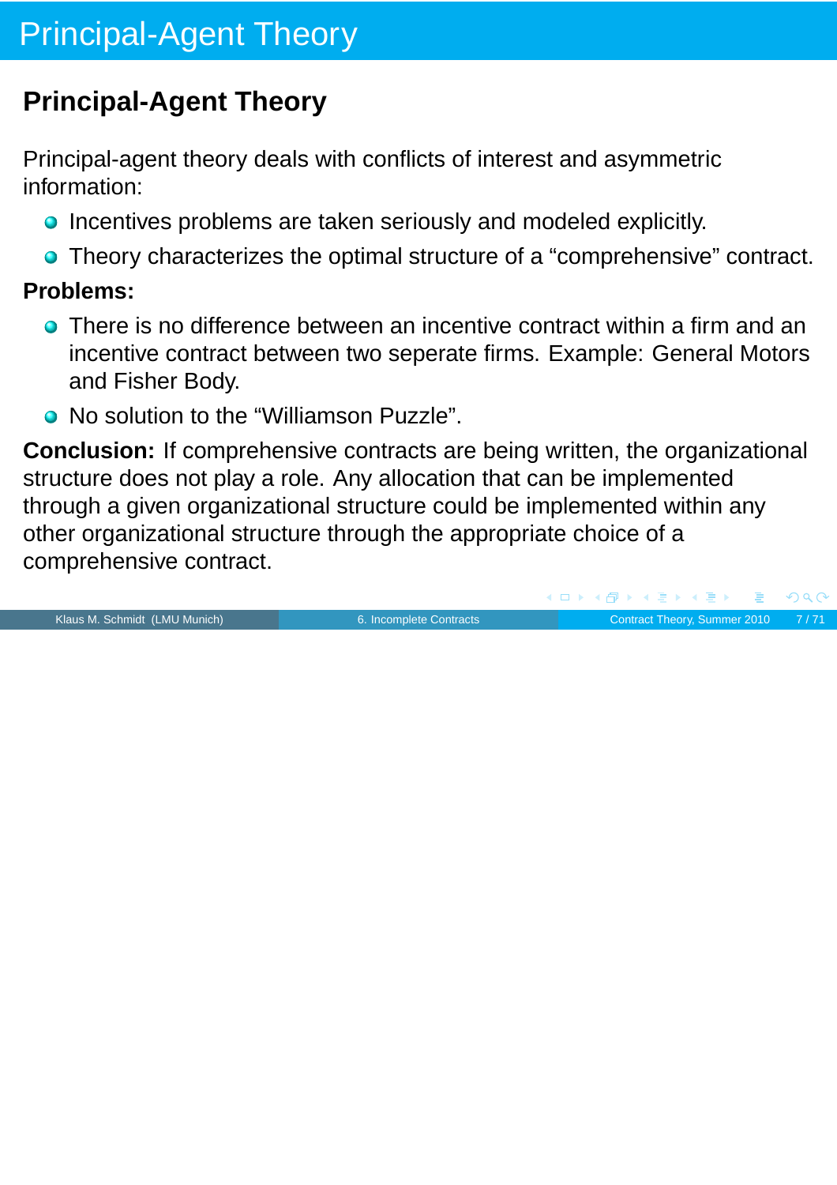# Principal-Agent Theory

## Principal-Agent Theory

Principal-agent theory deals with conflicts of interest and asymmetric information:

- Incentives problems are taken seriously and modeled explicitly.
- Theory characterizes the optimal structure of a “comprehensive” contract.

**Problems:**

- There is no difference between an incentive contract within a firm and an incentive contract between two seperate firms. Example: General Motors and Fisher Body.
- No solution to the “Williamson Puzzle”.

**Conclusion:** If comprehensive contracts are being written, the organizational structure does not play a role. Any allocation that can be implemented through a given organizational structure could be implemented within any other organizational structure through the appropriate choice of a comprehensive contract.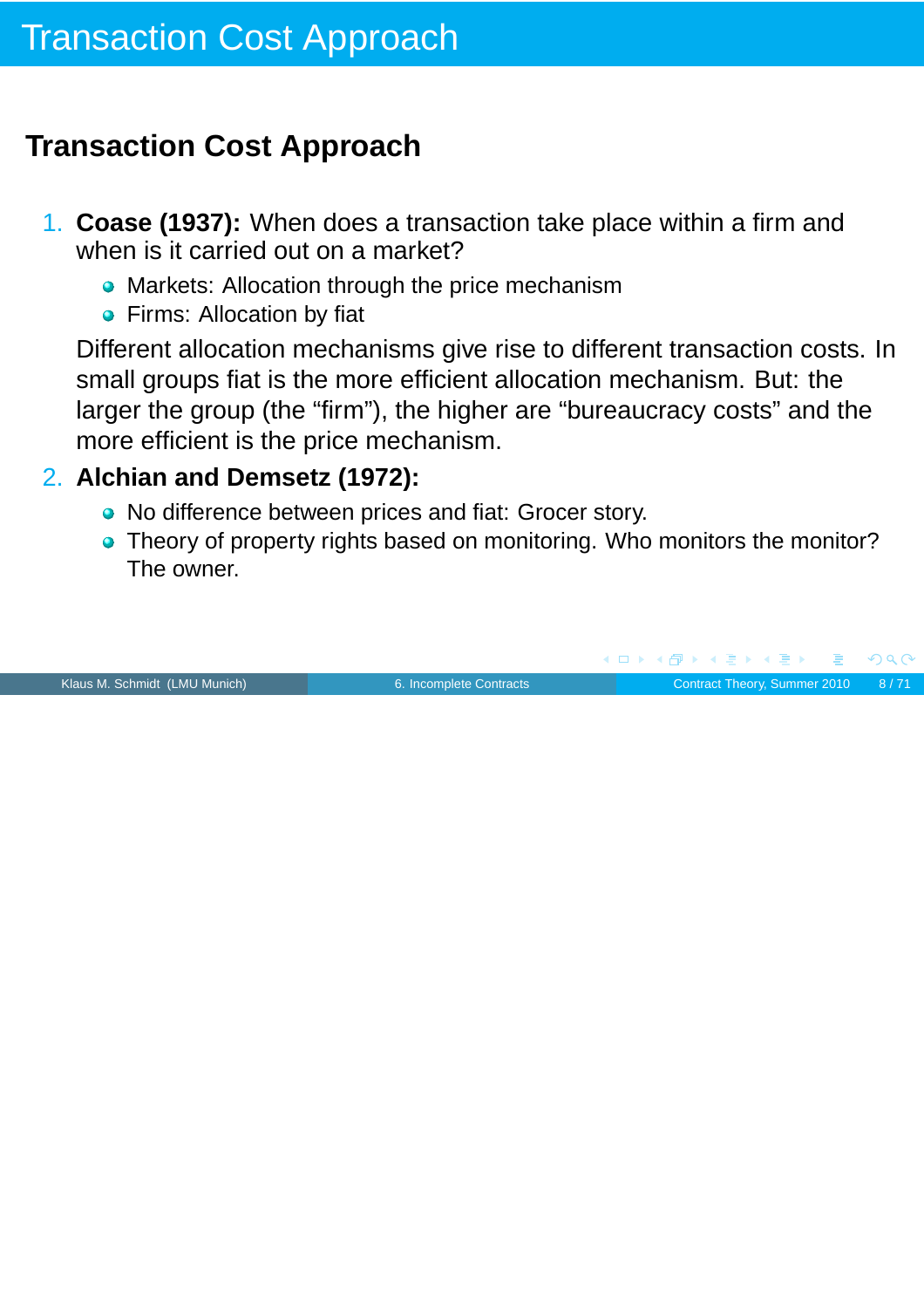# Transaction Cost Approach

## Transaction Cost Approach

1. **Coase (1937):** When does a transaction take place within a firm and when is it carried out on a market?
   - Markets: Allocation through the price mechanism
   - Firms: Allocation by fiat

   Different allocation mechanisms give rise to different transaction costs. In small groups fiat is the more efficient allocation mechanism. But: the larger the group (the "firm"), the higher are "bureaucracy costs" and the more efficient is the price mechanism.

2. **Alchian and Demsetz (1972):**
   - No difference between prices and fiat: Grocer story.
   - Theory of property rights based on monitoring. Who monitors the monitor? The owner.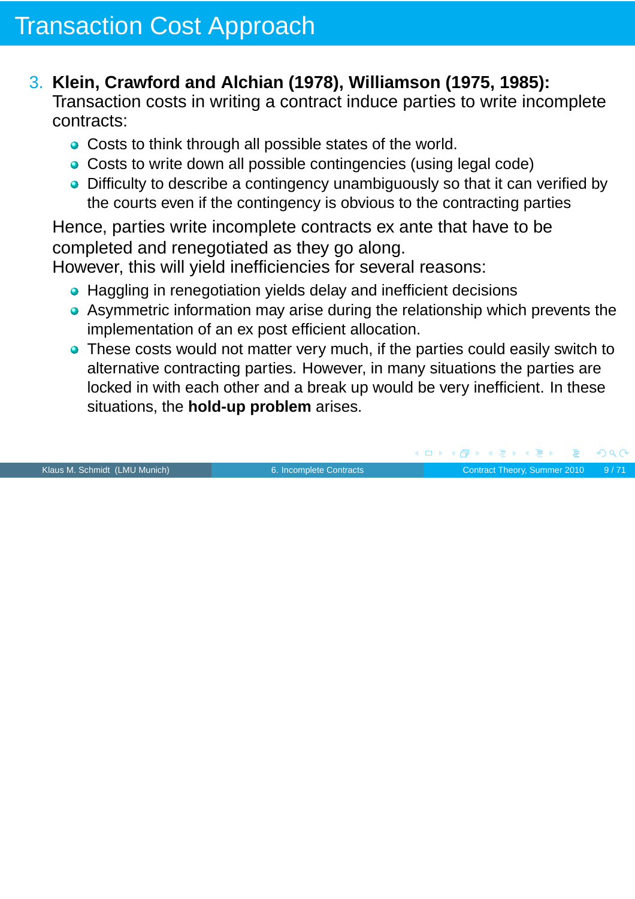# Transaction Cost Approach

3. **Klein, Crawford and Alchian (1978), Williamson (1975, 1985):** Transaction costs in writing a contract induce parties to write incomplete contracts:
   - Costs to think through all possible states of the world.
   - Costs to write down all possible contingencies (using legal code)
   - Difficulty to describe a contingency unambiguously so that it can verified by the courts even if the contingency is obvious to the contracting parties

   Hence, parties write incomplete contracts ex ante that have to be completed and renegotiated as they go along.
   However, this will yield inefficiencies for several reasons:
   - Haggling in renegotiation yields delay and inefficient decisions
   - Asymmetric information may arise during the relationship which prevents the implementation of an ex post efficient allocation.
   - These costs would not matter very much, if the parties could easily switch to alternative contracting parties. However, in many situations the parties are locked in with each other and a break up would be very inefficient. In these situations, the **hold-up problem** arises.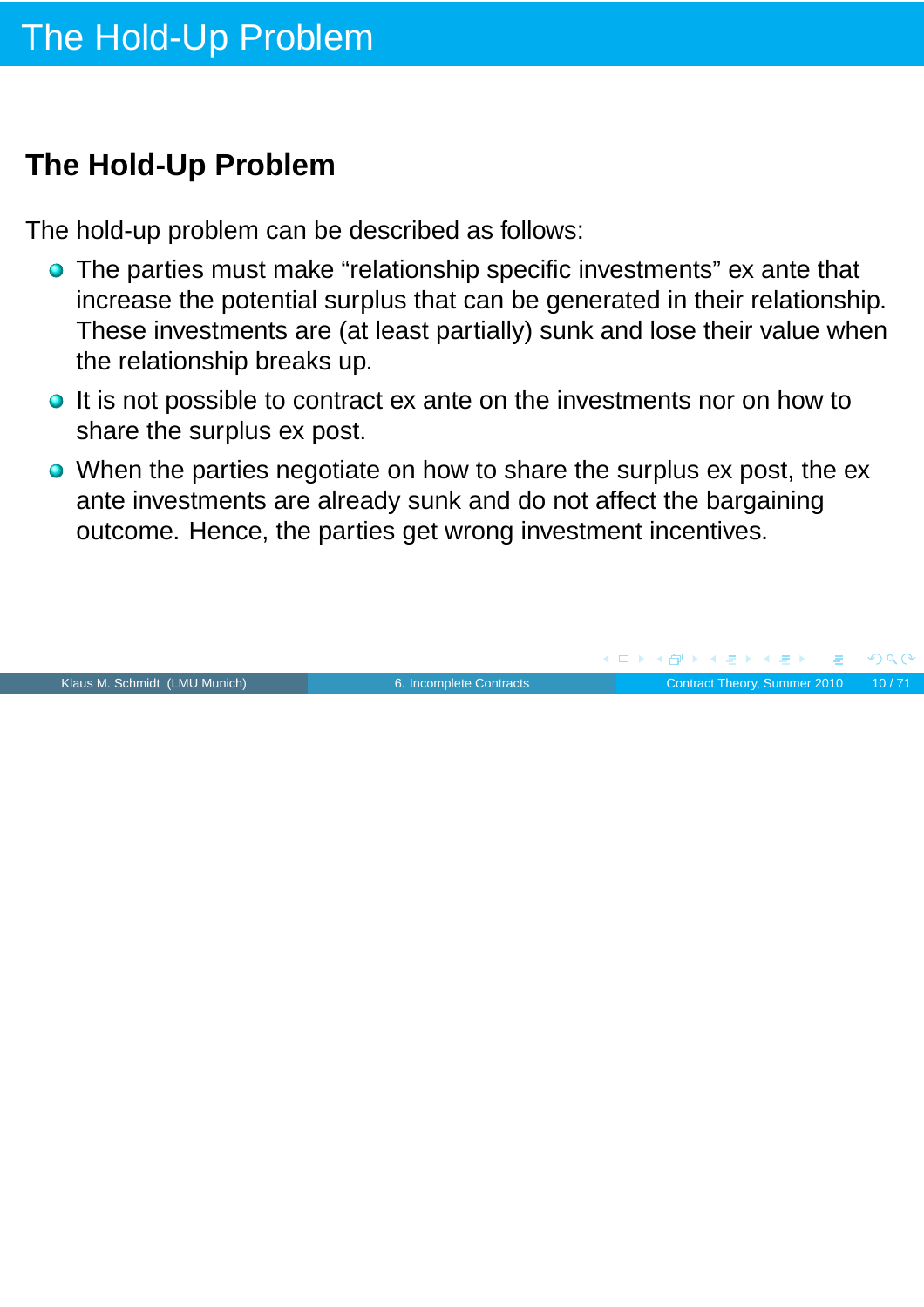# The Hold-Up Problem

## The Hold-Up Problem

The hold-up problem can be described as follows:

- The parties must make “relationship specific investments” ex ante that increase the potential surplus that can be generated in their relationship. These investments are (at least partially) sunk and lose their value when the relationship breaks up.
- It is not possible to contract ex ante on the investments nor on how to share the surplus ex post.
- When the parties negotiate on how to share the surplus ex post, the ex ante investments are already sunk and do not affect the bargaining outcome. Hence, the parties get wrong investment incentives.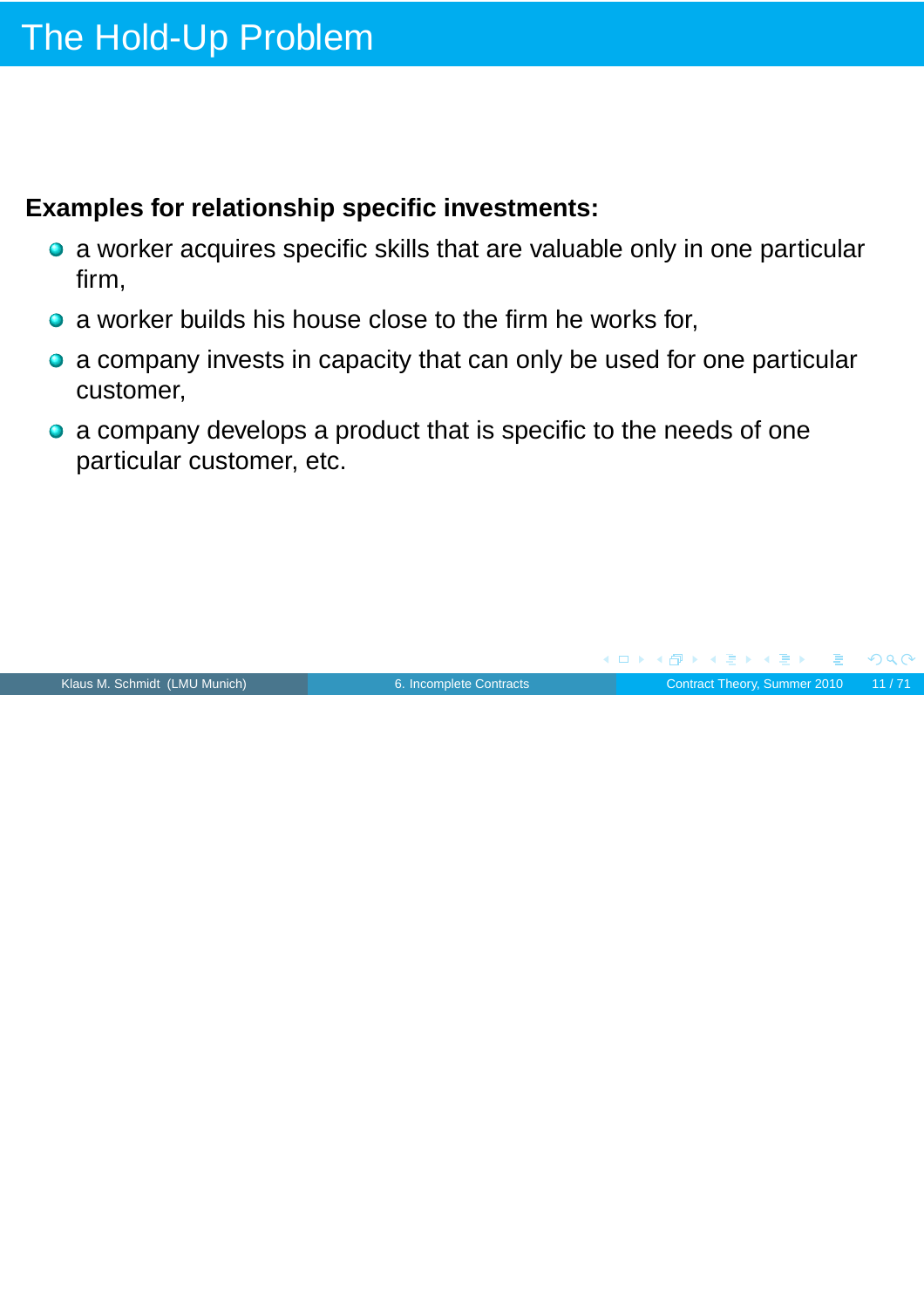# The Hold-Up Problem

**Examples for relationship specific investments:**

- a worker acquires specific skills that are valuable only in one particular firm,
- a worker builds his house close to the firm he works for,
- a company invests in capacity that can only be used for one particular customer,
- a company develops a product that is specific to the needs of one particular customer, etc.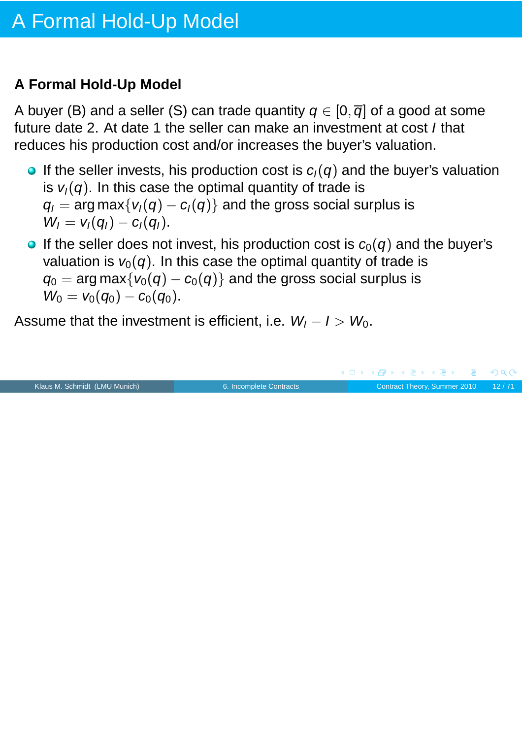# A Formal Hold-Up Model

**A Formal Hold-Up Model**

A buyer (B) and a seller (S) can trade quantity $q \in [0, \overline{q}]$ of a good at some future date 2. At date 1 the seller can make an investment at cost $I$ that reduces his production cost and/or increases the buyer's valuation.

- If the seller invests, his production cost is $c_I(q)$ and the buyer's valuation is $v_I(q)$. In this case the optimal quantity of trade is $q_I = \arg\max\{v_I(q) - c_I(q)\}$ and the gross social surplus is $W_I = v_I(q_I) - c_I(q_I)$.
- If the seller does not invest, his production cost is $c_0(q)$ and the buyer's valuation is $v_0(q)$. In this case the optimal quantity of trade is $q_0 = \arg\max\{v_0(q) - c_0(q)\}$ and the gross social surplus is $W_0 = v_0(q_0) - c_0(q_0)$.

Assume that the investment is efficient, i.e. $W_I - I > W_0$.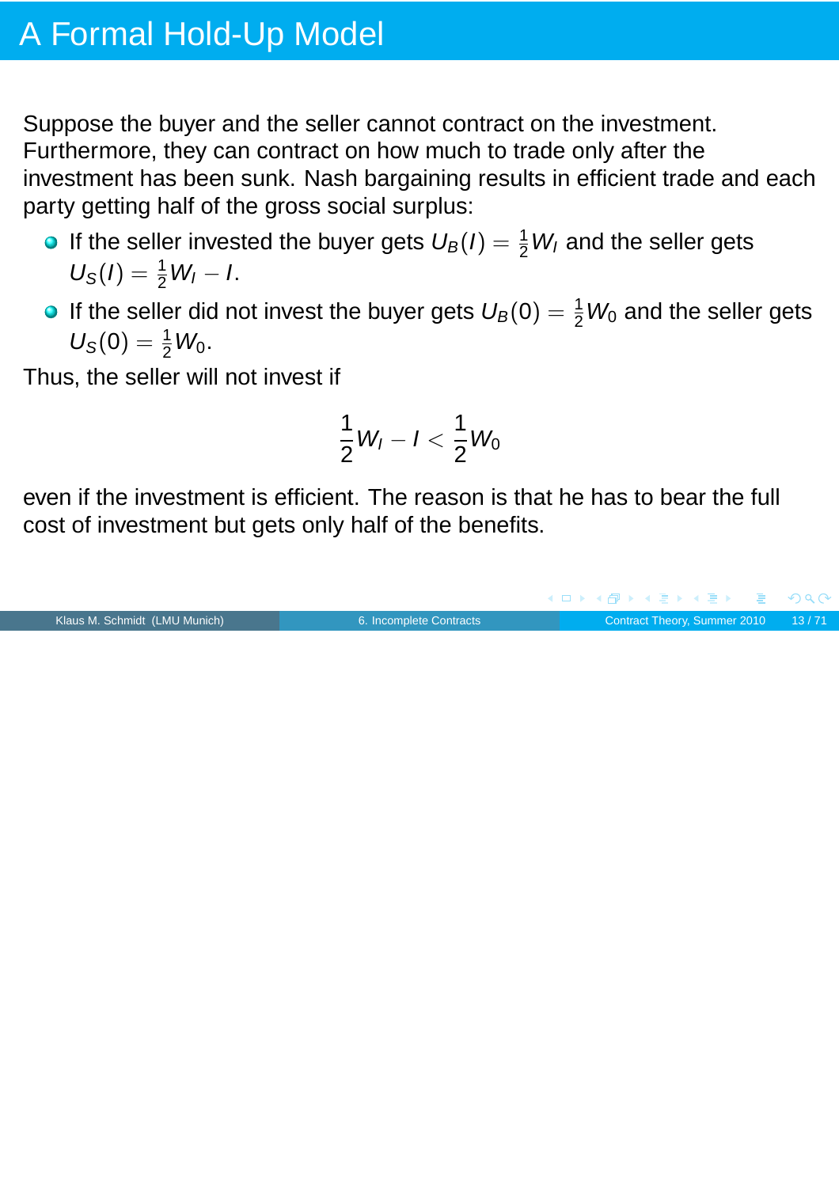# A Formal Hold-Up Model

Suppose the buyer and the seller cannot contract on the investment. Furthermore, they can contract on how much to trade only after the investment has been sunk. Nash bargaining results in efficient trade and each party getting half of the gross social surplus:

- If the seller invested the buyer gets $U_B(I) = \frac{1}{2}W_I$ and the seller gets $U_S(I) = \frac{1}{2}W_I - I$.
- If the seller did not invest the buyer gets $U_B(0) = \frac{1}{2}W_0$ and the seller gets $U_S(0) = \frac{1}{2}W_0$.

Thus, the seller will not invest if

$$\frac{1}{2}W_I - I < \frac{1}{2}W_0$$

even if the investment is efficient. The reason is that he has to bear the full cost of investment but gets only half of the benefits.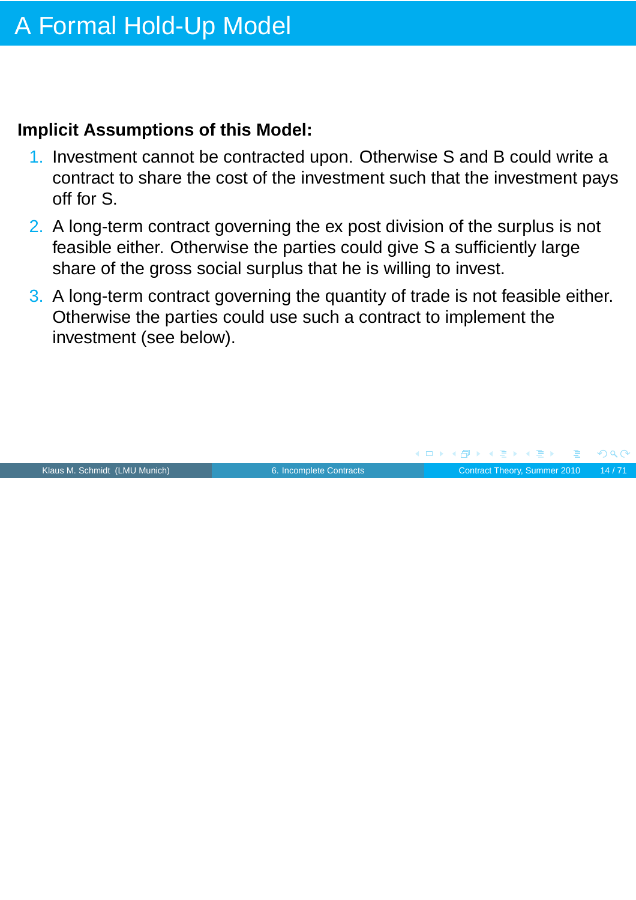# A Formal Hold-Up Model

**Implicit Assumptions of this Model:**

1. Investment cannot be contracted upon. Otherwise S and B could write a contract to share the cost of the investment such that the investment pays off for S.
2. A long-term contract governing the ex post division of the surplus is not feasible either. Otherwise the parties could give S a sufficiently large share of the gross social surplus that he is willing to invest.
3. A long-term contract governing the quantity of trade is not feasible either. Otherwise the parties could use such a contract to implement the investment (see below).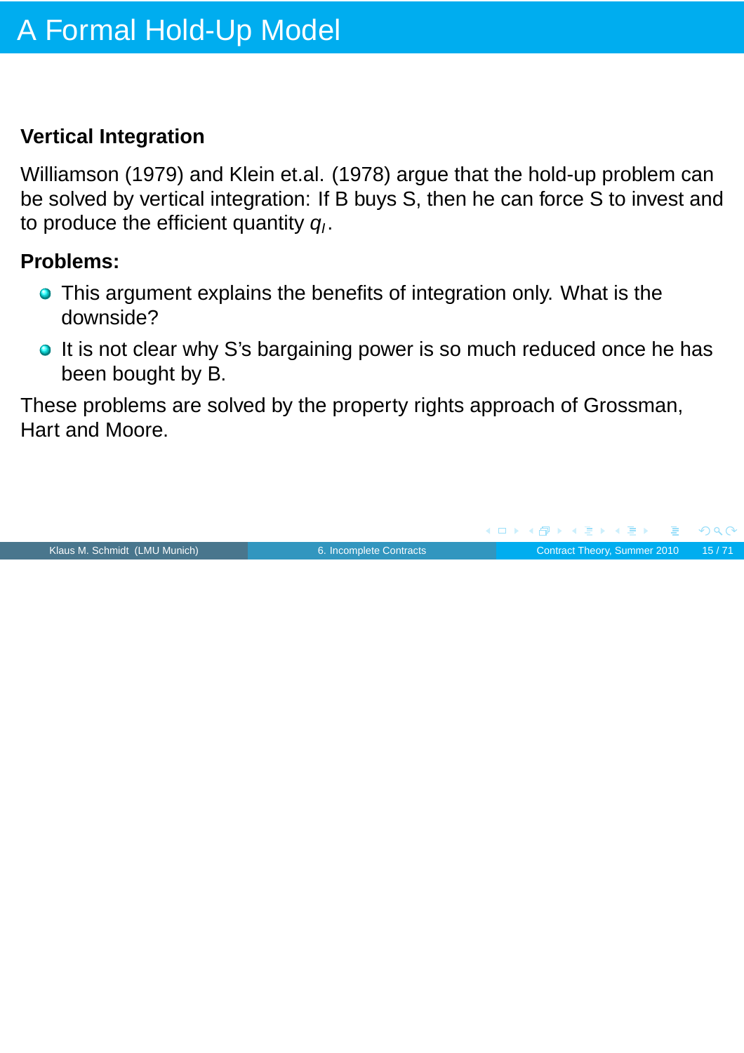# A Formal Hold-Up Model

**Vertical Integration**

Williamson (1979) and Klein et.al. (1978) argue that the hold-up problem can be solved by vertical integration: If B buys S, then he can force S to invest and to produce the efficient quantity $q_I$.

**Problems:**

- This argument explains the benefits of integration only. What is the downside?
- It is not clear why S's bargaining power is so much reduced once he has been bought by B.

These problems are solved by the property rights approach of Grossman, Hart and Moore.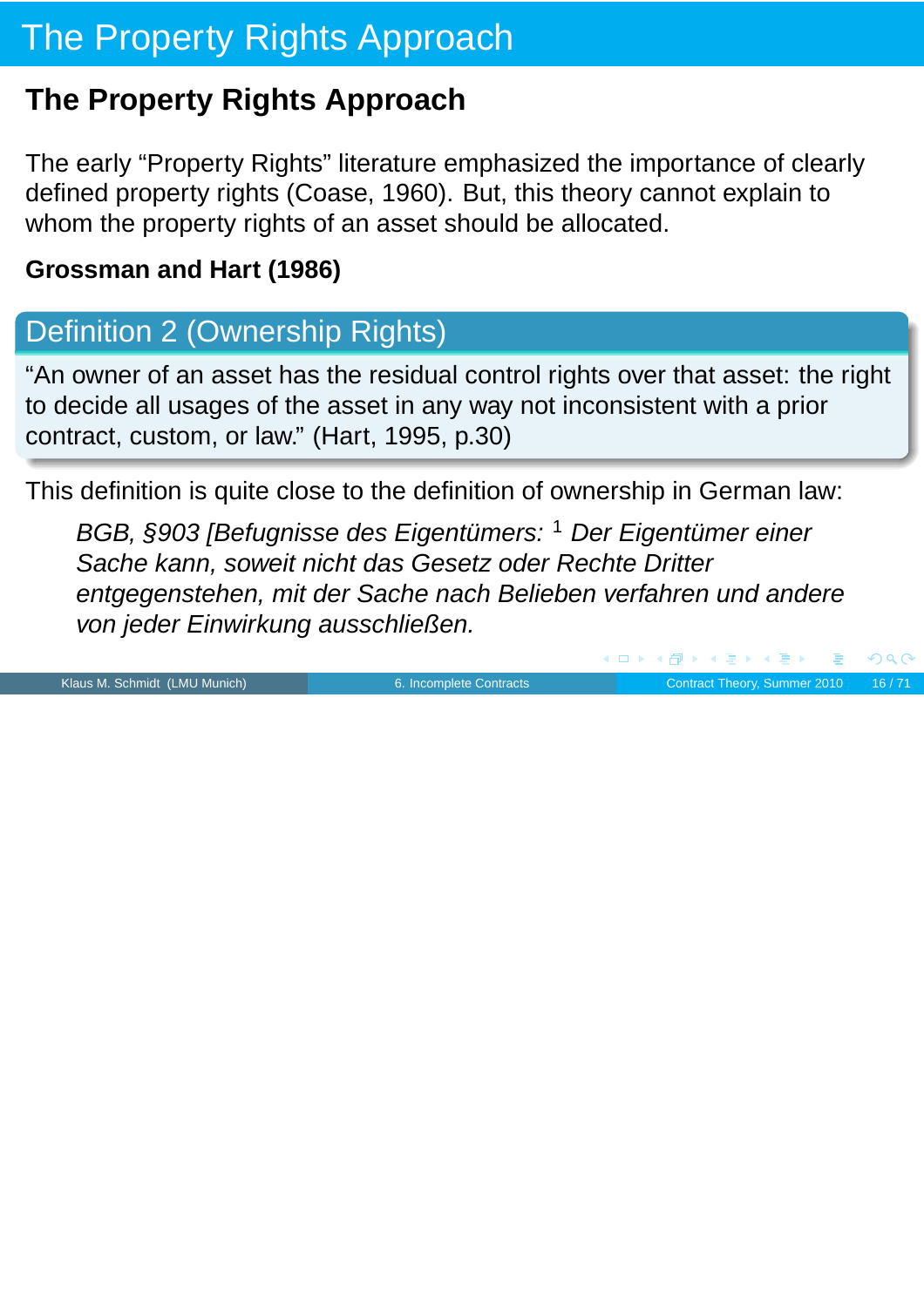# The Property Rights Approach

## The Property Rights Approach

The early "Property Rights" literature emphasized the importance of clearly defined property rights (Coase, 1960). But, this theory cannot explain to whom the property rights of an asset should be allocated.

**Grossman and Hart (1986)**

> **Definition 2 (Ownership Rights)**
>
> "An owner of an asset has the residual control rights over that asset: the right to decide all usages of the asset in any way not inconsistent with a prior contract, custom, or law." (Hart, 1995, p.30)

This definition is quite close to the definition of ownership in German law:

> *BGB, §903 [Befugnisse des Eigentümers: [1] Der Eigentümer einer Sache kann, soweit nicht das Gesetz oder Rechte Dritter entgegenstehen, mit der Sache nach Belieben verfahren und andere von jeder Einwirkung ausschließen.*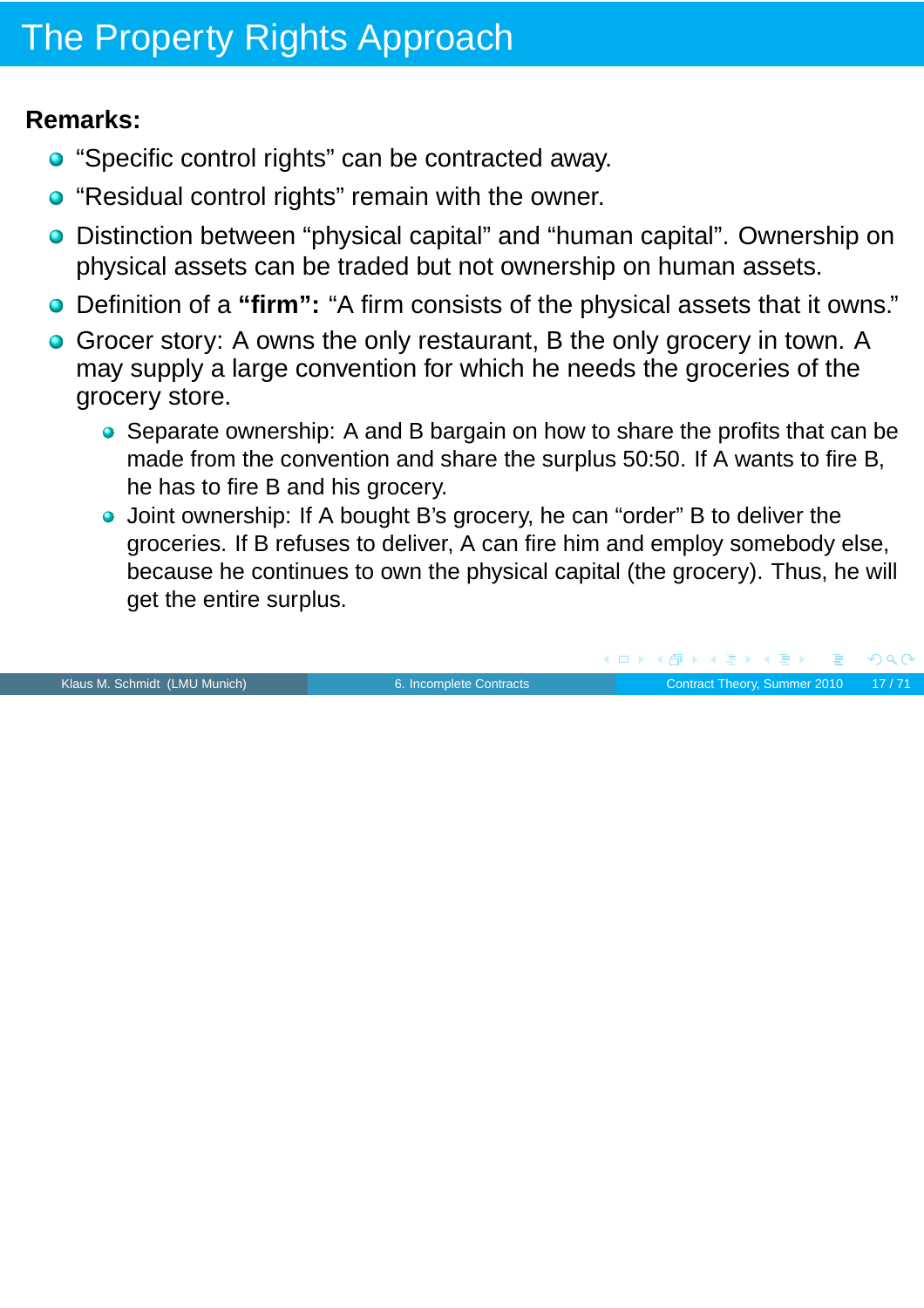# The Property Rights Approach

**Remarks:**

- "Specific control rights" can be contracted away.
- "Residual control rights" remain with the owner.
- Distinction between "physical capital" and "human capital". Ownership on physical assets can be traded but not ownership on human assets.
- Definition of a **"firm":** "A firm consists of the physical assets that it owns."
- Grocer story: A owns the only restaurant, B the only grocery in town. A may supply a large convention for which he needs the groceries of the grocery store.
  - Separate ownership: A and B bargain on how to share the profits that can be made from the convention and share the surplus 50:50. If A wants to fire B, he has to fire B and his grocery.
  - Joint ownership: If A bought B's grocery, he can "order" B to deliver the groceries. If B refuses to deliver, A can fire him and employ somebody else, because he continues to own the physical capital (the grocery). Thus, he will get the entire surplus.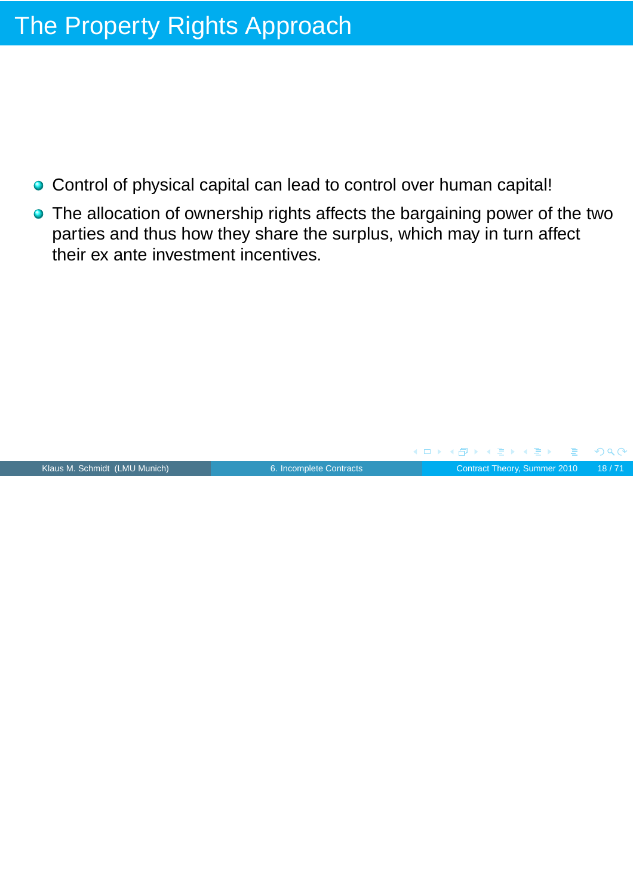# The Property Rights Approach

- Control of physical capital can lead to control over human capital!
- The allocation of ownership rights affects the bargaining power of the two parties and thus how they share the surplus, which may in turn affect their ex ante investment incentives.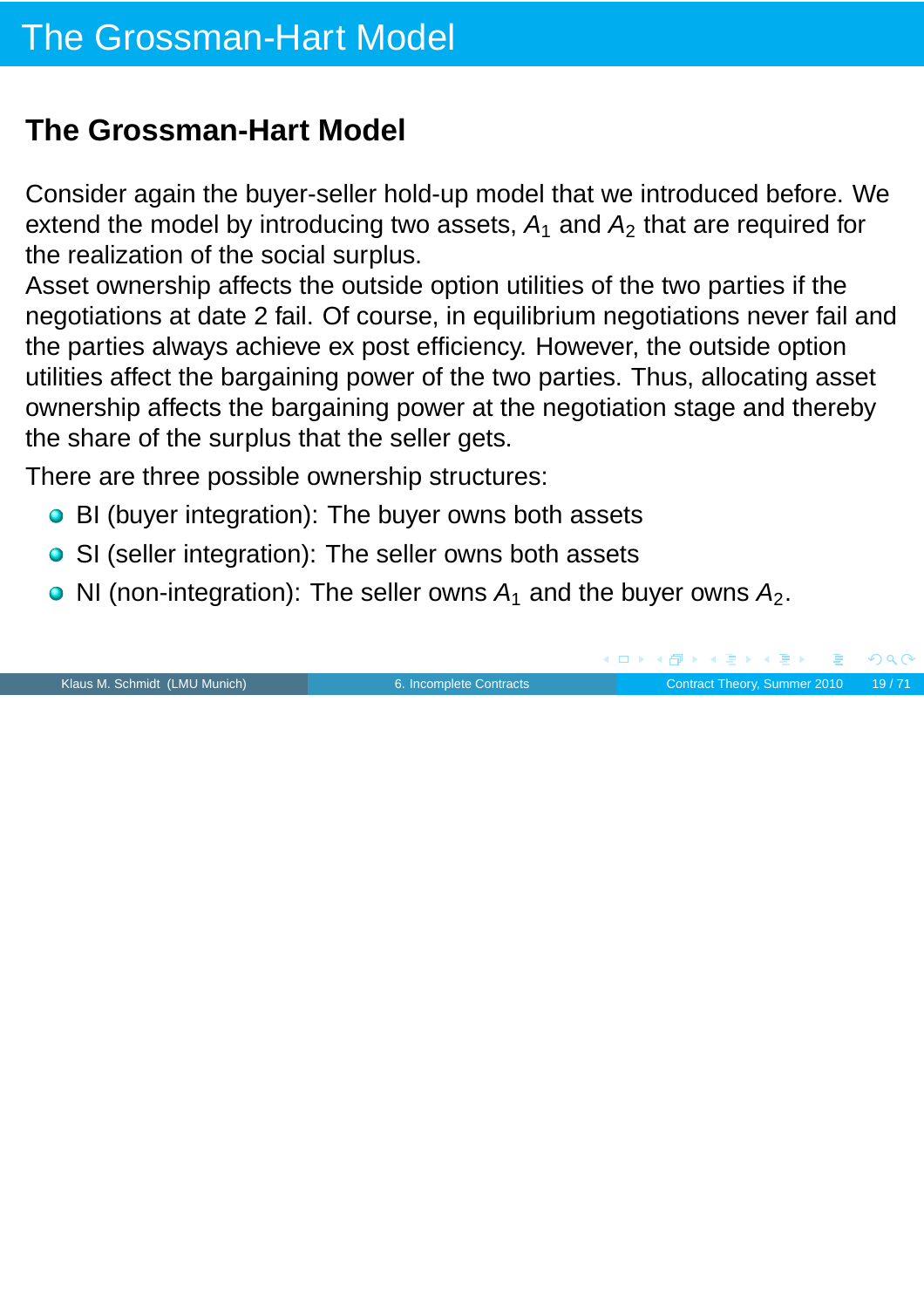# The Grossman-Hart Model

## The Grossman-Hart Model

Consider again the buyer-seller hold-up model that we introduced before. We extend the model by introducing two assets, $A_1$ and $A_2$ that are required for the realization of the social surplus.

Asset ownership affects the outside option utilities of the two parties if the negotiations at date 2 fail. Of course, in equilibrium negotiations never fail and the parties always achieve ex post efficiency. However, the outside option utilities affect the bargaining power of the two parties. Thus, allocating asset ownership affects the bargaining power at the negotiation stage and thereby the share of the surplus that the seller gets.

There are three possible ownership structures:

- BI (buyer integration): The buyer owns both assets
- SI (seller integration): The seller owns both assets
- NI (non-integration): The seller owns $A_1$ and the buyer owns $A_2$.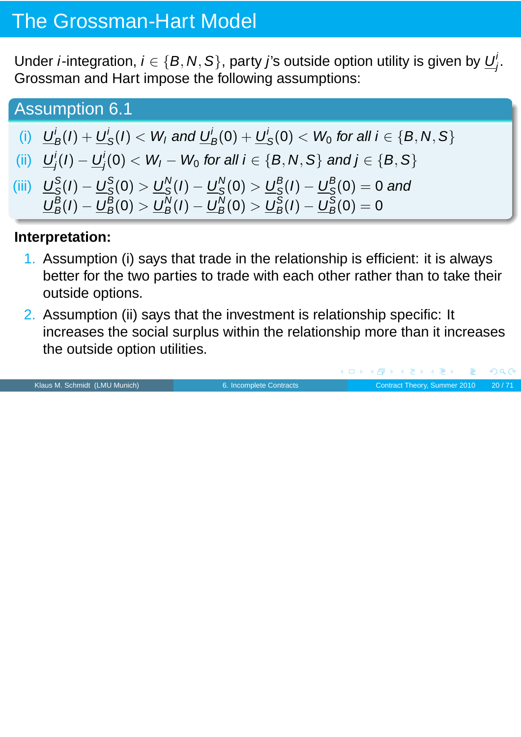# The Grossman-Hart Model

Under $i$-integration, $i \in \{B, N, S\}$, party $j$'s outside option utility is given by $\underline{U}_j^i$. Grossman and Hart impose the following assumptions:

## Assumption 6.1

(i) $\underline{U}_B^i(I) + \underline{U}_S^i(I) < W_I$ *and* $\underline{U}_B^i(0) + \underline{U}_S^i(0) < W_0$ *for all* $i \in \{B, N, S\}$

(ii) $\underline{U}_j^i(I) - \underline{U}_j^i(0) < W_I - W_0$ *for all* $i \in \{B, N, S\}$ *and* $j \in \{B, S\}$

(iii) $\underline{U}_S^S(I) - \underline{U}_S^S(0) > \underline{U}_S^N(I) - \underline{U}_S^N(0) > \underline{U}_S^B(I) - \underline{U}_S^B(0) = 0$ *and*
$\underline{U}_B^B(I) - \underline{U}_B^B(0) > \underline{U}_B^N(I) - \underline{U}_B^N(0) > \underline{U}_B^S(I) - \underline{U}_B^S(0) = 0$

**Interpretation:**

1. Assumption (i) says that trade in the relationship is efficient: it is always better for the two parties to trade with each other rather than to take their outside options.
2. Assumption (ii) says that the investment is relationship specific: It increases the social surplus within the relationship more than it increases the outside option utilities.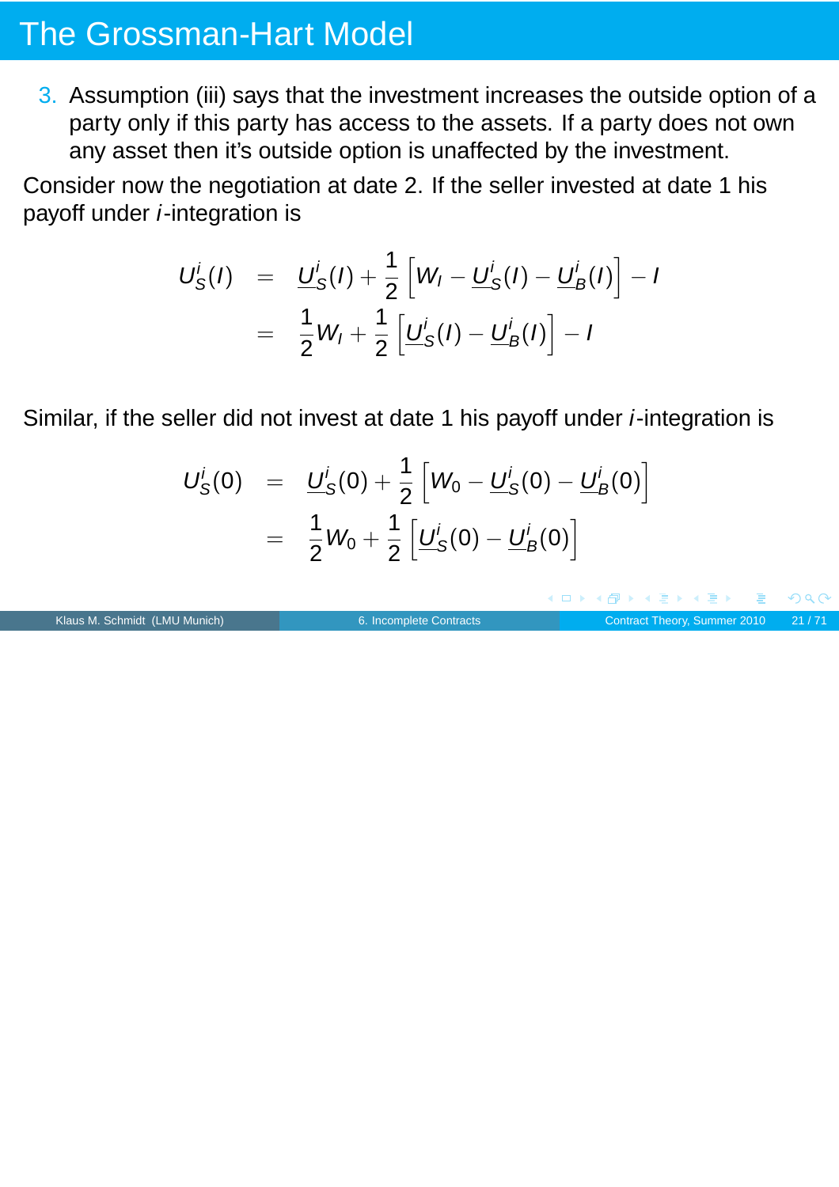# The Grossman-Hart Model

3. Assumption (iii) says that the investment increases the outside option of a party only if this party has access to the assets. If a party does not own any asset then it's outside option is unaffected by the investment.

Consider now the negotiation at date 2. If the seller invested at date 1 his payoff under $i$-integration is

$$
\begin{aligned}
U_S^i(I) &= \underline{U}_S^i(I) + \frac{1}{2}\left[W_I - \underline{U}_S^i(I) - \underline{U}_B^i(I)\right] - I \\
&= \frac{1}{2}W_I + \frac{1}{2}\left[\underline{U}_S^i(I) - \underline{U}_B^i(I)\right] - I
\end{aligned}
$$

Similar, if the seller did not invest at date 1 his payoff under $i$-integration is

$$
\begin{aligned}
U_S^i(0) &= \underline{U}_S^i(0) + \frac{1}{2}\left[W_0 - \underline{U}_S^i(0) - \underline{U}_B^i(0)\right] \\
&= \frac{1}{2}W_0 + \frac{1}{2}\left[\underline{U}_S^i(0) - \underline{U}_B^i(0)\right]
\end{aligned}
$$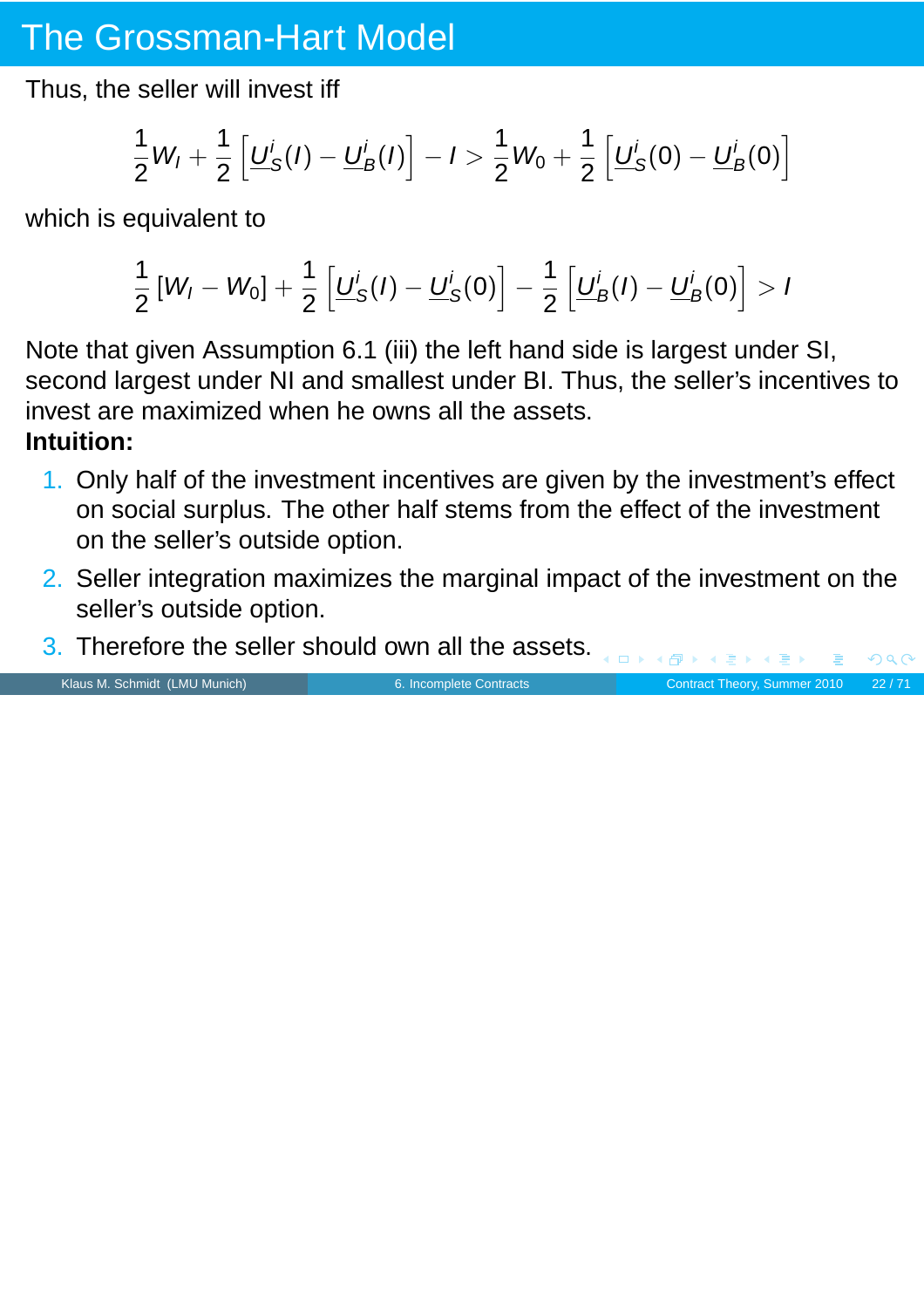# The Grossman-Hart Model

Thus, the seller will invest iff

$$\frac{1}{2}W_I + \frac{1}{2}\left[\underline{U}_S^i(I) - \underline{U}_B^i(I)\right] - I > \frac{1}{2}W_0 + \frac{1}{2}\left[\underline{U}_S^i(0) - \underline{U}_B^i(0)\right]$$

which is equivalent to

$$\frac{1}{2}\left[W_I - W_0\right] + \frac{1}{2}\left[\underline{U}_S^i(I) - \underline{U}_S^i(0)\right] - \frac{1}{2}\left[\underline{U}_B^i(I) - \underline{U}_B^i(0)\right] > I$$

Note that given Assumption 6.1 (iii) the left hand side is largest under SI, second largest under NI and smallest under BI. Thus, the seller's incentives to invest are maximized when he owns all the assets.

**Intuition:**

1. Only half of the investment incentives are given by the investment's effect on social surplus. The other half stems from the effect of the investment on the seller's outside option.
2. Seller integration maximizes the marginal impact of the investment on the seller's outside option.
3. Therefore the seller should own all the assets.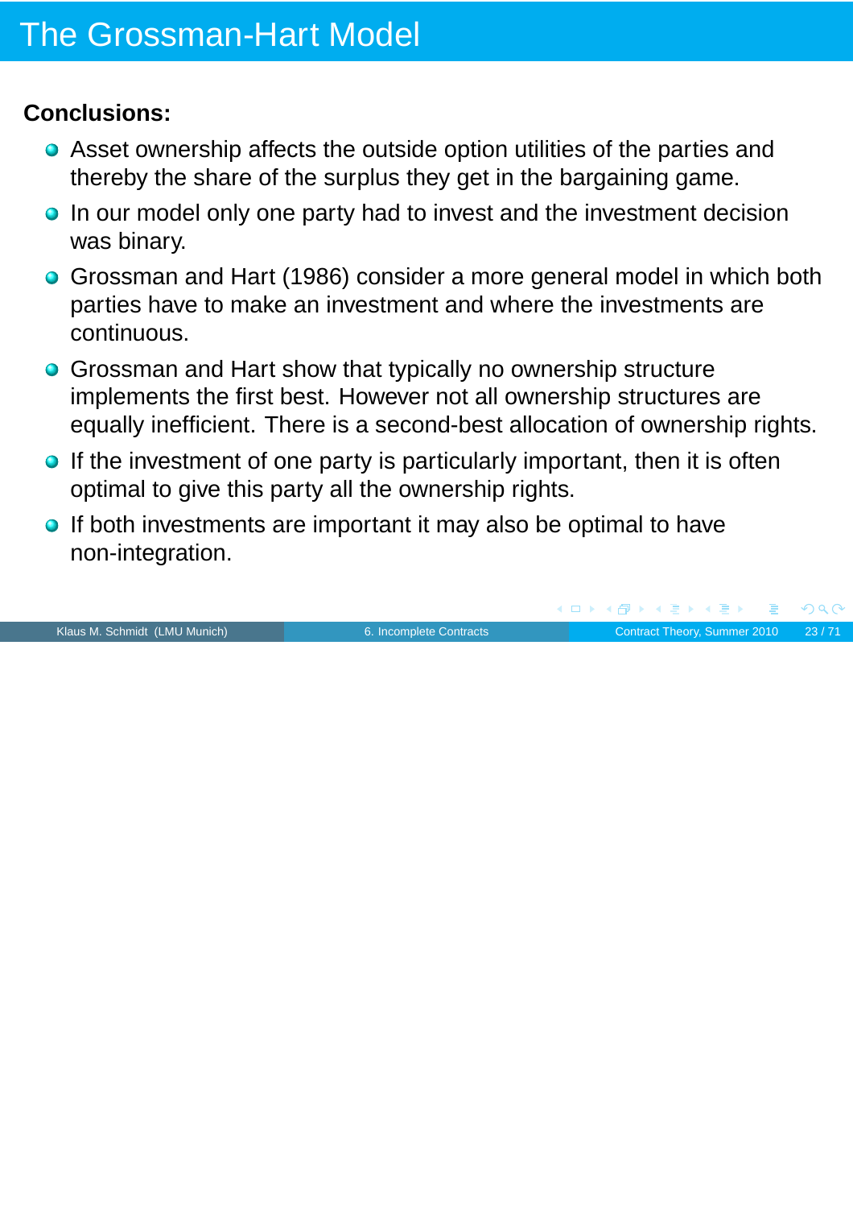# The Grossman-Hart Model

**Conclusions:**

- Asset ownership affects the outside option utilities of the parties and thereby the share of the surplus they get in the bargaining game.
- In our model only one party had to invest and the investment decision was binary.
- Grossman and Hart (1986) consider a more general model in which both parties have to make an investment and where the investments are continuous.
- Grossman and Hart show that typically no ownership structure implements the first best. However not all ownership structures are equally inefficient. There is a second-best allocation of ownership rights.
- If the investment of one party is particularly important, then it is often optimal to give this party all the ownership rights.
- If both investments are important it may also be optimal to have non-integration.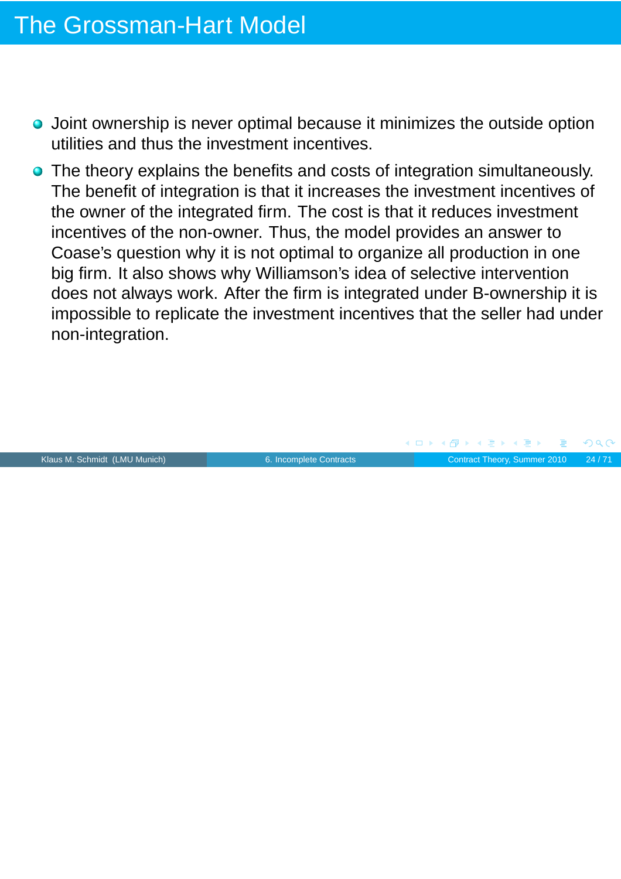# The Grossman-Hart Model

- Joint ownership is never optimal because it minimizes the outside option utilities and thus the investment incentives.
- The theory explains the benefits and costs of integration simultaneously. The benefit of integration is that it increases the investment incentives of the owner of the integrated firm. The cost is that it reduces investment incentives of the non-owner. Thus, the model provides an answer to Coase's question why it is not optimal to organize all production in one big firm. It also shows why Williamson's idea of selective intervention does not always work. After the firm is integrated under B-ownership it is impossible to replicate the investment incentives that the seller had under non-integration.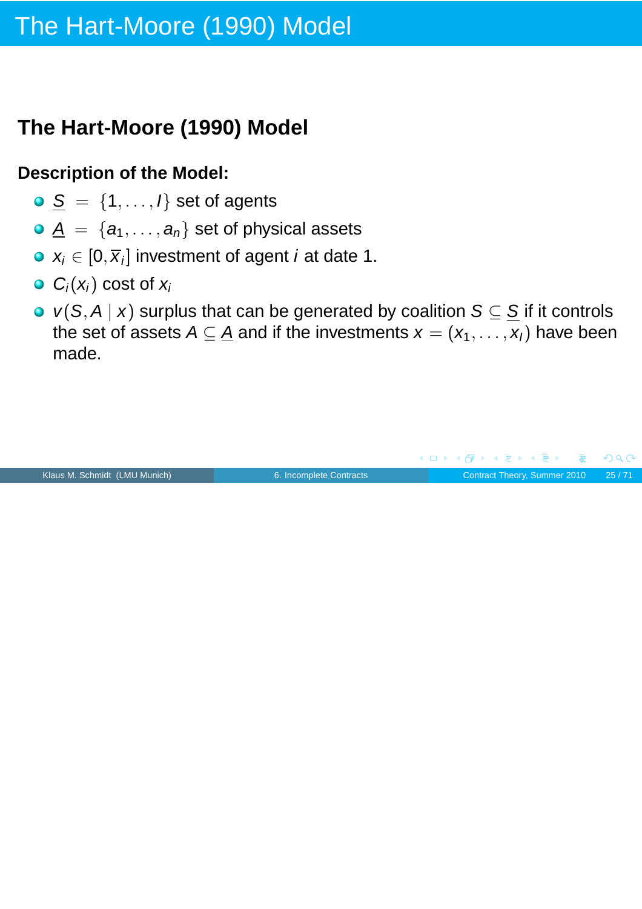# The Hart-Moore (1990) Model

## The Hart-Moore (1990) Model

### Description of the Model:

- $\underline{S} = \{1, \ldots, I\}$ set of agents
- $\underline{A} = \{a_1, \ldots, a_n\}$ set of physical assets
- $x_i \in [0, \overline{x}_i]$ investment of agent $i$ at date 1.
- $C_i(x_i)$ cost of $x_i$
- $v(S, A \mid x)$ surplus that can be generated by coalition $S \subseteq \underline{S}$ if it controls the set of assets $A \subseteq \underline{A}$ and if the investments $x = (x_1, \ldots, x_I)$ have been made.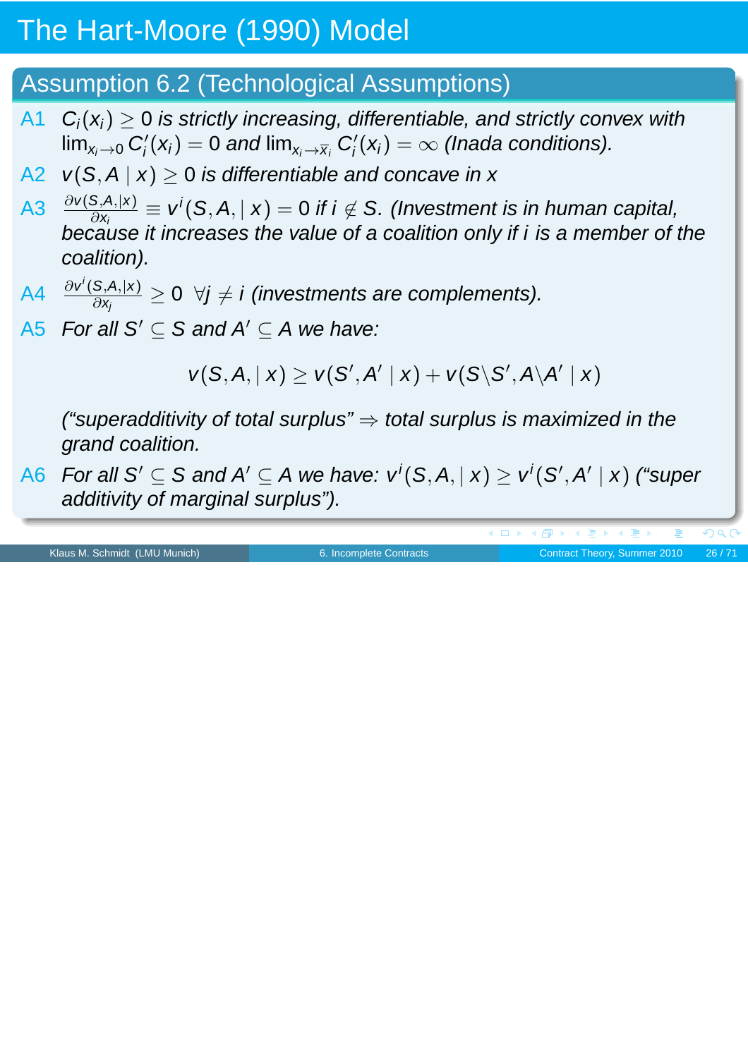# The Hart-Moore (1990) Model

## Assumption 6.2 (Technological Assumptions)

A1 $C_i(x_i) \geq 0$ *is strictly increasing, differentiable, and strictly convex with* $\lim_{x_i \to 0} C_i'(x_i) = 0$ *and* $\lim_{x_i \to \bar{x}_i} C_i'(x_i) = \infty$ *(Inada conditions).*

A2 $v(S, A \mid x) \geq 0$ *is differentiable and concave in* $x$

A3 $\frac{\partial v(S,A,|x)}{\partial x_i} \equiv v^i(S, A, \mid x) = 0$ *if* $i \notin S$. *(Investment is in human capital, because it increases the value of a coalition only if* $i$ *is a member of the coalition).*

A4 $\frac{\partial v^i(S,A,|x)}{\partial x_j} \geq 0 \;\; \forall j \neq i$ *(investments are complements).*

A5 *For all* $S' \subseteq S$ *and* $A' \subseteq A$ *we have:*

$$v(S, A, \mid x) \geq v(S', A' \mid x) + v(S \backslash S', A \backslash A' \mid x)$$

*("superadditivity of total surplus"* $\Rightarrow$ *total surplus is maximized in the grand coalition.*

A6 *For all* $S' \subseteq S$ *and* $A' \subseteq A$ *we have:* $v^i(S, A, \mid x) \geq v^i(S', A' \mid x)$ *("super additivity of marginal surplus").*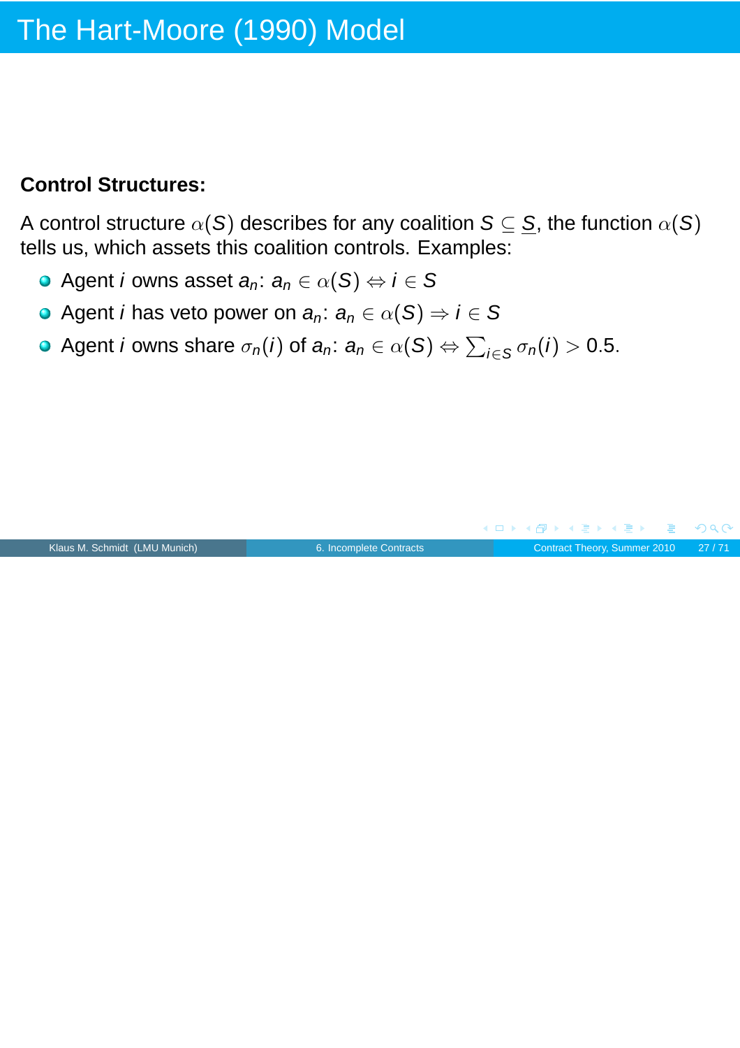# The Hart-Moore (1990) Model

**Control Structures:**

A control structure $\alpha(S)$ describes for any coalition $S \subseteq \underline{S}$, the function $\alpha(S)$ tells us, which assets this coalition controls. Examples:

- Agent $i$ owns asset $a_n$: $a_n \in \alpha(S) \Leftrightarrow i \in S$
- Agent $i$ has veto power on $a_n$: $a_n \in \alpha(S) \Rightarrow i \in S$
- Agent $i$ owns share $\sigma_n(i)$ of $a_n$: $a_n \in \alpha(S) \Leftrightarrow \sum_{i \in S} \sigma_n(i) > 0.5$.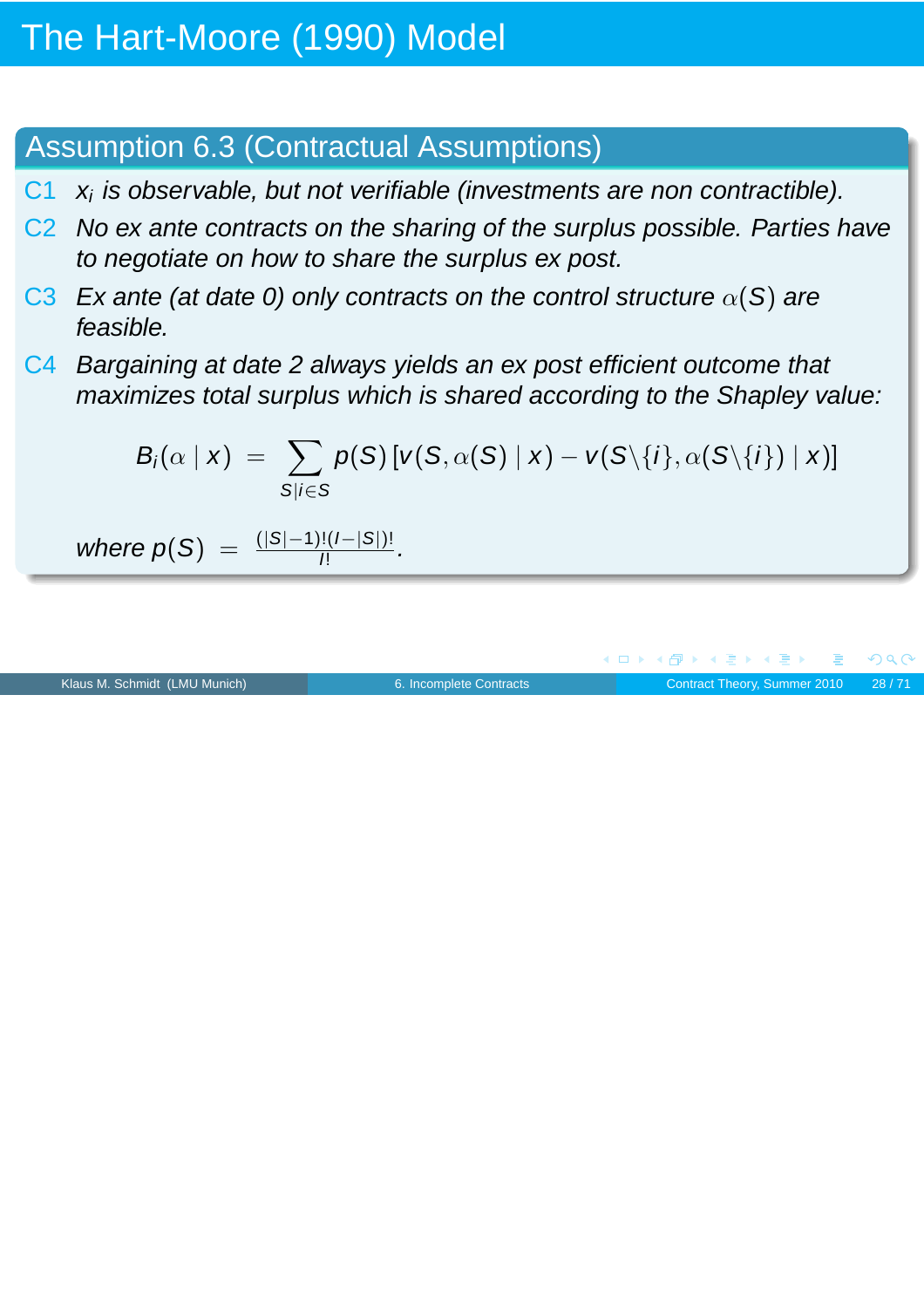# The Hart-Moore (1990) Model

## Assumption 6.3 (Contractual Assumptions)

- **C1** *$x_i$ is observable, but not verifiable (investments are non contractible).*
- **C2** *No ex ante contracts on the sharing of the surplus possible. Parties have to negotiate on how to share the surplus ex post.*
- **C3** *Ex ante (at date 0) only contracts on the control structure $\alpha(S)$ are feasible.*
- **C4** *Bargaining at date 2 always yields an ex post efficient outcome that maximizes total surplus which is shared according to the Shapley value:*

$$B_i(\alpha \mid x) = \sum_{S \mid i \in S} p(S) \left[ v(S, \alpha(S) \mid x) - v(S \backslash \{i\}, \alpha(S \backslash \{i\}) \mid x) \right]$$

*where* $p(S) = \frac{(|S|-1)!(I-|S|)!}{I!}$.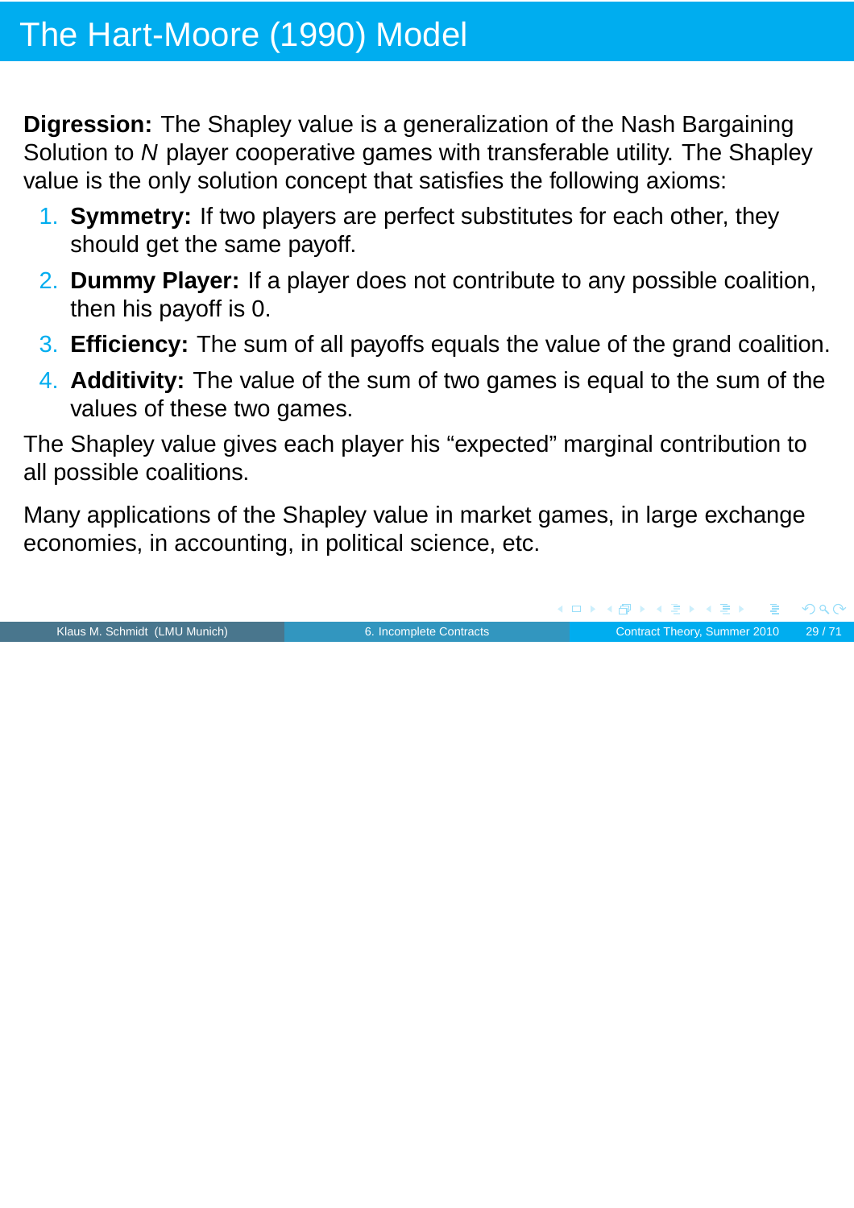# The Hart-Moore (1990) Model

**Digression:** The Shapley value is a generalization of the Nash Bargaining Solution to $N$ player cooperative games with transferable utility. The Shapley value is the only solution concept that satisfies the following axioms:

1. **Symmetry:** If two players are perfect substitutes for each other, they should get the same payoff.
2. **Dummy Player:** If a player does not contribute to any possible coalition, then his payoff is 0.
3. **Efficiency:** The sum of all payoffs equals the value of the grand coalition.
4. **Additivity:** The value of the sum of two games is equal to the sum of the values of these two games.

The Shapley value gives each player his "expected" marginal contribution to all possible coalitions.

Many applications of the Shapley value in market games, in large exchange economies, in accounting, in political science, etc.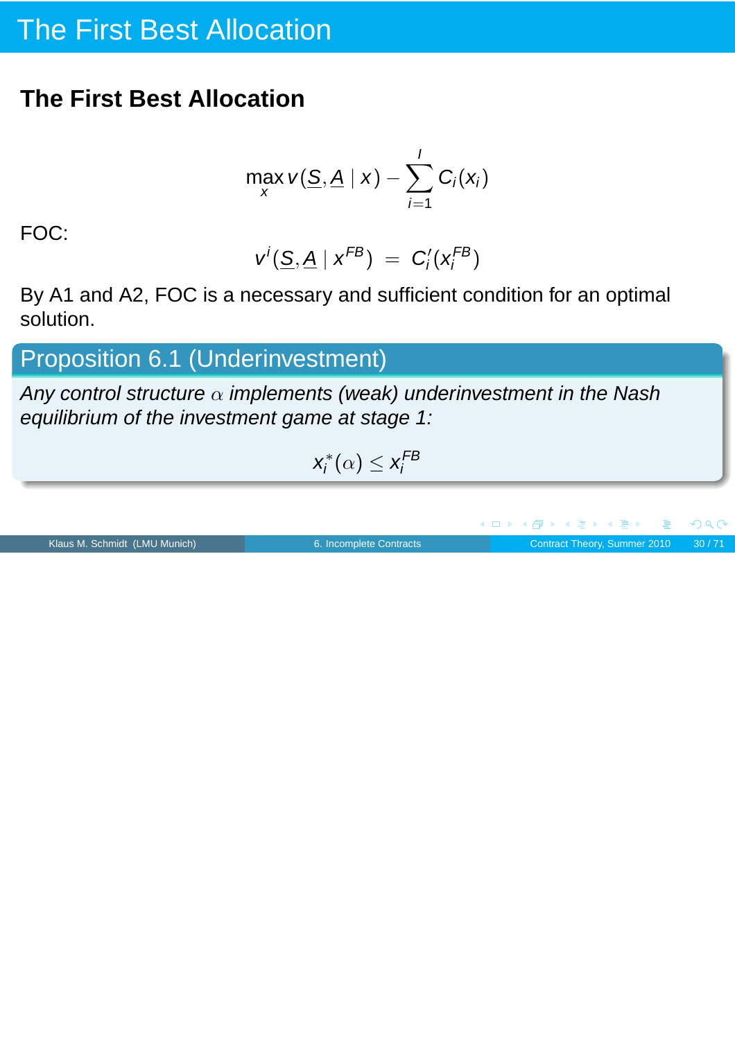# The First Best Allocation

## The First Best Allocation

$$\max_x v(\underline{S}, \underline{A} \mid x) - \sum_{i=1}^{I} C_i(x_i)$$

FOC:

$$v^i(\underline{S}, \underline{A} \mid x^{FB}) \;=\; C_i'(x_i^{FB})$$

By A1 and A2, FOC is a necessary and sufficient condition for an optimal solution.

**Proposition 6.1 (Underinvestment)**

*Any control structure $\alpha$ implements (weak) underinvestment in the Nash equilibrium of the investment game at stage 1:*

$$x_i^*(\alpha) \leq x_i^{FB}$$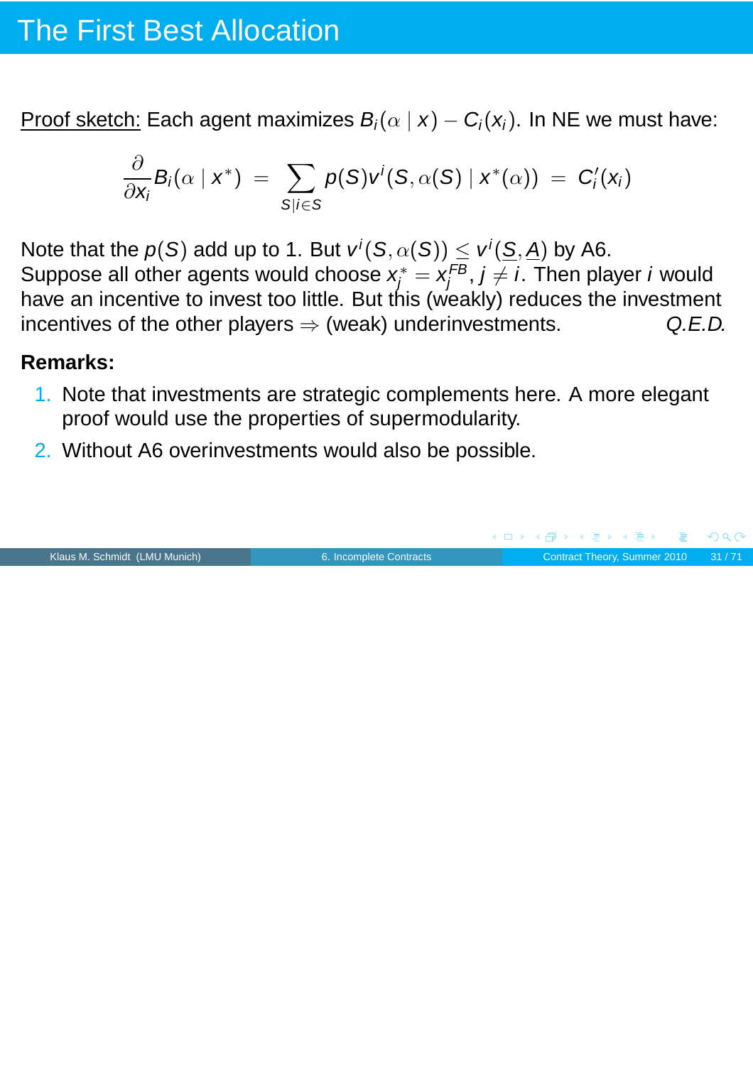# The First Best Allocation

<u>Proof sketch:</u> Each agent maximizes $B_i(\alpha \mid x) - C_i(x_i)$. In NE we must have:

$$\frac{\partial}{\partial x_i} B_i(\alpha \mid x^*) \;=\; \sum_{S \mid i \in S} p(S) v^i(S, \alpha(S) \mid x^*(\alpha)) \;=\; C_i'(x_i)$$

Note that the $p(S)$ add up to 1. But $v^i(S, \alpha(S)) \leq v^i(\underline{S}, \underline{A})$ by A6. Suppose all other agents would choose $x_j^* = x_j^{FB}$, $j \neq i$. Then player $i$ would have an incentive to invest too little. But this (weakly) reduces the investment incentives of the other players $\Rightarrow$ (weak) underinvestments. *Q.E.D.*

**Remarks:**

1. Note that investments are strategic complements here. A more elegant proof would use the properties of supermodularity.
2. Without A6 overinvestments would also be possible.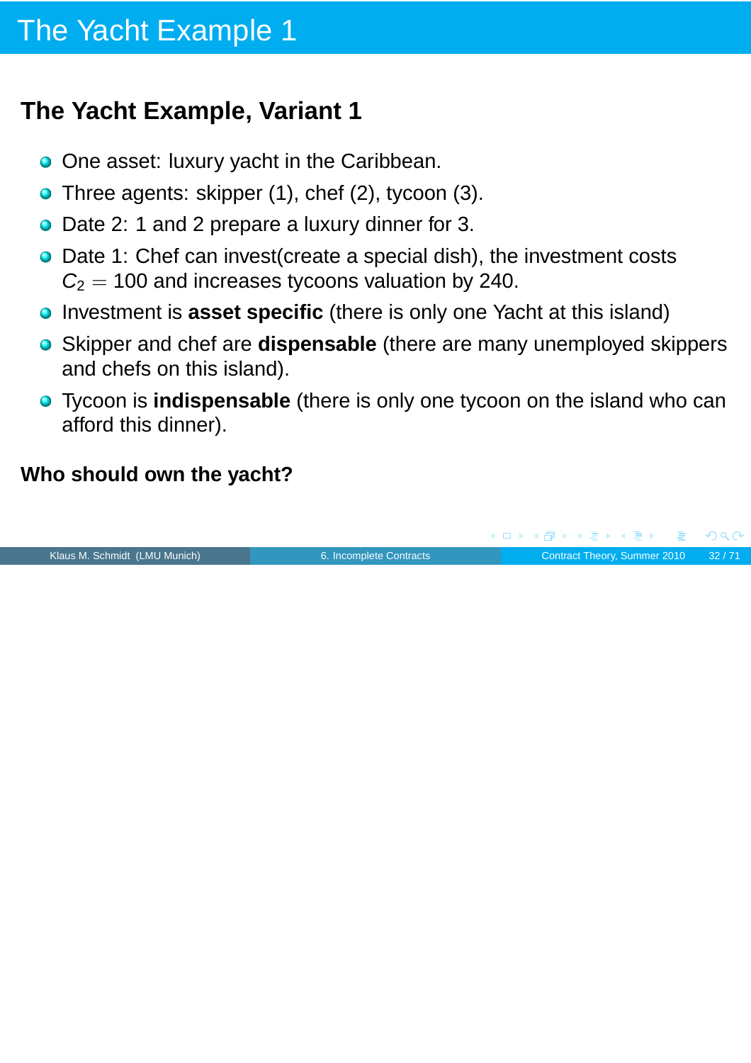# The Yacht Example 1

## The Yacht Example, Variant 1

- One asset: luxury yacht in the Caribbean.
- Three agents: skipper (1), chef (2), tycoon (3).
- Date 2: 1 and 2 prepare a luxury dinner for 3.
- Date 1: Chef can invest(create a special dish), the investment costs $C_2 = 100$ and increases tycoons valuation by 240.
- Investment is **asset specific** (there is only one Yacht at this island)
- Skipper and chef are **dispensable** (there are many unemployed skippers and chefs on this island).
- Tycoon is **indispensable** (there is only one tycoon on the island who can afford this dinner).

**Who should own the yacht?**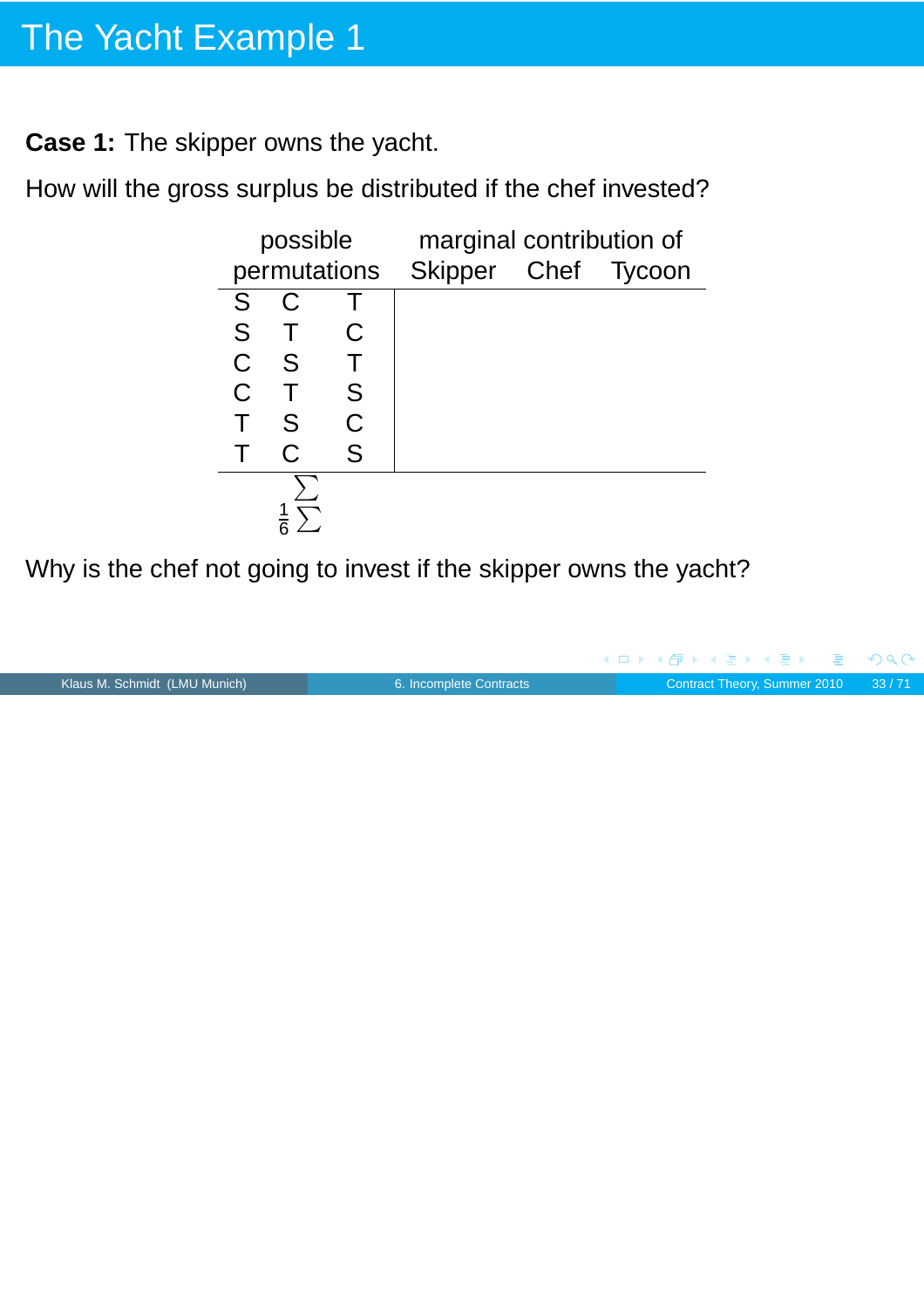# The Yacht Example 1

**Case 1:** The skipper owns the yacht.

How will the gross surplus be distributed if the chef invested?

| possible permutations | | | marginal contribution of Skipper | Chef | Tycoon |
|---|---|---|---|---|---|
| S | C | T | | | |
| S | T | C | | | |
| C | S | T | | | |
| C | T | S | | | |
| T | S | C | | | |
| T | C | S | | | |
| $\sum$ | | | | | |
| $\frac{1}{6}\sum$ | | | | | |

Why is the chef not going to invest if the skipper owns the yacht?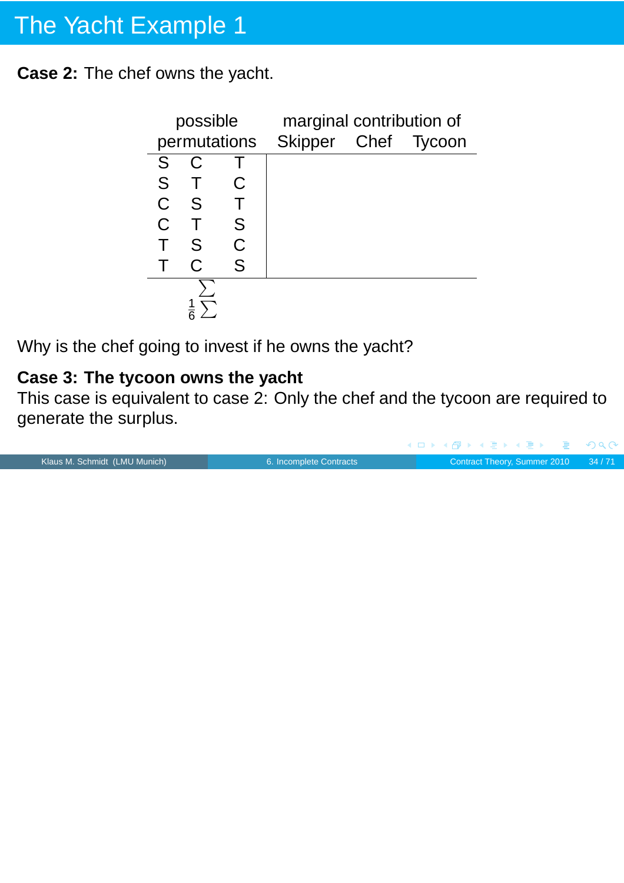# The Yacht Example 1

**Case 2:** The chef owns the yacht.

| possible permutations | | | marginal contribution of Skipper | Chef | Tycoon |
|---|---|---|---|---|---|
| S | C | T | | | |
| S | T | C | | | |
| C | S | T | | | |
| C | T | S | | | |
| T | S | C | | | |
| T | C | S | | | |
| $\sum$ | | | | | |
| $\frac{1}{6}\sum$ | | | | | |

Why is the chef going to invest if he owns the yacht?

**Case 3: The tycoon owns the yacht**

This case is equivalent to case 2: Only the chef and the tycoon are required to generate the surplus.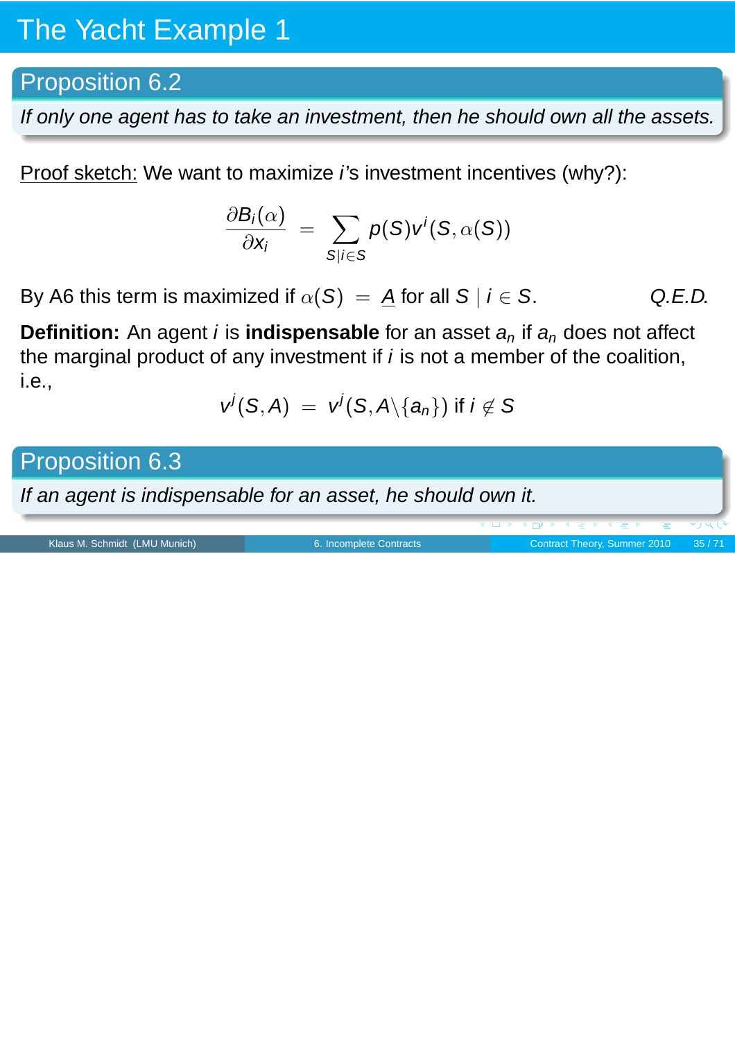# The Yacht Example 1

## Proposition 6.2

*If only one agent has to take an investment, then he should own all the assets.*

Proof sketch: We want to maximize $i$'s investment incentives (why?):

$$\frac{\partial B_i(\alpha)}{\partial x_i} = \sum_{S|i \in S} p(S) v^i(S, \alpha(S))$$

By A6 this term is maximized if $\alpha(S) = \underline{A}$ for all $S \mid i \in S$. *Q.E.D.*

**Definition:** An agent $i$ is **indispensable** for an asset $a_n$ if $a_n$ does not affect the marginal product of any investment if $i$ is not a member of the coalition, i.e.,

$$v^j(S, A) = v^j(S, A \backslash \{a_n\}) \text{ if } i \notin S$$

## Proposition 6.3

*If an agent is indispensable for an asset, he should own it.*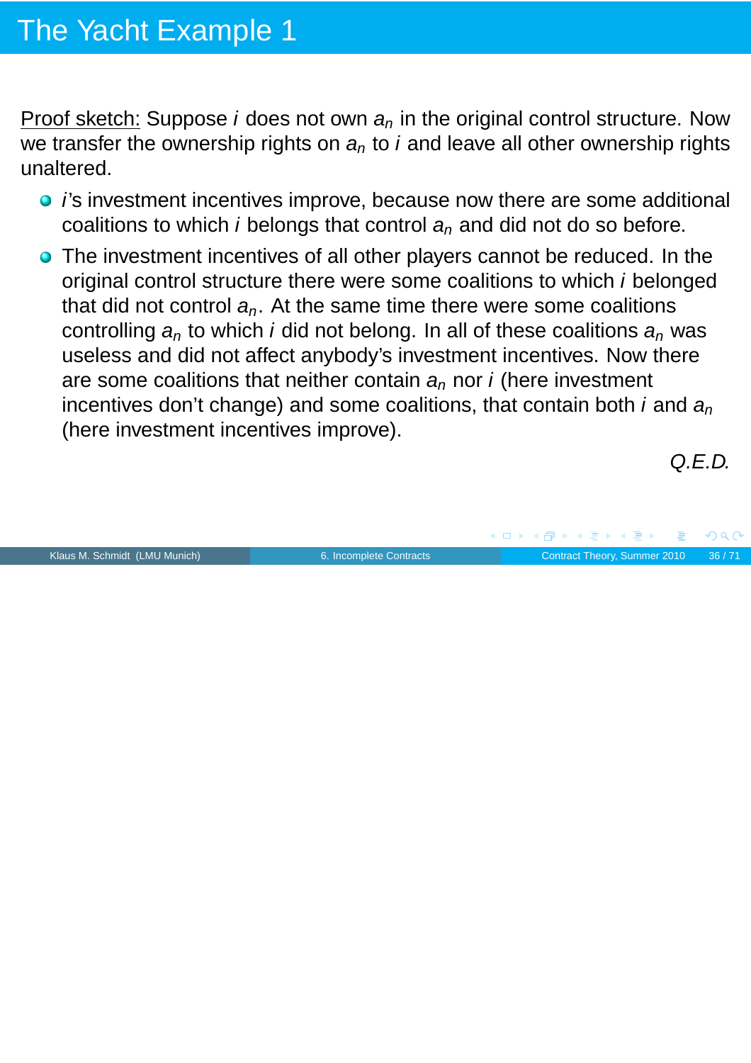# The Yacht Example 1

Proof sketch: Suppose $i$ does not own $a_n$ in the original control structure. Now we transfer the ownership rights on $a_n$ to $i$ and leave all other ownership rights unaltered.

- $i$'s investment incentives improve, because now there are some additional coalitions to which $i$ belongs that control $a_n$ and did not do so before.
- The investment incentives of all other players cannot be reduced. In the original control structure there were some coalitions to which $i$ belonged that did not control $a_n$. At the same time there were some coalitions controlling $a_n$ to which $i$ did not belong. In all of these coalitions $a_n$ was useless and did not affect anybody's investment incentives. Now there are some coalitions that neither contain $a_n$ nor $i$ (here investment incentives don't change) and some coalitions, that contain both $i$ and $a_n$ (here investment incentives improve).

*Q.E.D.*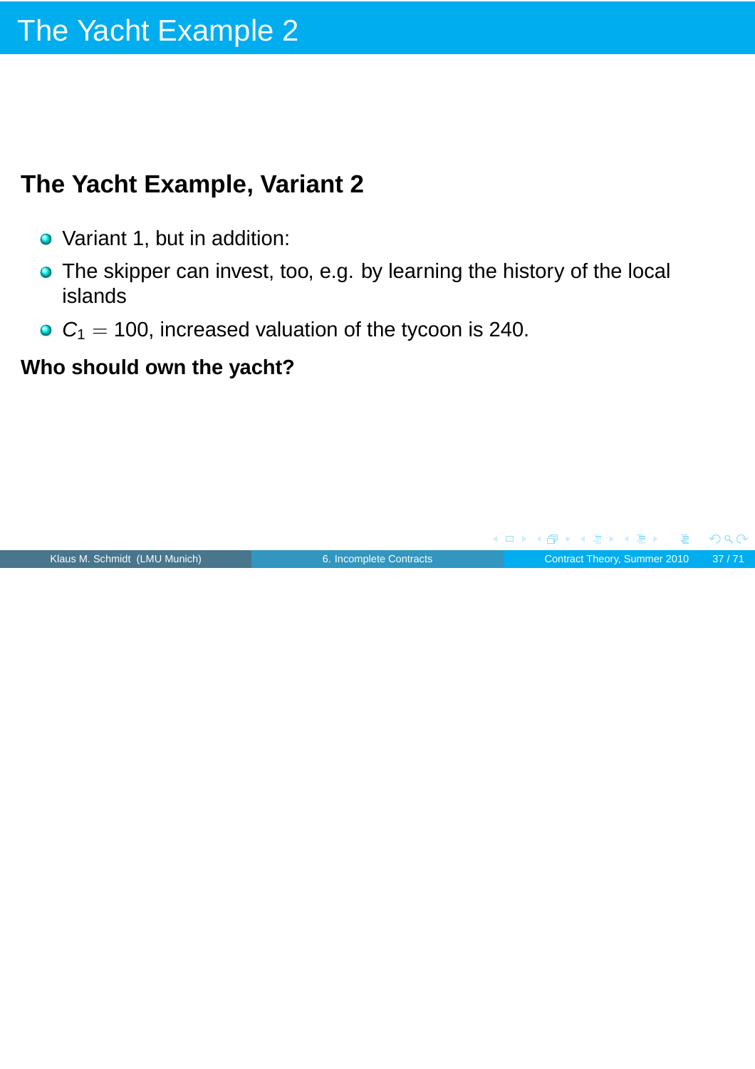# The Yacht Example 2

## The Yacht Example, Variant 2

- Variant 1, but in addition:
- The skipper can invest, too, e.g. by learning the history of the local islands
- $C_1 = 100$, increased valuation of the tycoon is 240.

**Who should own the yacht?**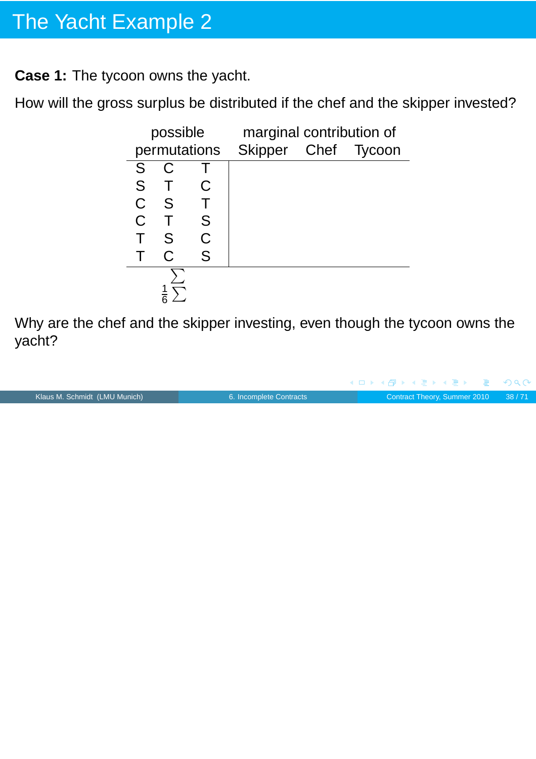# The Yacht Example 2

**Case 1:** The tycoon owns the yacht.

How will the gross surplus be distributed if the chef and the skipper invested?

| possible permutations | | | marginal contribution of Skipper | Chef | Tycoon |
|---|---|---|---|---|---|
| S | C | T | | | |
| S | T | C | | | |
| C | S | T | | | |
| C | T | S | | | |
| T | S | C | | | |
| T | C | S | | | |
| $\sum$ | | | | | |
| $\frac{1}{6}\sum$ | | | | | |

Why are the chef and the skipper investing, even though the tycoon owns the yacht?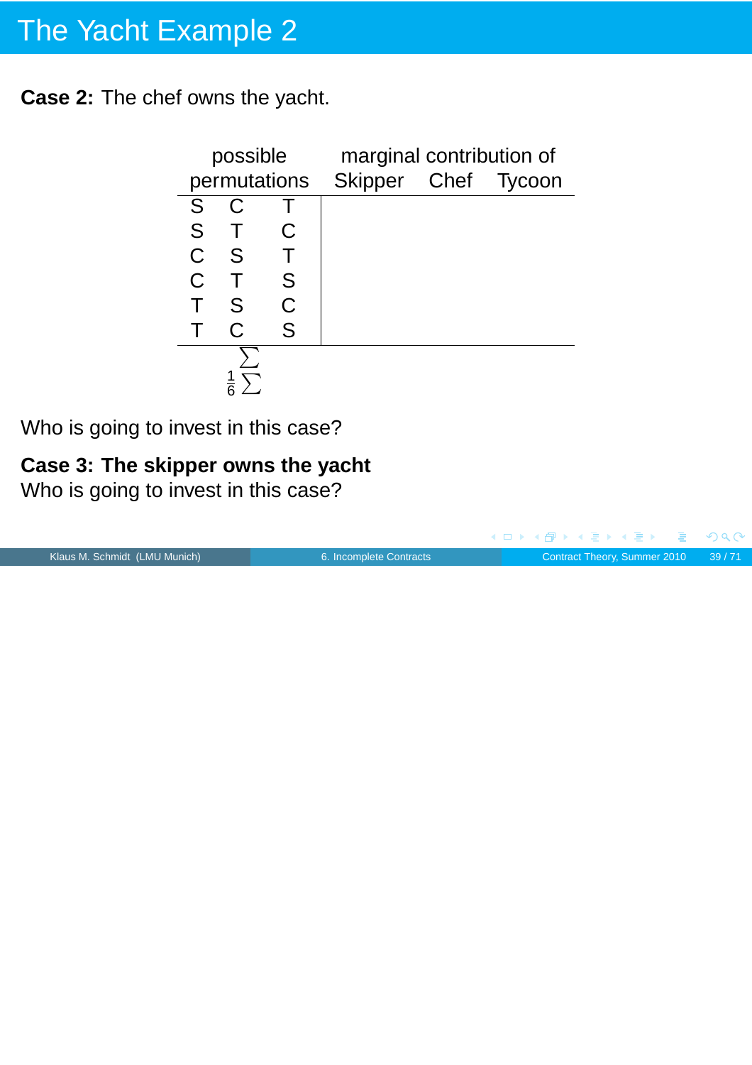# The Yacht Example 2

**Case 2:** The chef owns the yacht.

| possible permutations | | | marginal contribution of Skipper | Chef | Tycoon |
|---|---|---|---|---|---|
| S | C | T | | | |
| S | T | C | | | |
| C | S | T | | | |
| C | T | S | | | |
| T | S | C | | | |
| T | C | S | | | |
| $\sum$ | | | | | |
| $\frac{1}{6}\sum$ | | | | | |

Who is going to invest in this case?

**Case 3: The skipper owns the yacht**
Who is going to invest in this case?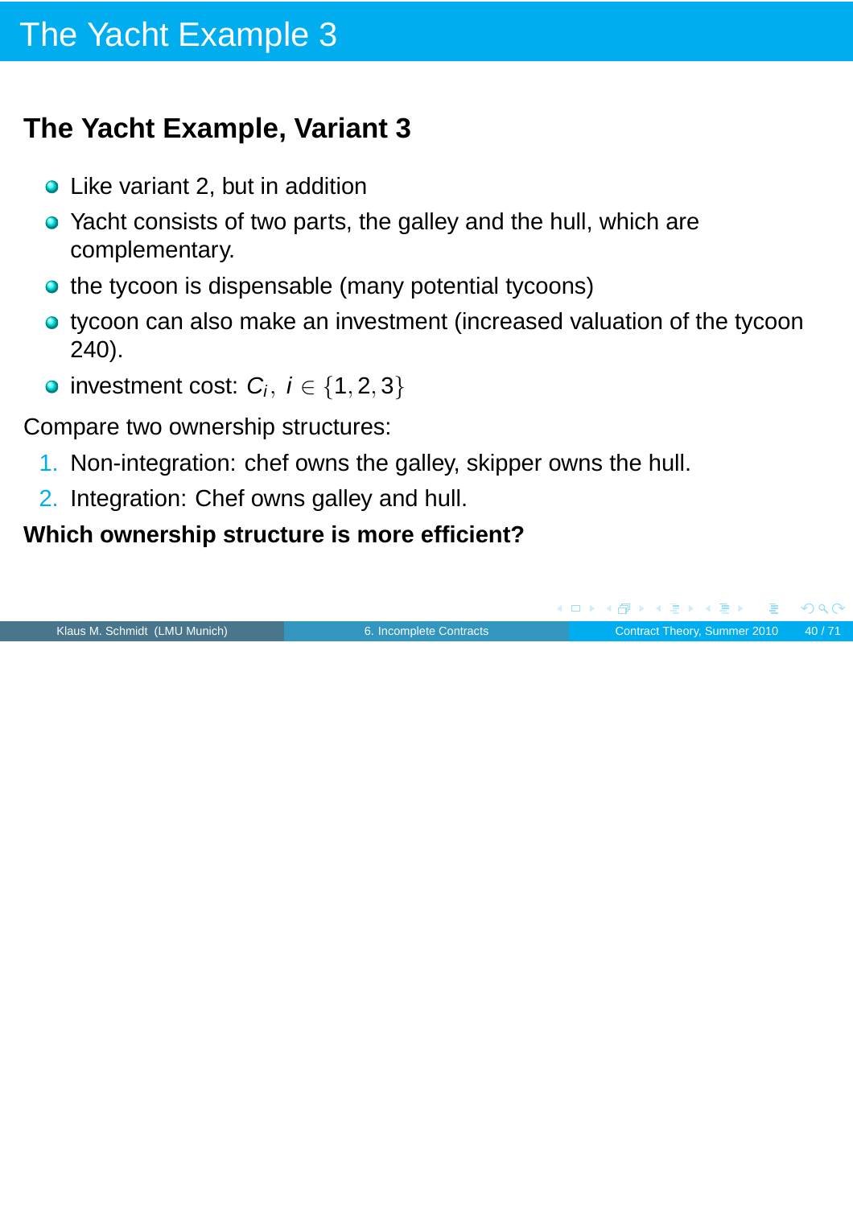# The Yacht Example 3

## The Yacht Example, Variant 3

- Like variant 2, but in addition
- Yacht consists of two parts, the galley and the hull, which are complementary.
- the tycoon is dispensable (many potential tycoons)
- tycoon can also make an investment (increased valuation of the tycoon 240).
- investment cost: $C_i, \ i \in \{1, 2, 3\}$

Compare two ownership structures:

1. Non-integration: chef owns the galley, skipper owns the hull.
2. Integration: Chef owns galley and hull.

**Which ownership structure is more efficient?**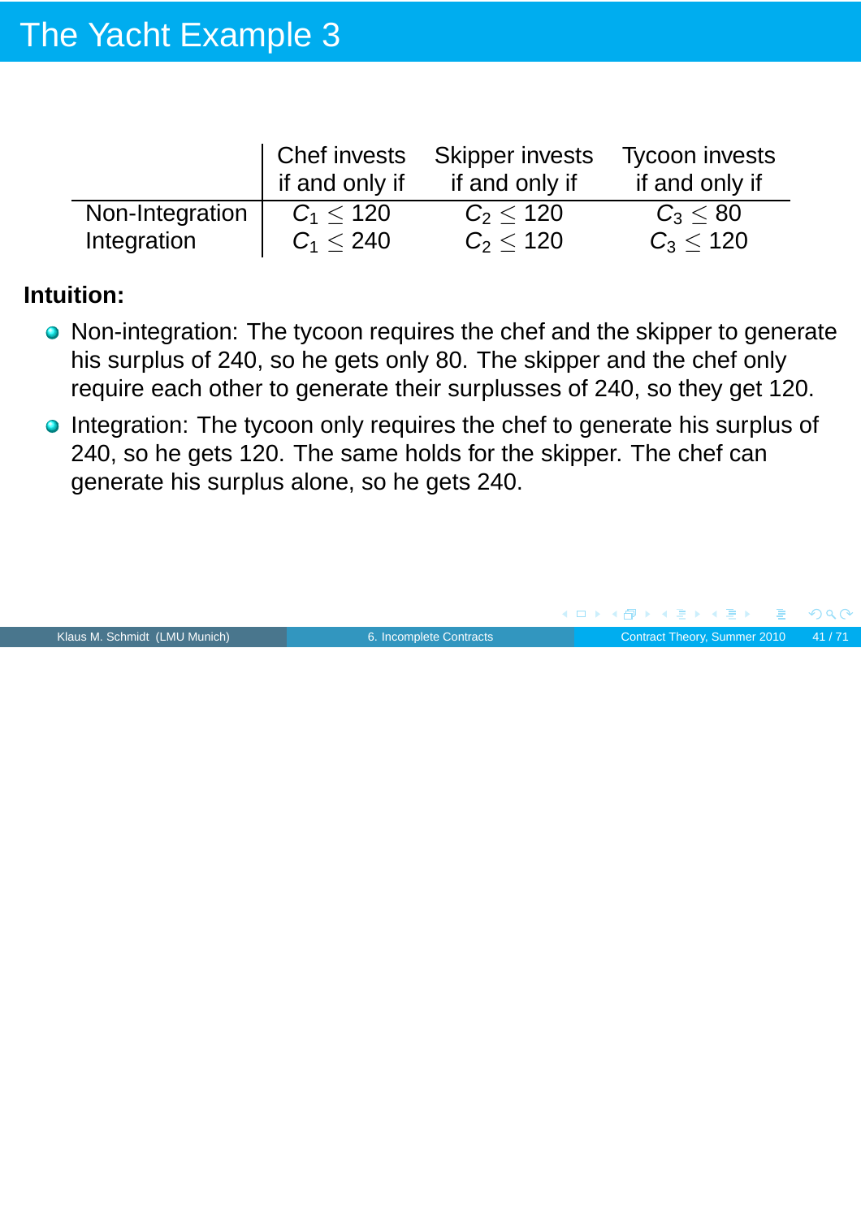# The Yacht Example 3

| | Chef invests if and only if | Skipper invests if and only if | Tycoon invests if and only if |
|---|---|---|---|
| Non-Integration | $C_1 \leq 120$ | $C_2 \leq 120$ | $C_3 \leq 80$ |
| Integration | $C_1 \leq 240$ | $C_2 \leq 120$ | $C_3 \leq 120$ |

**Intuition:**

- Non-integration: The tycoon requires the chef and the skipper to generate his surplus of 240, so he gets only 80. The skipper and the chef only require each other to generate their surplusses of 240, so they get 120.
- Integration: The tycoon only requires the chef to generate his surplus of 240, so he gets 120. The same holds for the skipper. The chef can generate his surplus alone, so he gets 240.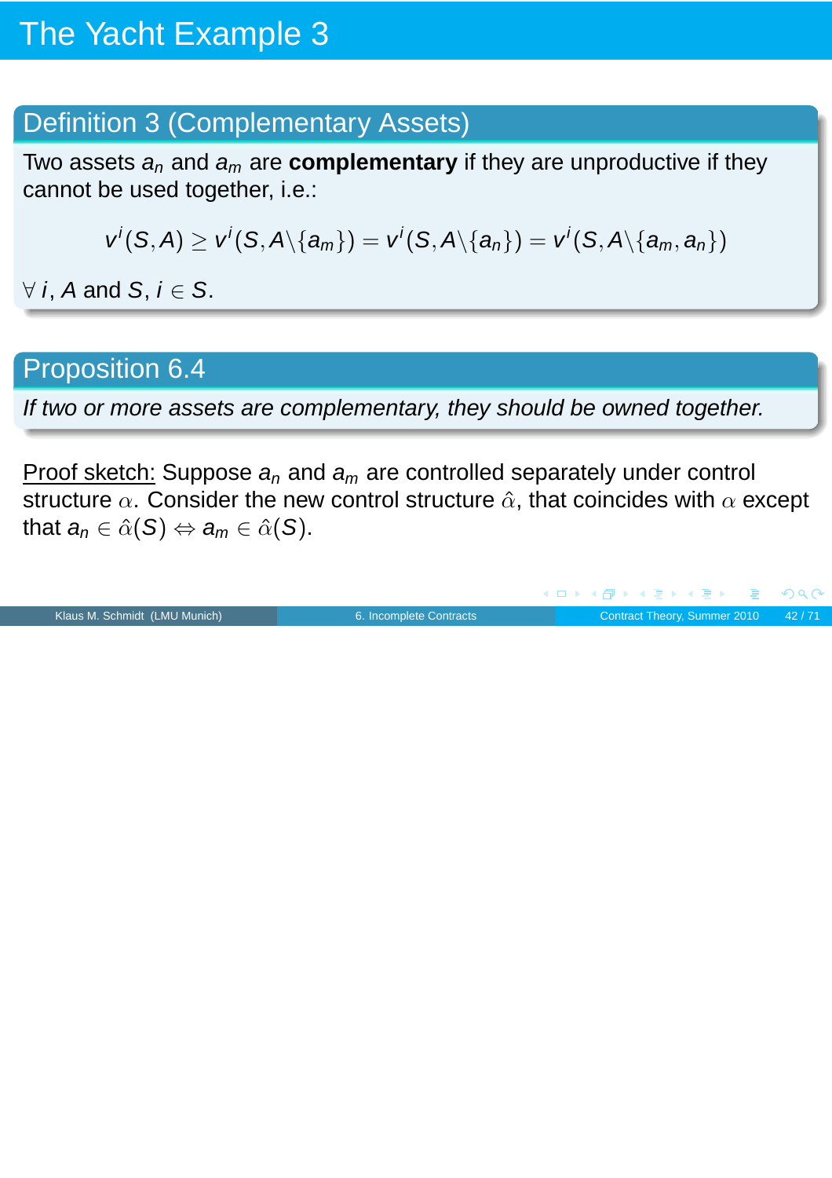# The Yacht Example 3

## Definition 3 (Complementary Assets)

Two assets $a_n$ and $a_m$ are **complementary** if they are unproductive if they cannot be used together, i.e.:

$$v^i(S, A) \geq v^i(S, A \backslash \{a_m\}) = v^i(S, A \backslash \{a_n\}) = v^i(S, A \backslash \{a_m, a_n\})$$

$\forall\, i$, $A$ and $S$, $i \in S$.

## Proposition 6.4

*If two or more assets are complementary, they should be owned together.*

Proof sketch: Suppose $a_n$ and $a_m$ are controlled separately under control structure $\alpha$. Consider the new control structure $\hat{\alpha}$, that coincides with $\alpha$ except that $a_n \in \hat{\alpha}(S) \Leftrightarrow a_m \in \hat{\alpha}(S)$.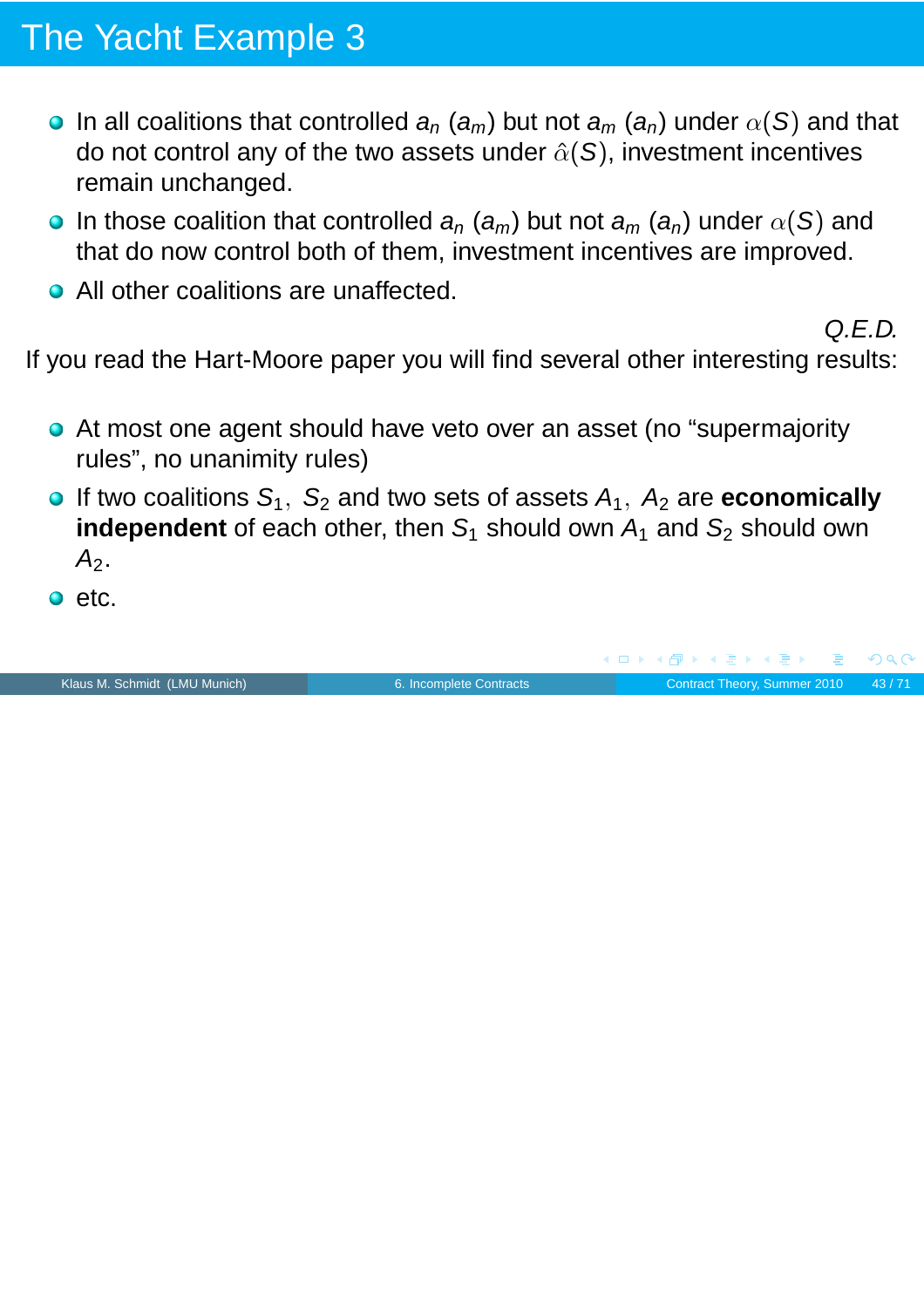# The Yacht Example 3

- In all coalitions that controlled $a_n$ ($a_m$) but not $a_m$ ($a_n$) under $\alpha(S)$ and that do not control any of the two assets under $\hat{\alpha}(S)$, investment incentives remain unchanged.
- In those coalition that controlled $a_n$ ($a_m$) but not $a_m$ ($a_n$) under $\alpha(S)$ and that do now control both of them, investment incentives are improved.
- All other coalitions are unaffected.

*Q.E.D.*

If you read the Hart-Moore paper you will find several other interesting results:

- At most one agent should have veto over an asset (no “supermajority rules”, no unanimity rules)
- If two coalitions $S_1, S_2$ and two sets of assets $A_1, A_2$ are **economically independent** of each other, then $S_1$ should own $A_1$ and $S_2$ should own $A_2$.
- etc.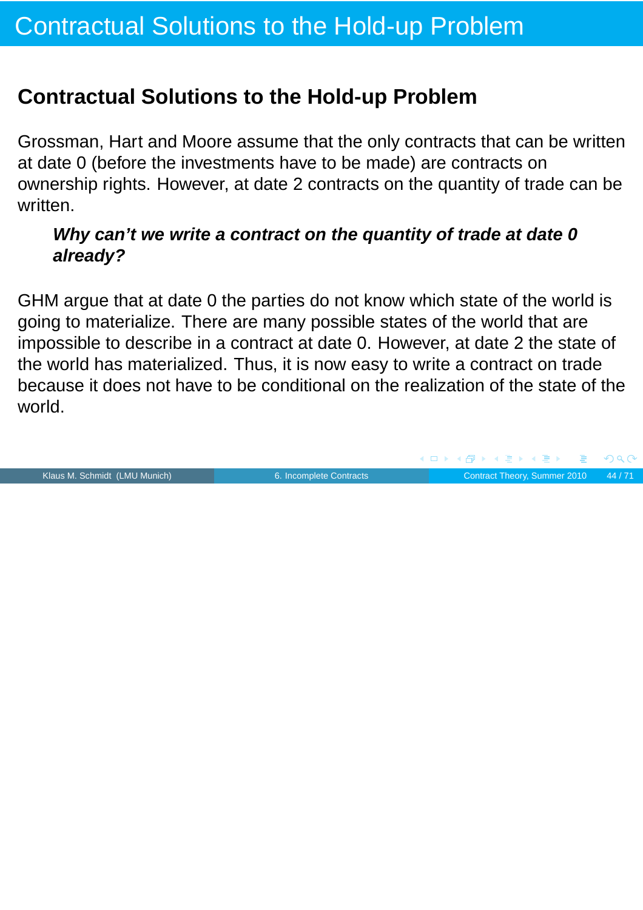# Contractual Solutions to the Hold-up Problem

## Contractual Solutions to the Hold-up Problem

Grossman, Hart and Moore assume that the only contracts that can be written at date 0 (before the investments have to be made) are contracts on ownership rights. However, at date 2 contracts on the quantity of trade can be written.

> ***Why can't we write a contract on the quantity of trade at date 0 already?***

GHM argue that at date 0 the parties do not know which state of the world is going to materialize. There are many possible states of the world that are impossible to describe in a contract at date 0. However, at date 2 the state of the world has materialized. Thus, it is now easy to write a contract on trade because it does not have to be conditional on the realization of the state of the world.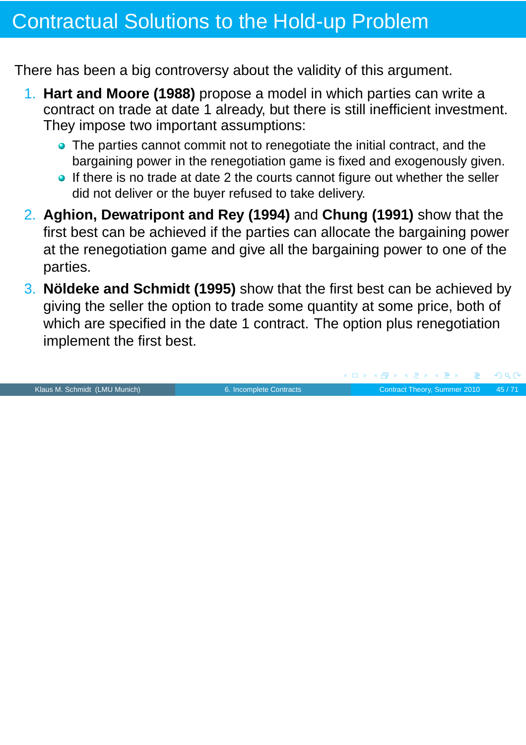# Contractual Solutions to the Hold-up Problem

There has been a big controversy about the validity of this argument.

1. **Hart and Moore (1988)** propose a model in which parties can write a contract on trade at date 1 already, but there is still inefficient investment. They impose two important assumptions:
   - The parties cannot commit not to renegotiate the initial contract, and the bargaining power in the renegotiation game is fixed and exogenously given.
   - If there is no trade at date 2 the courts cannot figure out whether the seller did not deliver or the buyer refused to take delivery.
2. **Aghion, Dewatripont and Rey (1994)** and **Chung (1991)** show that the first best can be achieved if the parties can allocate the bargaining power at the renegotiation game and give all the bargaining power to one of the parties.
3. **Nöldeke and Schmidt (1995)** show that the first best can be achieved by giving the seller the option to trade some quantity at some price, both of which are specified in the date 1 contract. The option plus renegotiation implement the first best.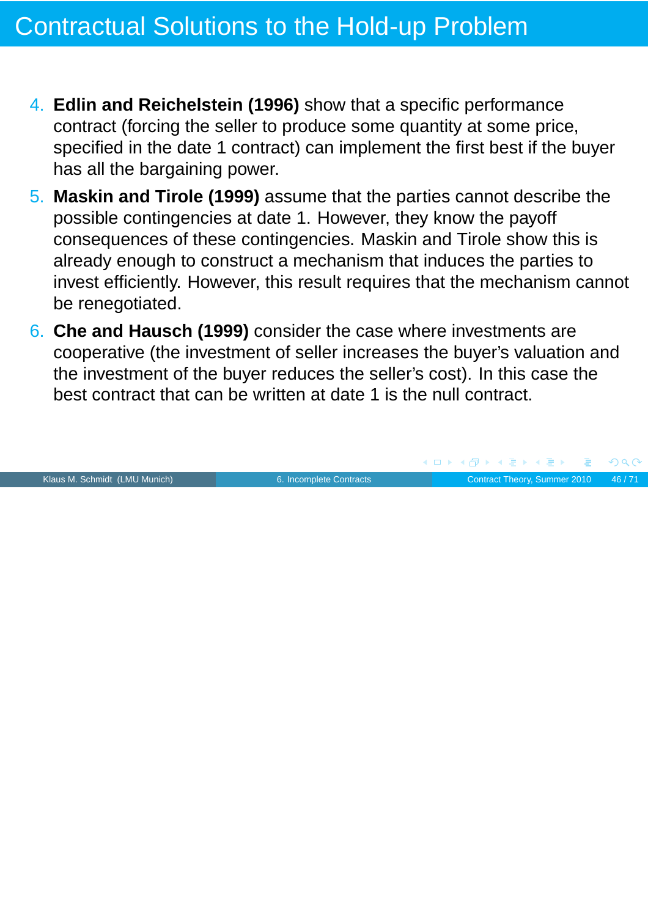# Contractual Solutions to the Hold-up Problem

4. **Edlin and Reichelstein (1996)** show that a specific performance contract (forcing the seller to produce some quantity at some price, specified in the date 1 contract) can implement the first best if the buyer has all the bargaining power.
5. **Maskin and Tirole (1999)** assume that the parties cannot describe the possible contingencies at date 1. However, they know the payoff consequences of these contingencies. Maskin and Tirole show this is already enough to construct a mechanism that induces the parties to invest efficiently. However, this result requires that the mechanism cannot be renegotiated.
6. **Che and Hausch (1999)** consider the case where investments are cooperative (the investment of seller increases the buyer's valuation and the investment of the buyer reduces the seller's cost). In this case the best contract that can be written at date 1 is the null contract.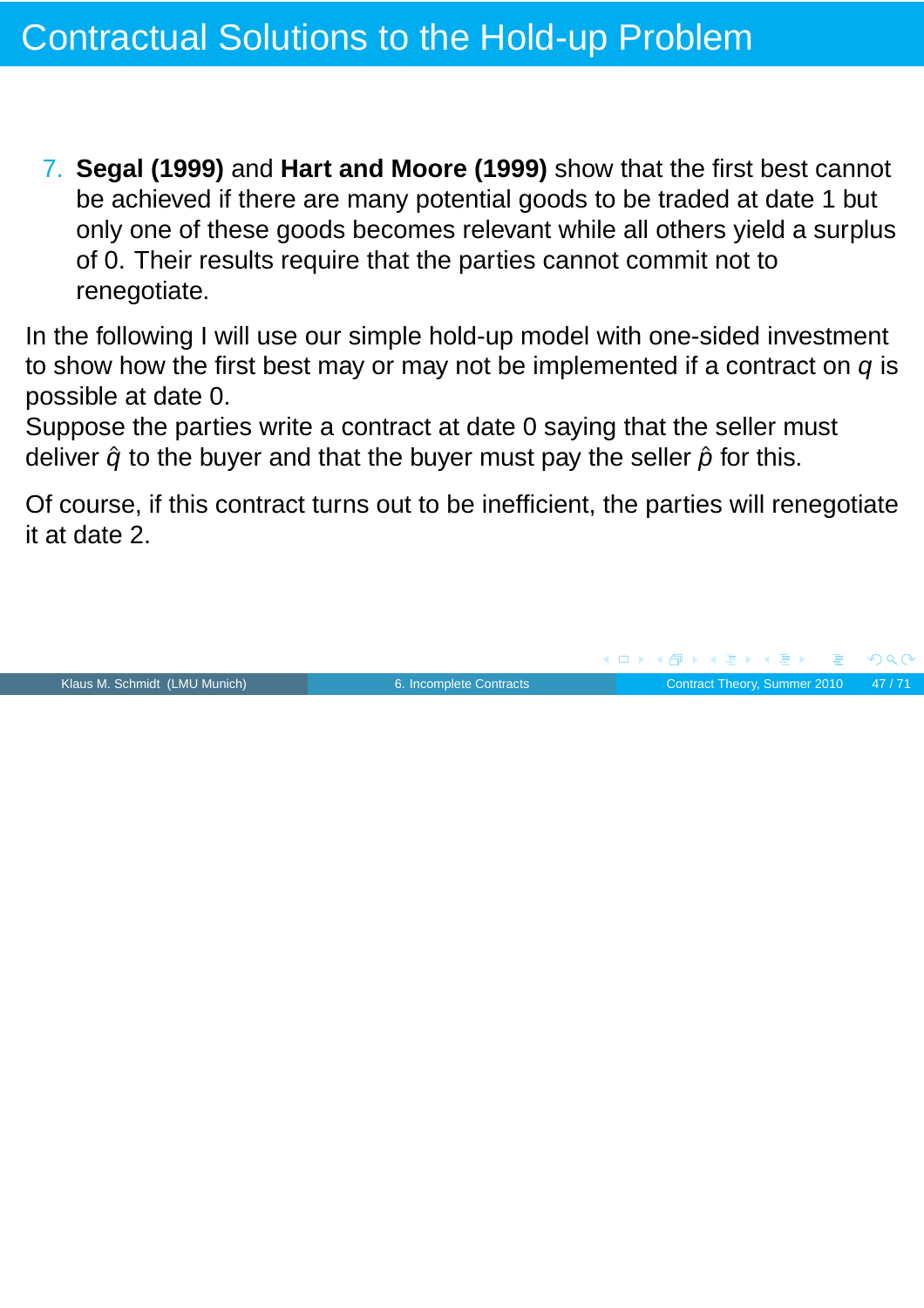# Contractual Solutions to the Hold-up Problem

7. **Segal (1999)** and **Hart and Moore (1999)** show that the first best cannot be achieved if there are many potential goods to be traded at date 1 but only one of these goods becomes relevant while all others yield a surplus of 0. Their results require that the parties cannot commit not to renegotiate.

In the following I will use our simple hold-up model with one-sided investment to show how the first best may or may not be implemented if a contract on $q$ is possible at date 0.
Suppose the parties write a contract at date 0 saying that the seller must deliver $\hat{q}$ to the buyer and that the buyer must pay the seller $\hat{p}$ for this.

Of course, if this contract turns out to be inefficient, the parties will renegotiate it at date 2.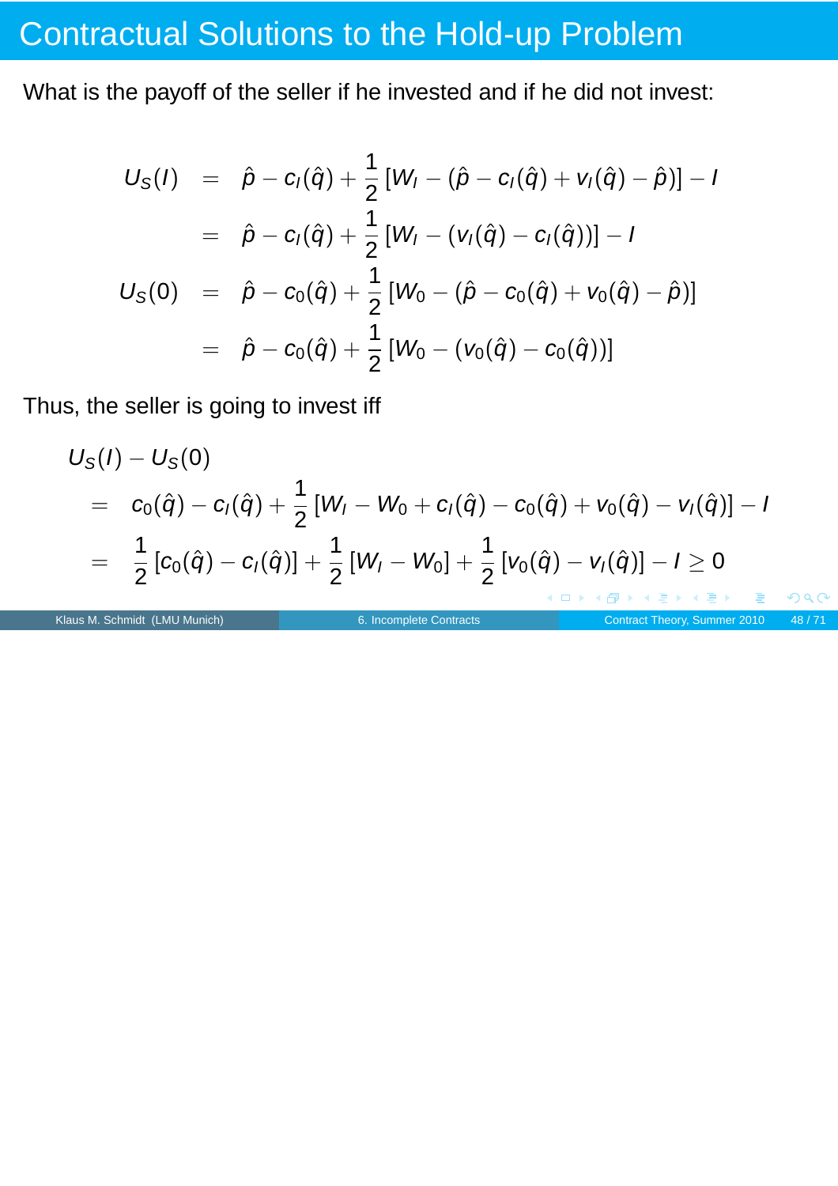# Contractual Solutions to the Hold-up Problem

What is the payoff of the seller if he invested and if he did not invest:

$$
\begin{aligned}
U_S(I) &= \hat{p} - c_I(\hat{q}) + \frac{1}{2}\left[W_I - (\hat{p} - c_I(\hat{q}) + v_I(\hat{q}) - \hat{p})\right] - I \\
&= \hat{p} - c_I(\hat{q}) + \frac{1}{2}\left[W_I - (v_I(\hat{q}) - c_I(\hat{q}))\right] - I \\
U_S(0) &= \hat{p} - c_0(\hat{q}) + \frac{1}{2}\left[W_0 - (\hat{p} - c_0(\hat{q}) + v_0(\hat{q}) - \hat{p})\right] \\
&= \hat{p} - c_0(\hat{q}) + \frac{1}{2}\left[W_0 - (v_0(\hat{q}) - c_0(\hat{q}))\right]
\end{aligned}
$$

Thus, the seller is going to invest iff

$$
\begin{aligned}
& U_S(I) - U_S(0) \\
&= c_0(\hat{q}) - c_I(\hat{q}) + \frac{1}{2}\left[W_I - W_0 + c_I(\hat{q}) - c_0(\hat{q}) + v_0(\hat{q}) - v_I(\hat{q})\right] - I \\
&= \frac{1}{2}\left[c_0(\hat{q}) - c_I(\hat{q})\right] + \frac{1}{2}\left[W_I - W_0\right] + \frac{1}{2}\left[v_0(\hat{q}) - v_I(\hat{q})\right] - I \geq 0
\end{aligned}
$$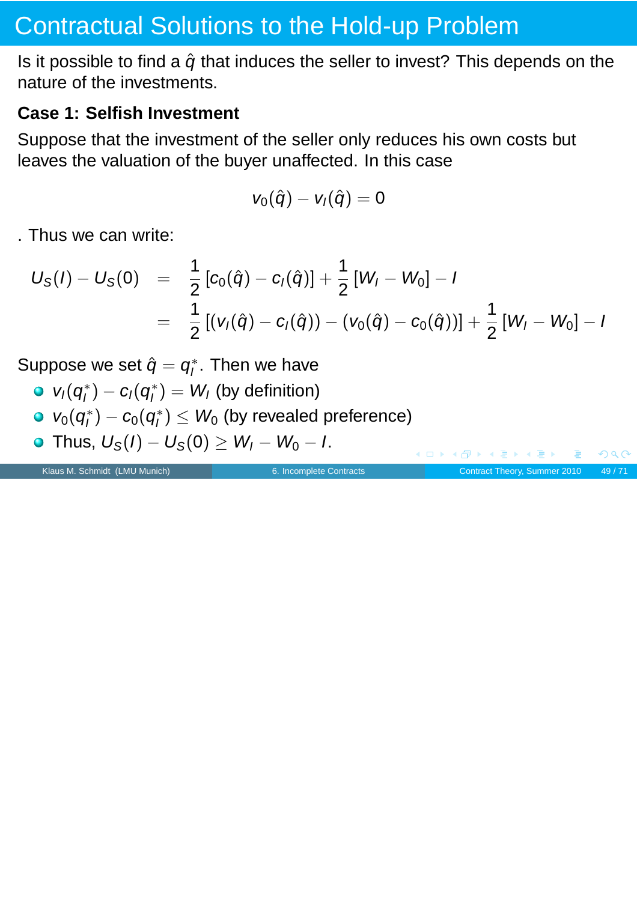# Contractual Solutions to the Hold-up Problem

Is it possible to find a $\hat{q}$ that induces the seller to invest? This depends on the nature of the investments.

**Case 1: Selfish Investment**

Suppose that the investment of the seller only reduces his own costs but leaves the valuation of the buyer unaffected. In this case

$$v_0(\hat{q}) - v_I(\hat{q}) = 0$$

. Thus we can write:

$$\begin{aligned} U_S(I) - U_S(0) &= \frac{1}{2}\left[c_0(\hat{q}) - c_I(\hat{q})\right] + \frac{1}{2}\left[W_I - W_0\right] - I \\ &= \frac{1}{2}\left[(v_I(\hat{q}) - c_I(\hat{q})) - (v_0(\hat{q}) - c_0(\hat{q}))\right] + \frac{1}{2}\left[W_I - W_0\right] - I \end{aligned}$$

Suppose we set $\hat{q} = q_I^*$. Then we have

- $v_I(q_I^*) - c_I(q_I^*) = W_I$ (by definition)
- $v_0(q_I^*) - c_0(q_I^*) \leq W_0$ (by revealed preference)
- Thus, $U_S(I) - U_S(0) \geq W_I - W_0 - I$.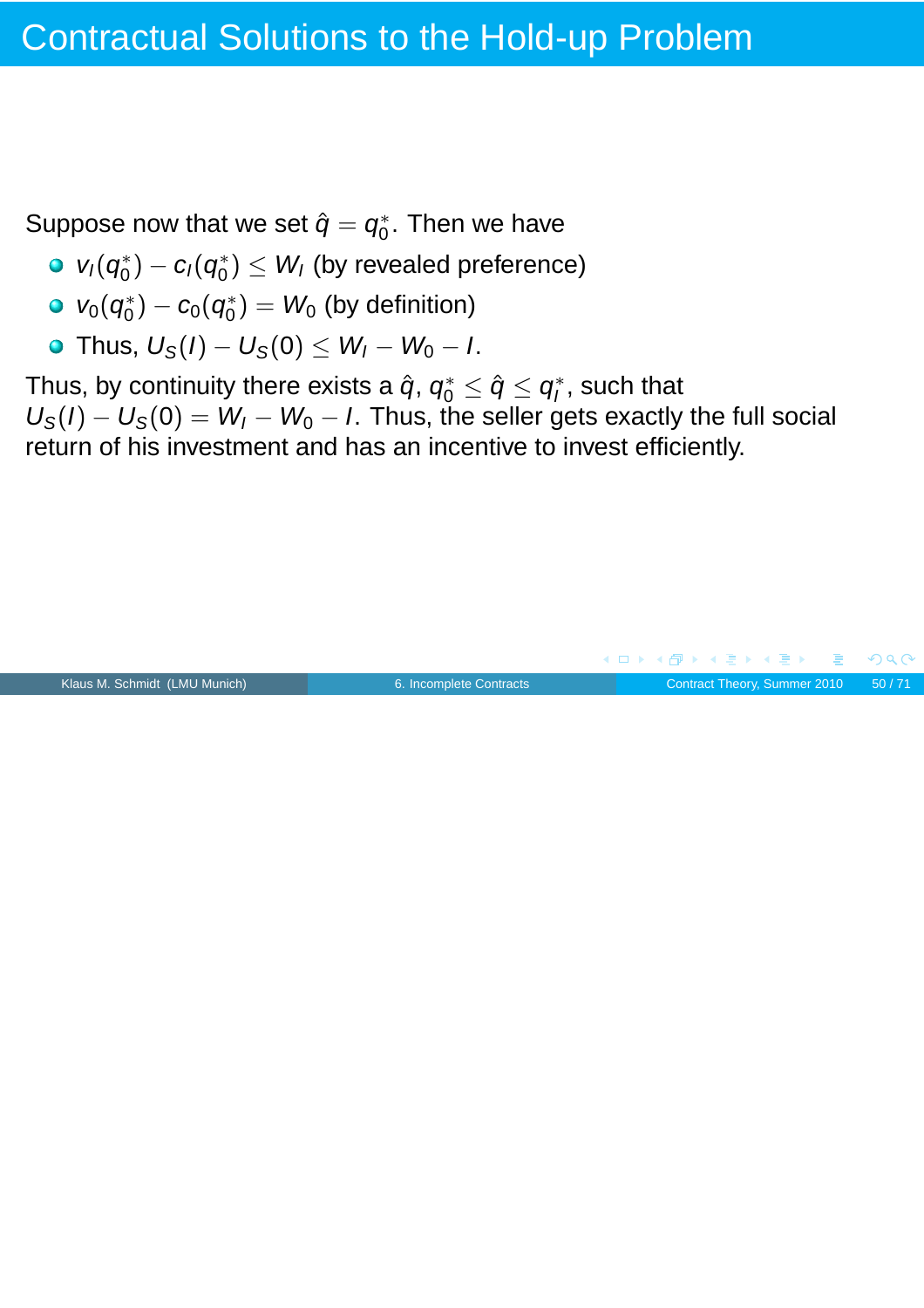# Contractual Solutions to the Hold-up Problem

Suppose now that we set $\hat{q} = q_0^*$. Then we have

- $v_I(q_0^*) - c_I(q_0^*) \leq W_I$ (by revealed preference)
- $v_0(q_0^*) - c_0(q_0^*) = W_0$ (by definition)
- Thus, $U_S(I) - U_S(0) \leq W_I - W_0 - I$.

Thus, by continuity there exists a $\hat{q}$, $q_0^* \leq \hat{q} \leq q_I^*$, such that $U_S(I) - U_S(0) = W_I - W_0 - I$. Thus, the seller gets exactly the full social return of his investment and has an incentive to invest efficiently.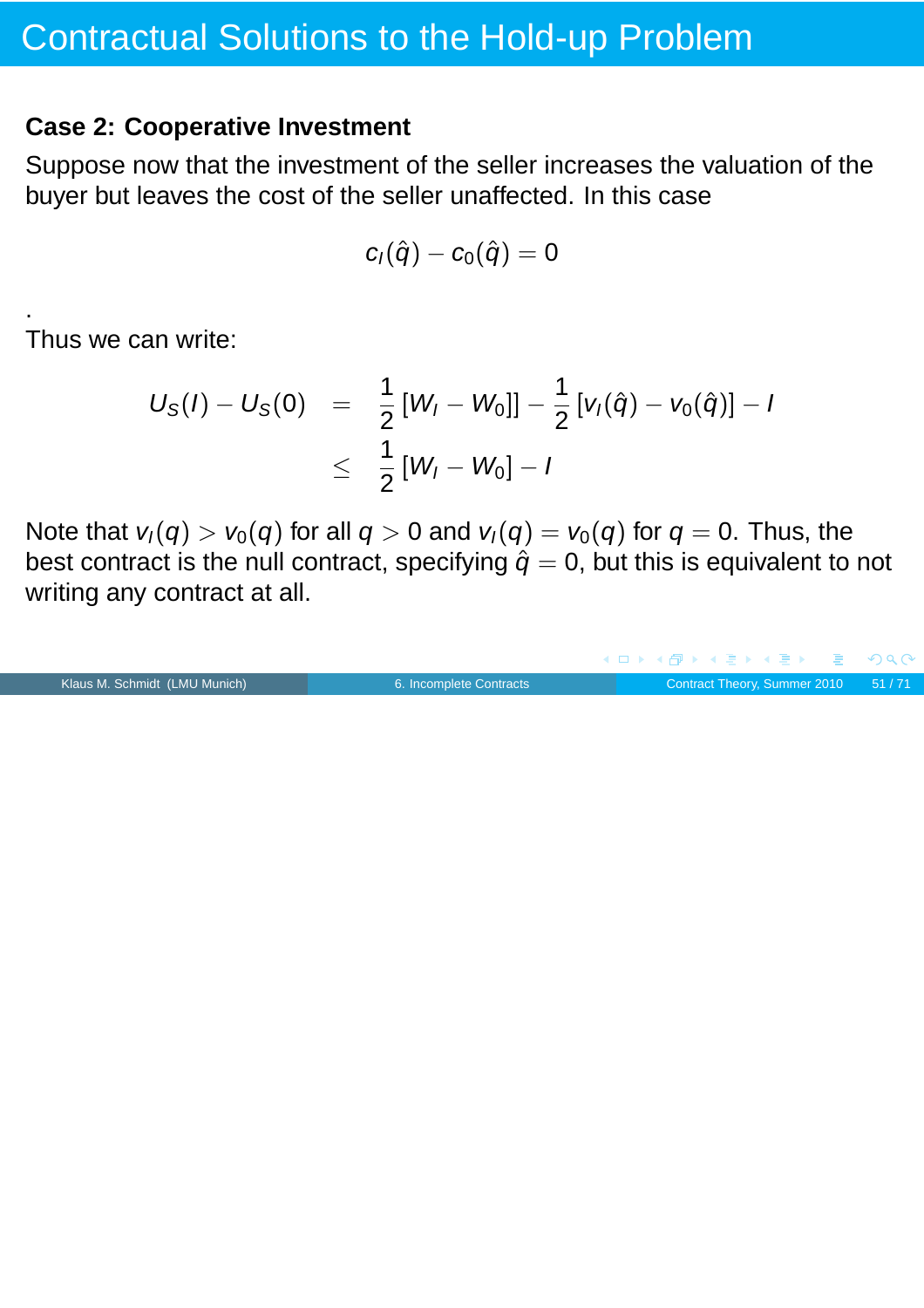# Contractual Solutions to the Hold-up Problem

**Case 2: Cooperative Investment**

Suppose now that the investment of the seller increases the valuation of the buyer but leaves the cost of the seller unaffected. In this case

$$c_I(\hat{q}) - c_0(\hat{q}) = 0$$

.

Thus we can write:

$$\begin{aligned} U_S(I) - U_S(0) &= \frac{1}{2}[W_I - W_0]] - \frac{1}{2}[v_I(\hat{q}) - v_0(\hat{q})] - I \\ &\leq \frac{1}{2}[W_I - W_0] - I \end{aligned}$$

Note that $v_I(q) > v_0(q)$ for all $q > 0$ and $v_I(q) = v_0(q)$ for $q = 0$. Thus, the best contract is the null contract, specifying $\hat{q} = 0$, but this is equivalent to not writing any contract at all.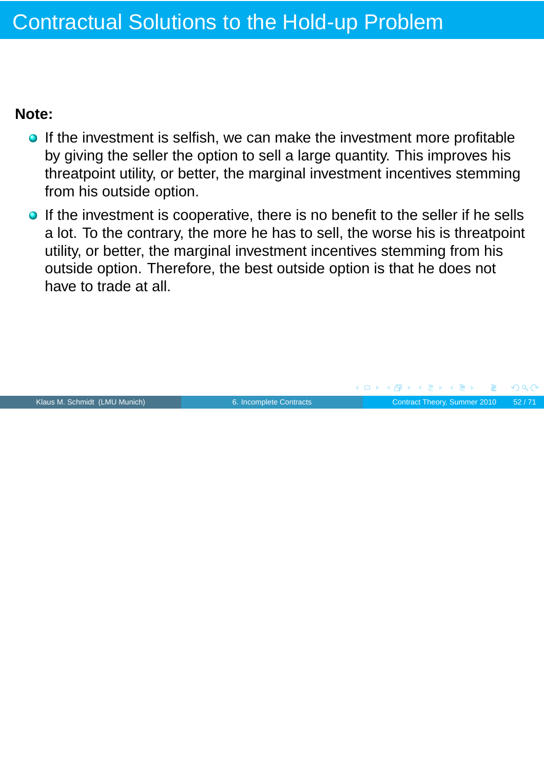# Contractual Solutions to the Hold-up Problem

**Note:**

- If the investment is selfish, we can make the investment more profitable by giving the seller the option to sell a large quantity. This improves his threatpoint utility, or better, the marginal investment incentives stemming from his outside option.
- If the investment is cooperative, there is no benefit to the seller if he sells a lot. To the contrary, the more he has to sell, the worse his is threatpoint utility, or better, the marginal investment incentives stemming from his outside option. Therefore, the best outside option is that he does not have to trade at all.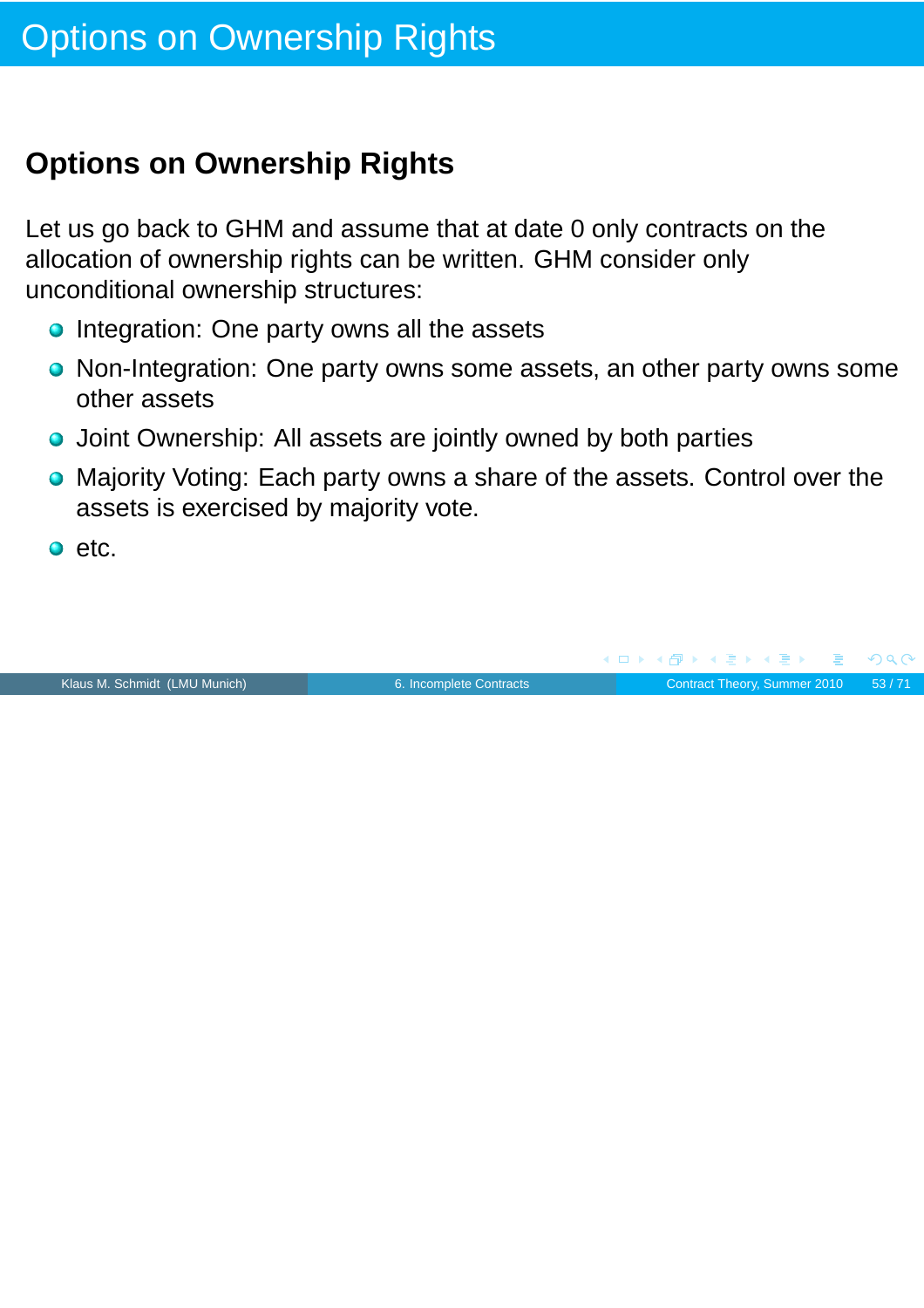# Options on Ownership Rights

## Options on Ownership Rights

Let us go back to GHM and assume that at date 0 only contracts on the allocation of ownership rights can be written. GHM consider only unconditional ownership structures:

- Integration: One party owns all the assets
- Non-Integration: One party owns some assets, an other party owns some other assets
- Joint Ownership: All assets are jointly owned by both parties
- Majority Voting: Each party owns a share of the assets. Control over the assets is exercised by majority vote.
- etc.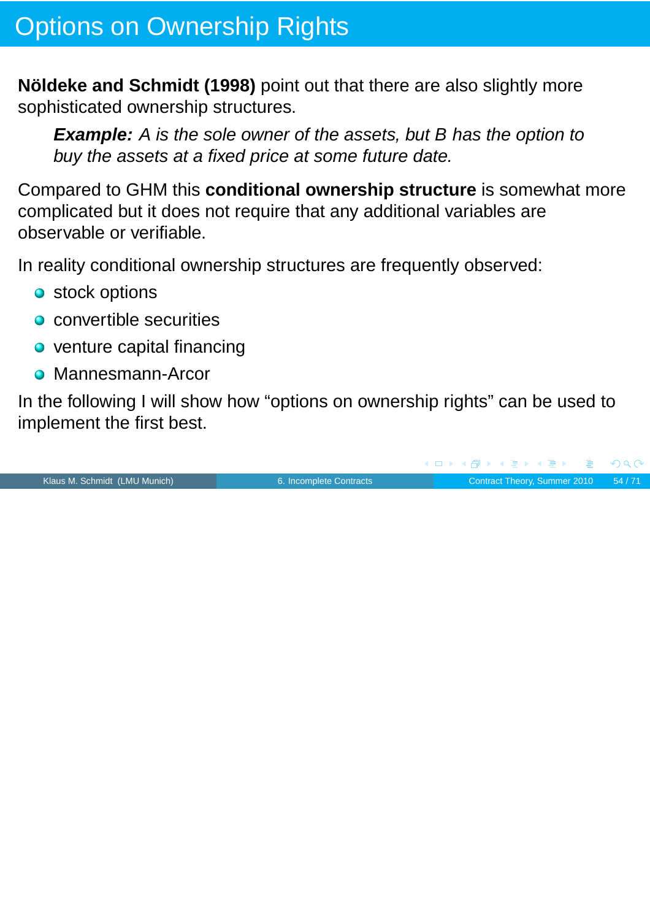# Options on Ownership Rights

**Nöldeke and Schmidt (1998)** point out that there are also slightly more sophisticated ownership structures.

> ***Example:*** *A is the sole owner of the assets, but B has the option to buy the assets at a fixed price at some future date.*

Compared to GHM this **conditional ownership structure** is somewhat more complicated but it does not require that any additional variables are observable or verifiable.

In reality conditional ownership structures are frequently observed:

- stock options
- convertible securities
- venture capital financing
- Mannesmann-Arcor

In the following I will show how “options on ownership rights” can be used to implement the first best.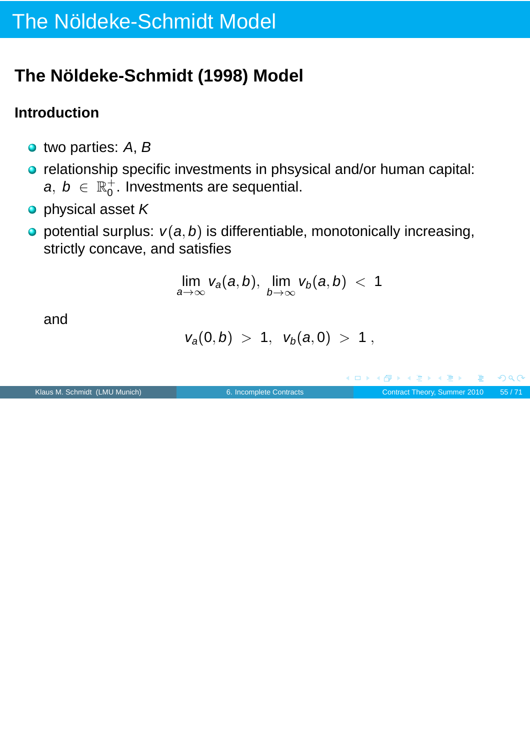# The Nöldeke-Schmidt Model

## The Nöldeke-Schmidt (1998) Model

### Introduction

- two parties: $A$, $B$
- relationship specific investments in phsysical and/or human capital: $a,\ b\ \in\ \mathbb{R}_0^+$. Investments are sequential.
- physical asset $K$
- potential surplus: $v(a,b)$ is differentiable, monotonically increasing, strictly concave, and satisfies

$$\lim_{a\to\infty} v_a(a,b),\ \lim_{b\to\infty} v_b(a,b)\ <\ 1$$

  and

$$v_a(0,b)\ >\ 1,\ \ v_b(a,0)\ >\ 1\ ,$$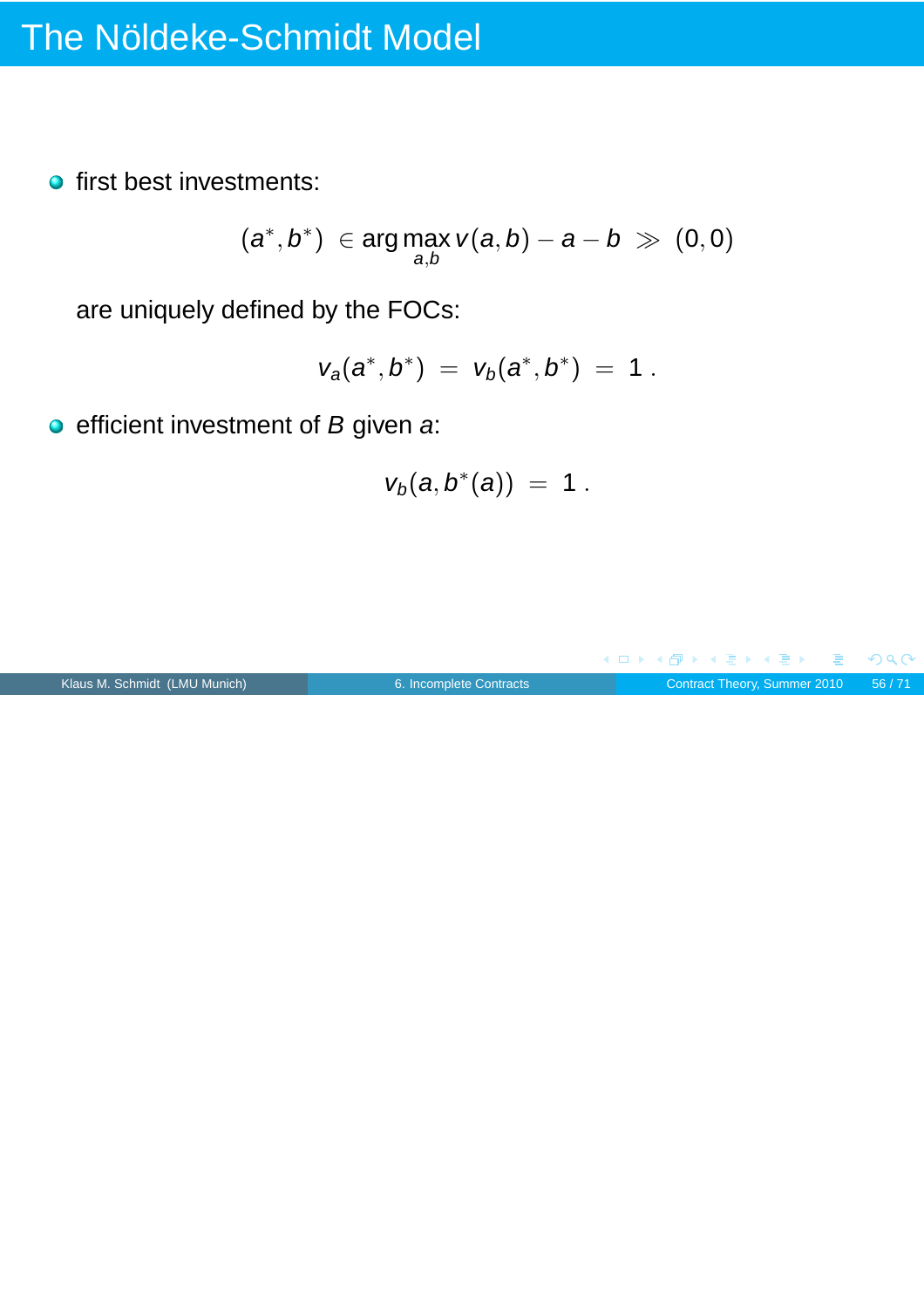# The Nöldeke-Schmidt Model

- first best investments:

$$(a^*, b^*) \in \arg\max_{a,b} v(a,b) - a - b \gg (0,0)$$

  are uniquely defined by the FOCs:

$$v_a(a^*, b^*) = v_b(a^*, b^*) = 1 \,.$$

- efficient investment of $B$ given $a$:

$$v_b(a, b^*(a)) = 1 \,.$$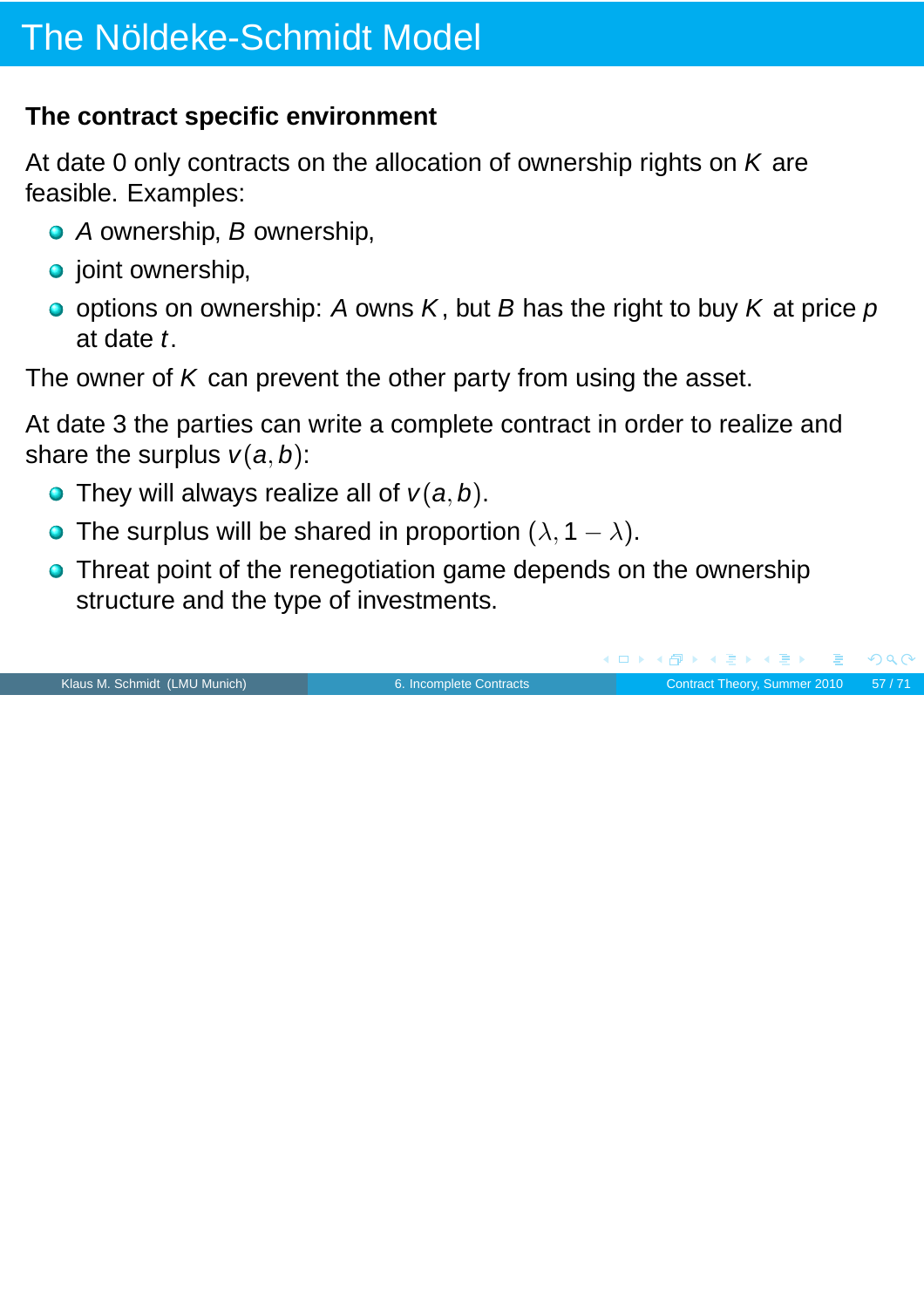# The Nöldeke-Schmidt Model

**The contract specific environment**

At date 0 only contracts on the allocation of ownership rights on $K$ are feasible. Examples:

- $A$ ownership, $B$ ownership,
- joint ownership,
- options on ownership: $A$ owns $K$, but $B$ has the right to buy $K$ at price $p$ at date $t$.

The owner of $K$ can prevent the other party from using the asset.

At date 3 the parties can write a complete contract in order to realize and share the surplus $v(a, b)$:

- They will always realize all of $v(a, b)$.
- The surplus will be shared in proportion $(\lambda, 1 - \lambda)$.
- Threat point of the renegotiation game depends on the ownership structure and the type of investments.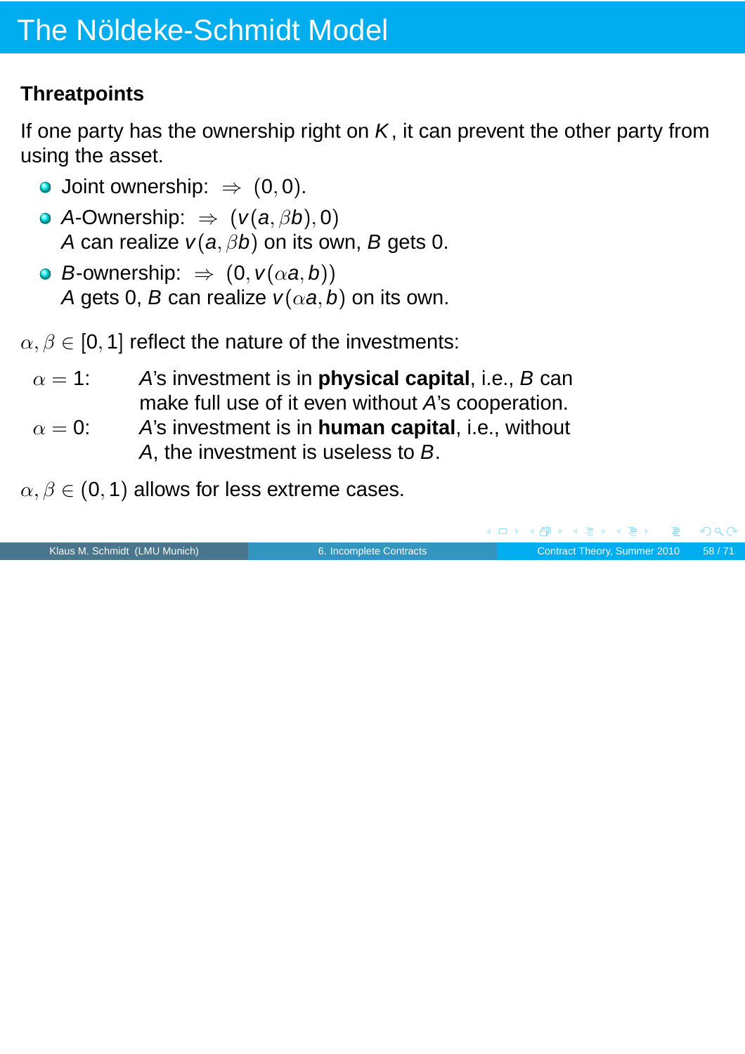# The Nöldeke-Schmidt Model

## Threatpoints

If one party has the ownership right on $K$, it can prevent the other party from using the asset.

- Joint ownership: $\Rightarrow$ $(0, 0)$.
- $A$-Ownership: $\Rightarrow$ $(v(a, \beta b), 0)$
  $A$ can realize $v(a, \beta b)$ on its own, $B$ gets 0.
- $B$-ownership: $\Rightarrow$ $(0, v(\alpha a, b))$
  $A$ gets 0, $B$ can realize $v(\alpha a, b)$ on its own.

$\alpha, \beta \in [0, 1]$ reflect the nature of the investments:

| | |
|---|---|
| $\alpha = 1$: | $A$'s investment is in **physical capital**, i.e., $B$ can make full use of it even without $A$'s cooperation. |
| $\alpha = 0$: | $A$'s investment is in **human capital**, i.e., without $A$, the investment is useless to $B$. |

$\alpha, \beta \in (0, 1)$ allows for less extreme cases.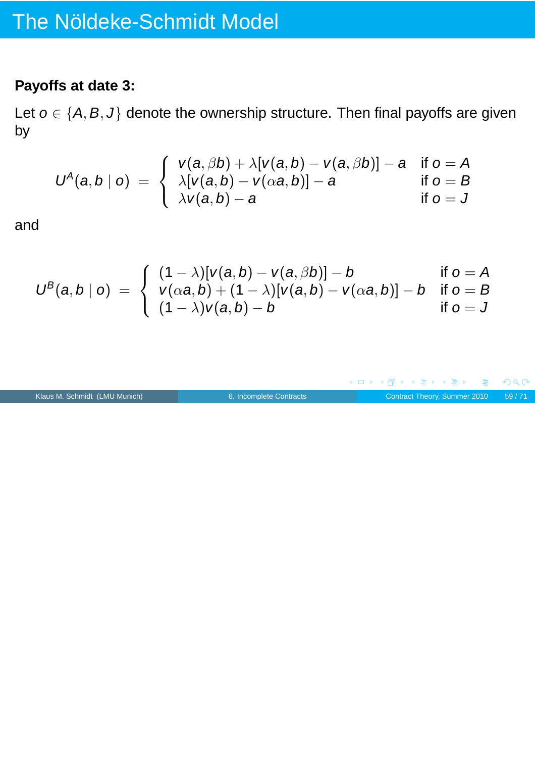# The Nöldeke-Schmidt Model

**Payoffs at date 3:**

Let $o \in \{A, B, J\}$ denote the ownership structure. Then final payoffs are given by

$$U^A(a,b \mid o) \;=\; \begin{cases} v(a,\beta b) + \lambda[v(a,b) - v(a,\beta b)] - a & \text{if } o = A \\ \lambda[v(a,b) - v(\alpha a, b)] - a & \text{if } o = B \\ \lambda v(a,b) - a & \text{if } o = J \end{cases}$$

and

$$U^B(a,b \mid o) \;=\; \begin{cases} (1-\lambda)[v(a,b) - v(a,\beta b)] - b & \text{if } o = A \\ v(\alpha a, b) + (1-\lambda)[v(a,b) - v(\alpha a, b)] - b & \text{if } o = B \\ (1-\lambda)v(a,b) - b & \text{if } o = J \end{cases}$$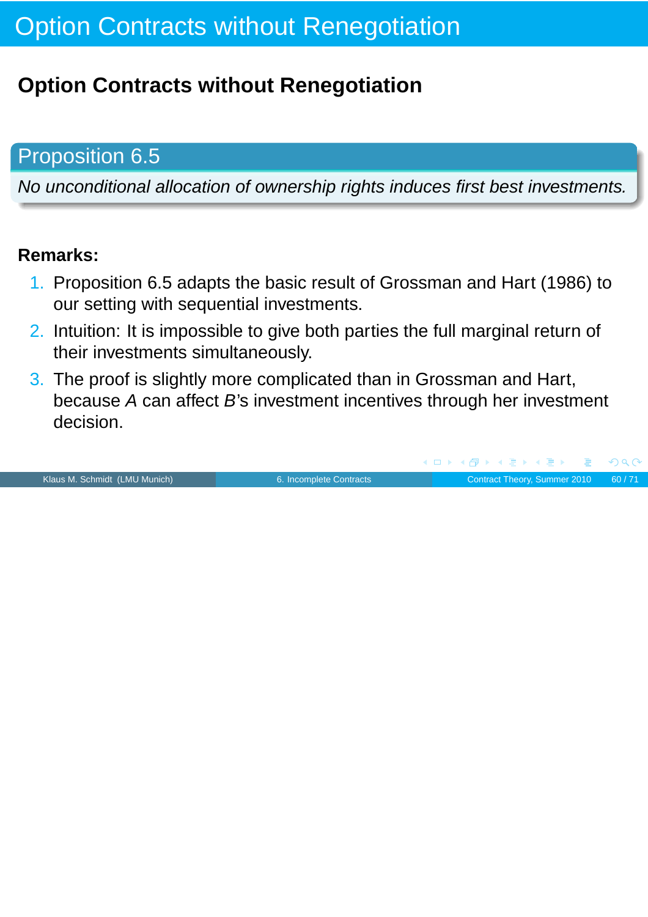# Option Contracts without Renegotiation

## Option Contracts without Renegotiation

**Proposition 6.5**

*No unconditional allocation of ownership rights induces first best investments.*

**Remarks:**

1. Proposition 6.5 adapts the basic result of Grossman and Hart (1986) to our setting with sequential investments.
2. Intuition: It is impossible to give both parties the full marginal return of their investments simultaneously.
3. The proof is slightly more complicated than in Grossman and Hart, because $A$ can affect $B$'s investment incentives through her investment decision.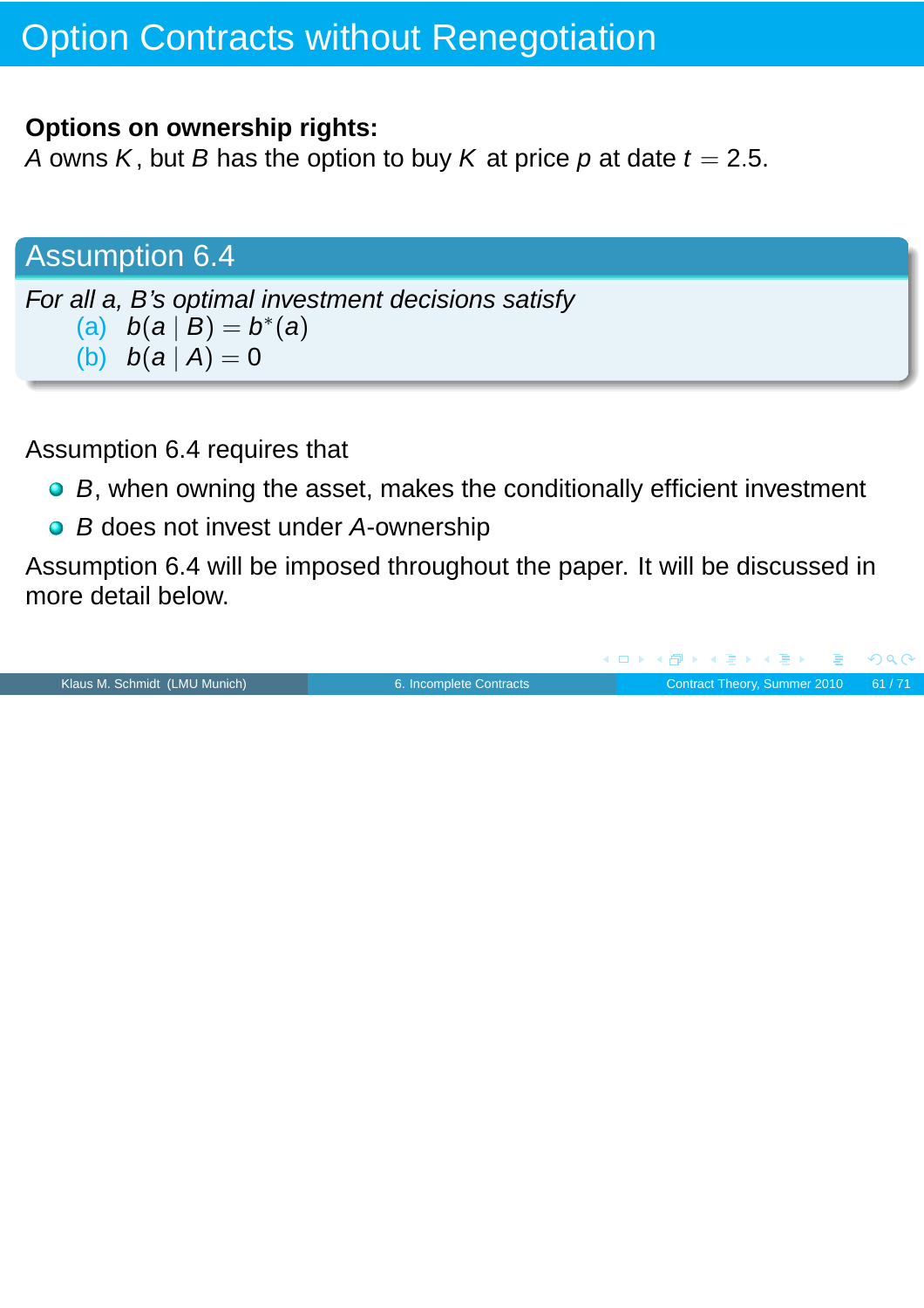# Option Contracts without Renegotiation

**Options on ownership rights:**
$A$ owns $K$, but $B$ has the option to buy $K$ at price $p$ at date $t = 2.5$.

## Assumption 6.4

*For all a, B's optimal investment decisions satisfy*

(a) $b(a \mid B) = b^*(a)$

(b) $b(a \mid A) = 0$

Assumption 6.4 requires that

- $B$, when owning the asset, makes the conditionally efficient investment
- $B$ does not invest under $A$-ownership

Assumption 6.4 will be imposed throughout the paper. It will be discussed in more detail below.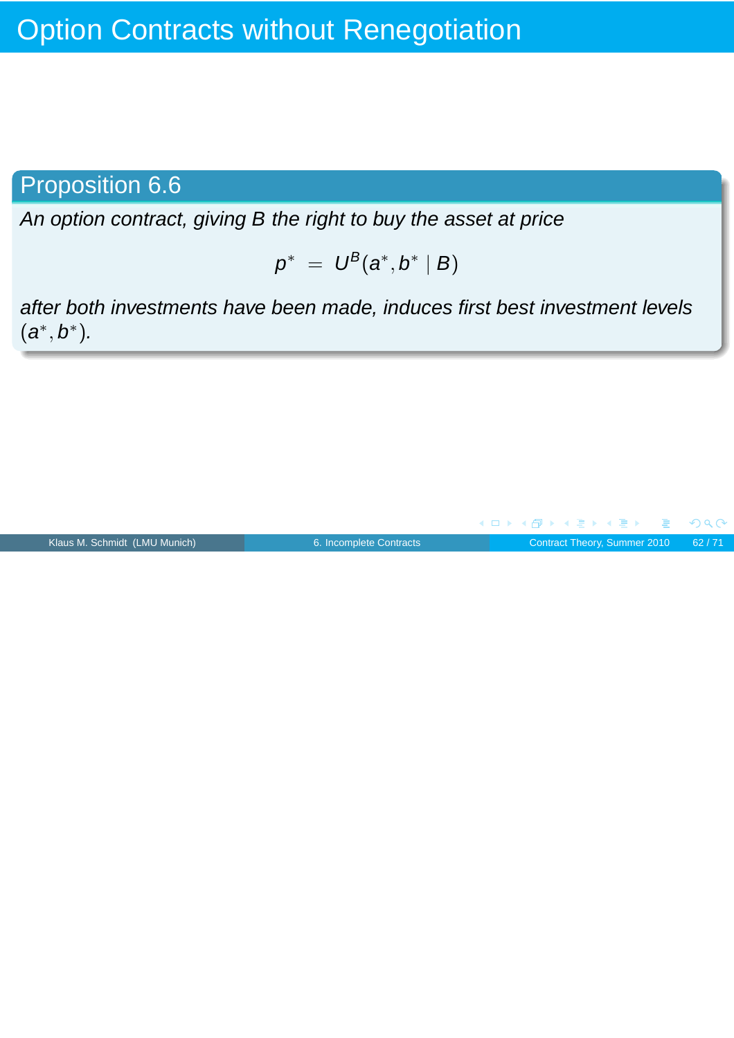# Option Contracts without Renegotiation

**Proposition 6.6**

*An option contract, giving B the right to buy the asset at price*

$$p^* = U^B(a^*, b^* \mid B)$$

*after both investments have been made, induces first best investment levels $(a^*, b^*)$.*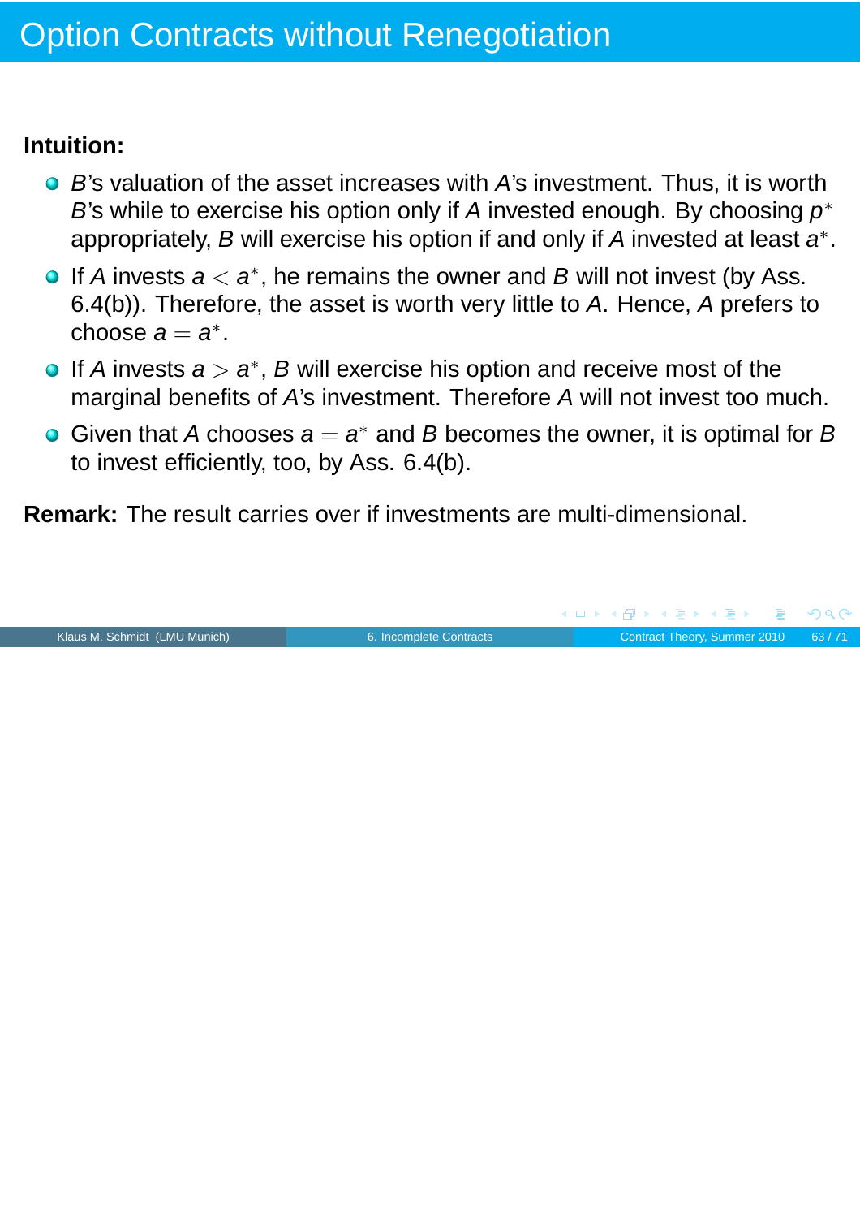# Option Contracts without Renegotiation

**Intuition:**

- $B$'s valuation of the asset increases with $A$'s investment. Thus, it is worth $B$'s while to exercise his option only if $A$ invested enough. By choosing $p^*$ appropriately, $B$ will exercise his option if and only if $A$ invested at least $a^*$.
- If $A$ invests $a < a^*$, he remains the owner and $B$ will not invest (by Ass. 6.4(b)). Therefore, the asset is worth very little to $A$. Hence, $A$ prefers to choose $a = a^*$.
- If $A$ invests $a > a^*$, $B$ will exercise his option and receive most of the marginal benefits of $A$'s investment. Therefore $A$ will not invest too much.
- Given that $A$ chooses $a = a^*$ and $B$ becomes the owner, it is optimal for $B$ to invest efficiently, too, by Ass. 6.4(b).

**Remark:** The result carries over if investments are multi-dimensional.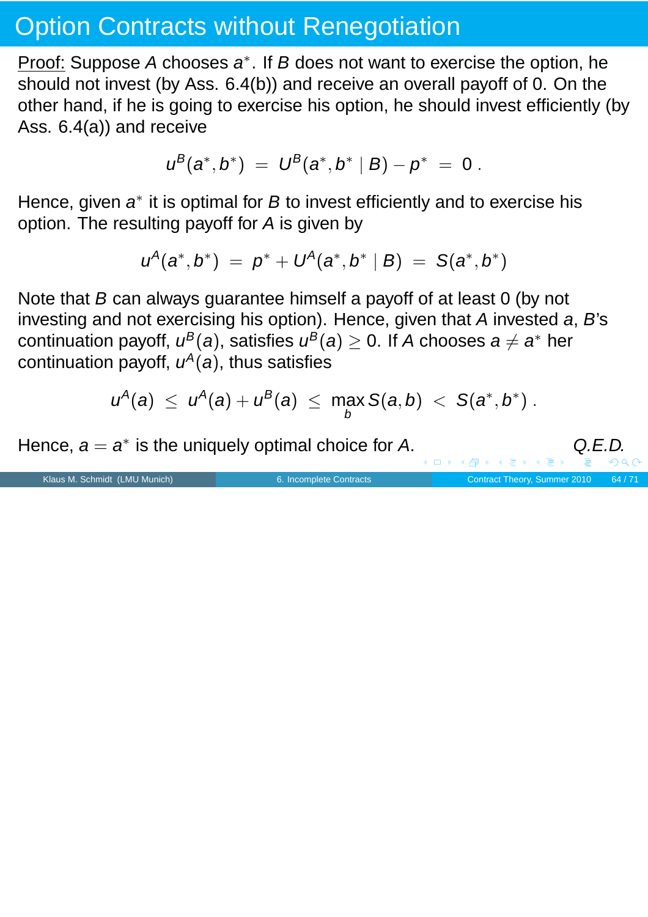# Option Contracts without Renegotiation

Proof: Suppose $A$ chooses $a^*$. If $B$ does not want to exercise the option, he should not invest (by Ass. 6.4(b)) and receive an overall payoff of 0. On the other hand, if he is going to exercise his option, he should invest efficiently (by Ass. 6.4(a)) and receive

$$u^B(a^*, b^*) \;=\; U^B(a^*, b^* \mid B) - p^* \;=\; 0 \,.$$

Hence, given $a^*$ it is optimal for $B$ to invest efficiently and to exercise his option. The resulting payoff for $A$ is given by

$$u^A(a^*, b^*) \;=\; p^* + U^A(a^*, b^* \mid B) \;=\; S(a^*, b^*)$$

Note that $B$ can always guarantee himself a payoff of at least 0 (by not investing and not exercising his option). Hence, given that $A$ invested $a$, $B$'s continuation payoff, $u^B(a)$, satisfies $u^B(a) \geq 0$. If $A$ chooses $a \neq a^*$ her continuation payoff, $u^A(a)$, thus satisfies

$$u^A(a) \;\leq\; u^A(a) + u^B(a) \;\leq\; \max_b S(a, b) \;<\; S(a^*, b^*) \,.$$

Hence, $a = a^*$ is the uniquely optimal choice for $A$. *Q.E.D.*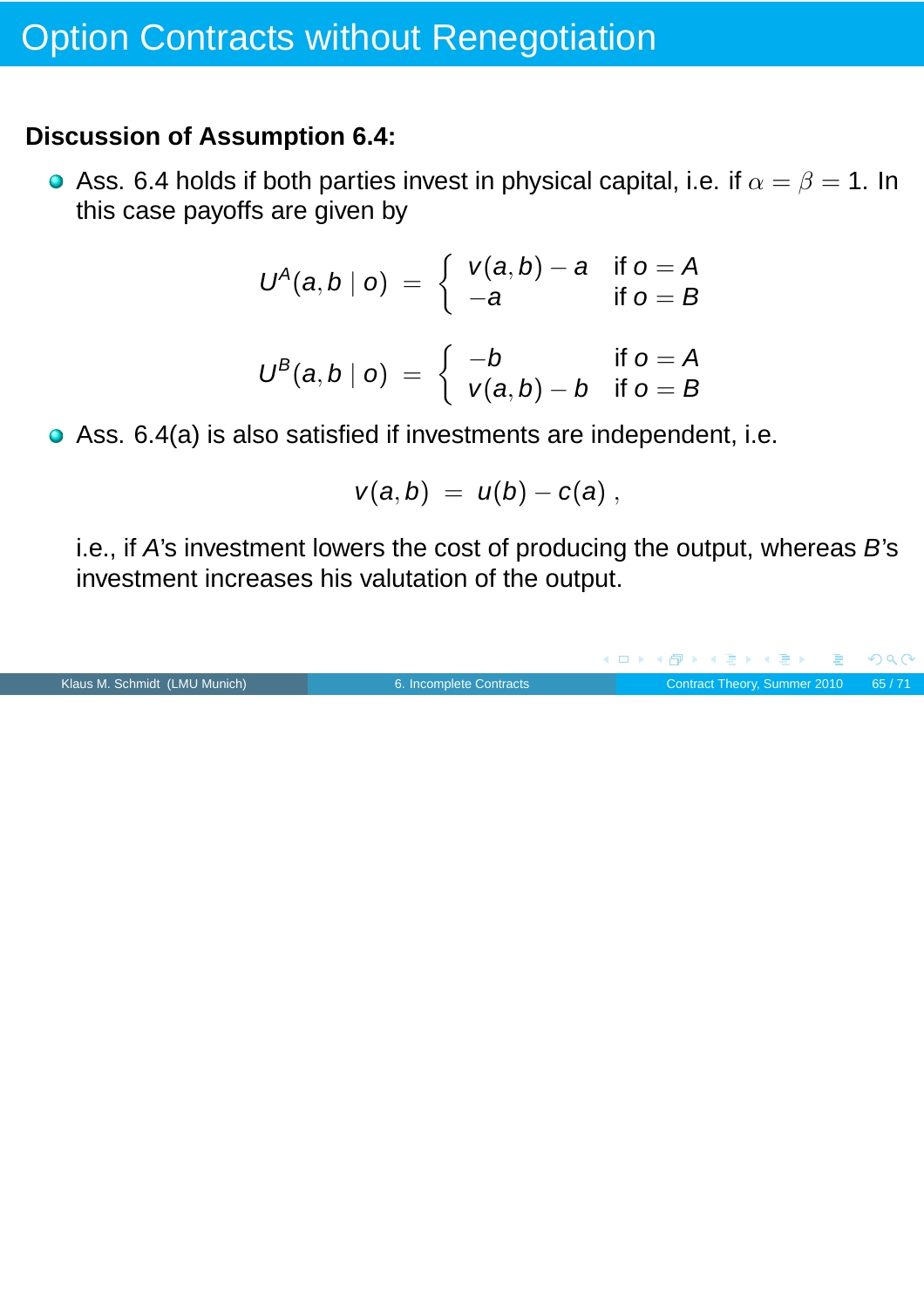# Option Contracts without Renegotiation

**Discussion of Assumption 6.4:**

- Ass. 6.4 holds if both parties invest in physical capital, i.e. if $\alpha = \beta = 1$. In this case payoffs are given by

$$U^A(a, b \mid o) = \begin{cases} v(a,b) - a & \text{if } o = A \\ -a & \text{if } o = B \end{cases}$$

$$U^B(a, b \mid o) = \begin{cases} -b & \text{if } o = A \\ v(a,b) - b & \text{if } o = B \end{cases}$$

- Ass. 6.4(a) is also satisfied if investments are independent, i.e.

$$v(a, b) = u(b) - c(a) ,$$

  i.e., if $A$'s investment lowers the cost of producing the output, whereas $B$'s investment increases his valutation of the output.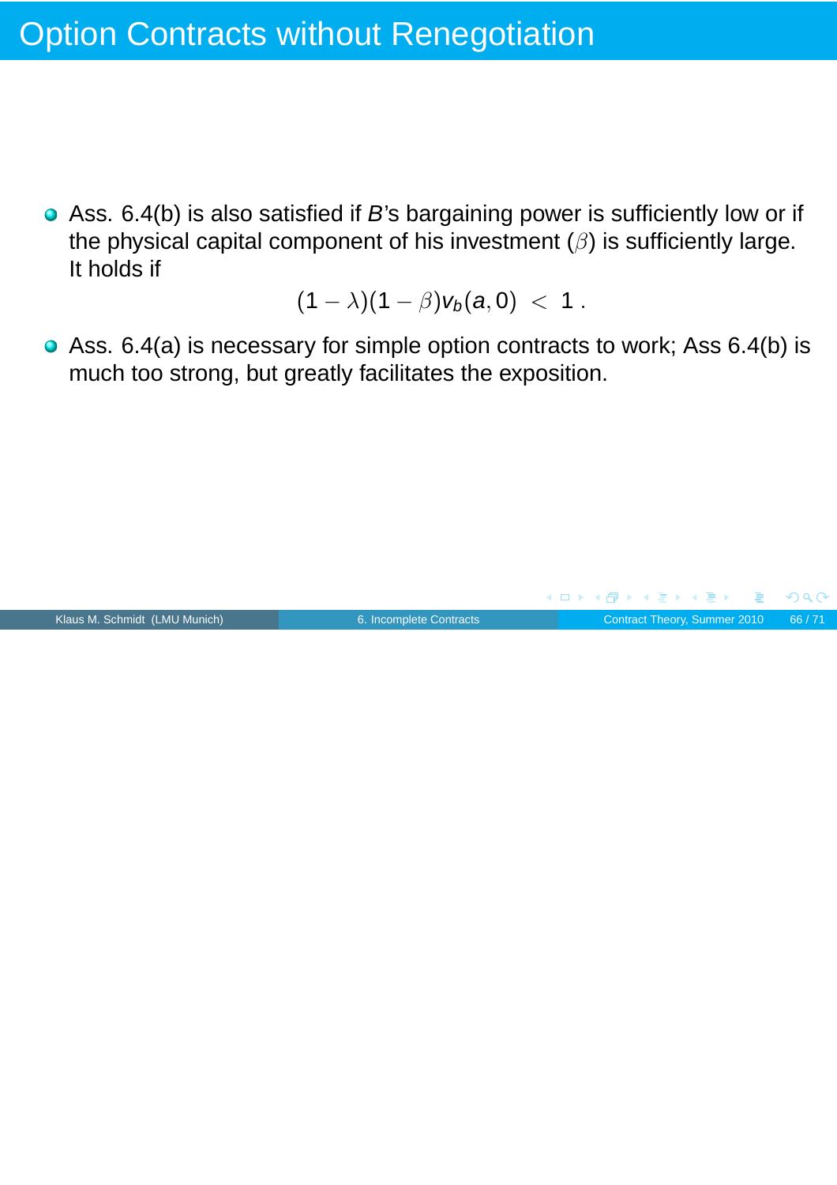# Option Contracts without Renegotiation

- Ass. 6.4(b) is also satisfied if *B*'s bargaining power is sufficiently low or if the physical capital component of his investment ($\beta$) is sufficiently large. It holds if

$$(1 - \lambda)(1 - \beta) v_b(a, 0) \; < \; 1 \, .$$

- Ass. 6.4(a) is necessary for simple option contracts to work; Ass 6.4(b) is much too strong, but greatly facilitates the exposition.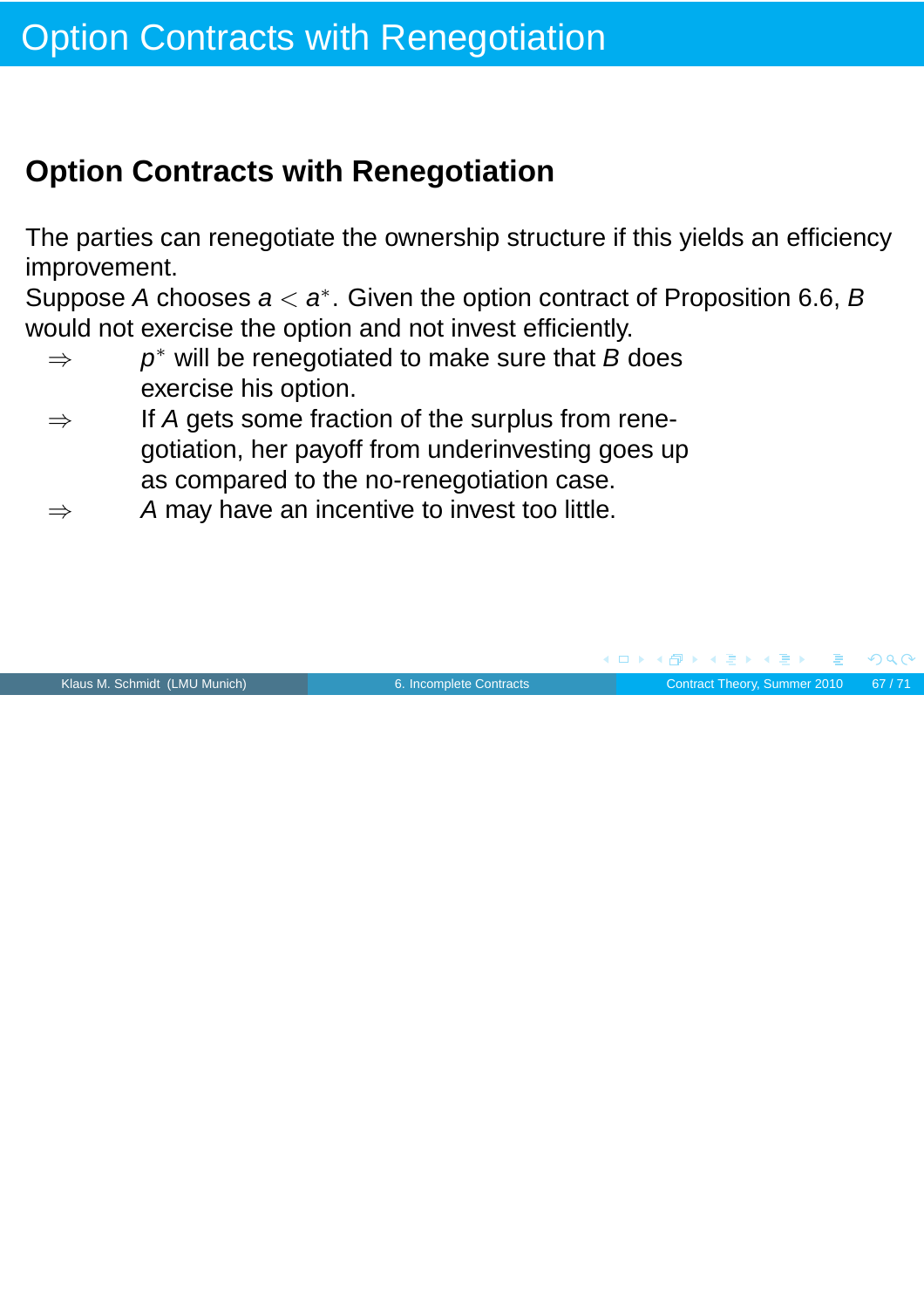# Option Contracts with Renegotiation

## Option Contracts with Renegotiation

The parties can renegotiate the ownership structure if this yields an efficiency improvement.

Suppose $A$ chooses $a < a^*$. Given the option contract of Proposition 6.6, $B$ would not exercise the option and not invest efficiently.

- $\Rightarrow$ $p^*$ will be renegotiated to make sure that $B$ does exercise his option.
- $\Rightarrow$ If $A$ gets some fraction of the surplus from renegotiation, her payoff from underinvesting goes up as compared to the no-renegotiation case.
- $\Rightarrow$ $A$ may have an incentive to invest too little.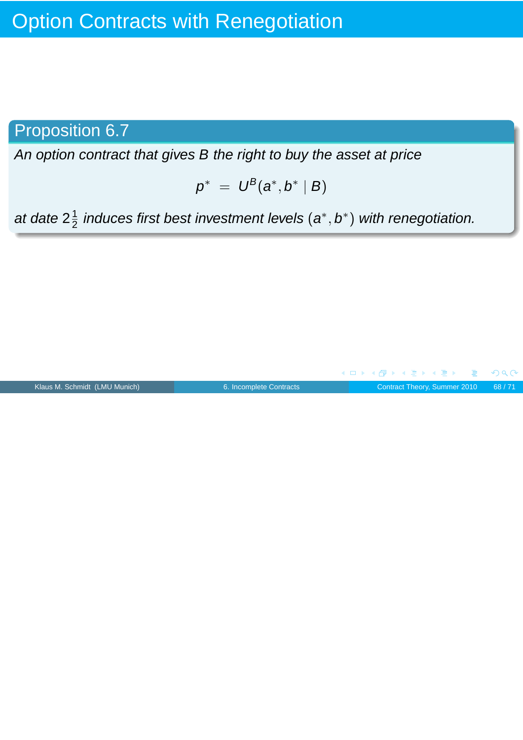# Option Contracts with Renegotiation

## Proposition 6.7

*An option contract that gives B the right to buy the asset at price*

$$p^* = U^B(a^*, b^* \mid B)$$

*at date* $2\frac{1}{2}$ *induces first best investment levels* $(a^*, b^*)$ *with renegotiation.*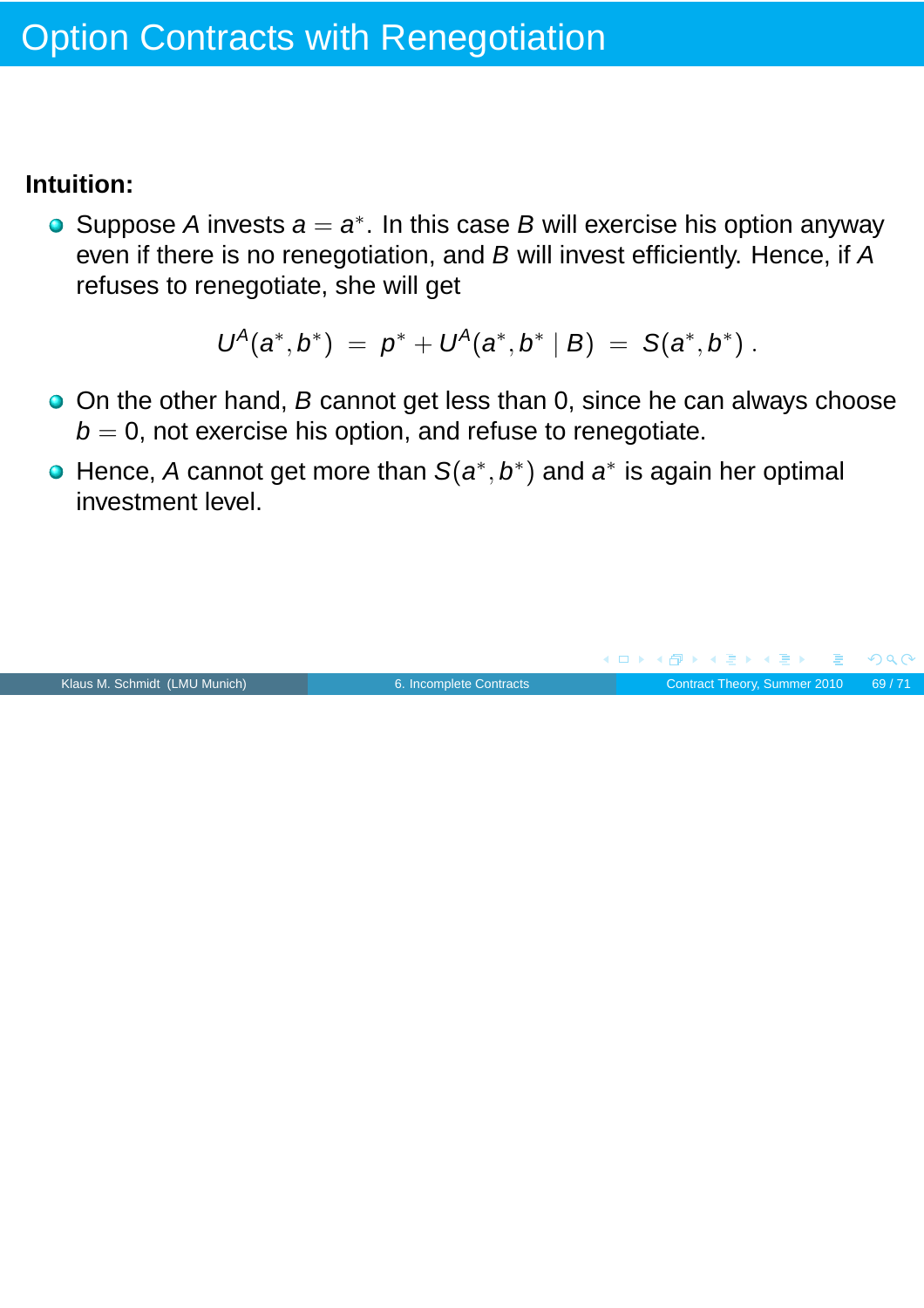# Option Contracts with Renegotiation

**Intuition:**

- Suppose $A$ invests $a = a^*$. In this case $B$ will exercise his option anyway even if there is no renegotiation, and $B$ will invest efficiently. Hence, if $A$ refuses to renegotiate, she will get

$$U^A(a^*, b^*) \;=\; p^* + U^A(a^*, b^* \mid B) \;=\; S(a^*, b^*)\,.$$

- On the other hand, $B$ cannot get less than 0, since he can always choose $b = 0$, not exercise his option, and refuse to renegotiate.
- Hence, $A$ cannot get more than $S(a^*, b^*)$ and $a^*$ is again her optimal investment level.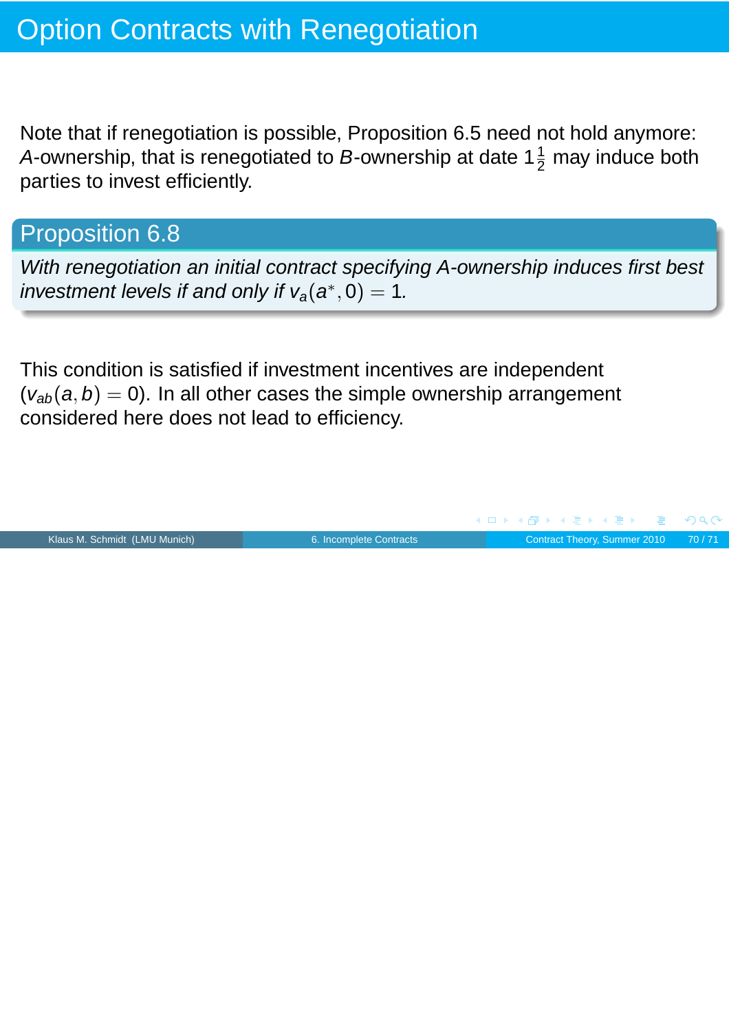# Option Contracts with Renegotiation

Note that if renegotiation is possible, Proposition 6.5 need not hold anymore: $A$-ownership, that is renegotiated to $B$-ownership at date $1\frac{1}{2}$ may induce both parties to invest efficiently.

## Proposition 6.8

*With renegotiation an initial contract specifying A-ownership induces first best investment levels if and only if* $v_a(a^*, 0) = 1$.

This condition is satisfied if investment incentives are independent ($v_{ab}(a, b) = 0$). In all other cases the simple ownership arrangement considered here does not lead to efficiency.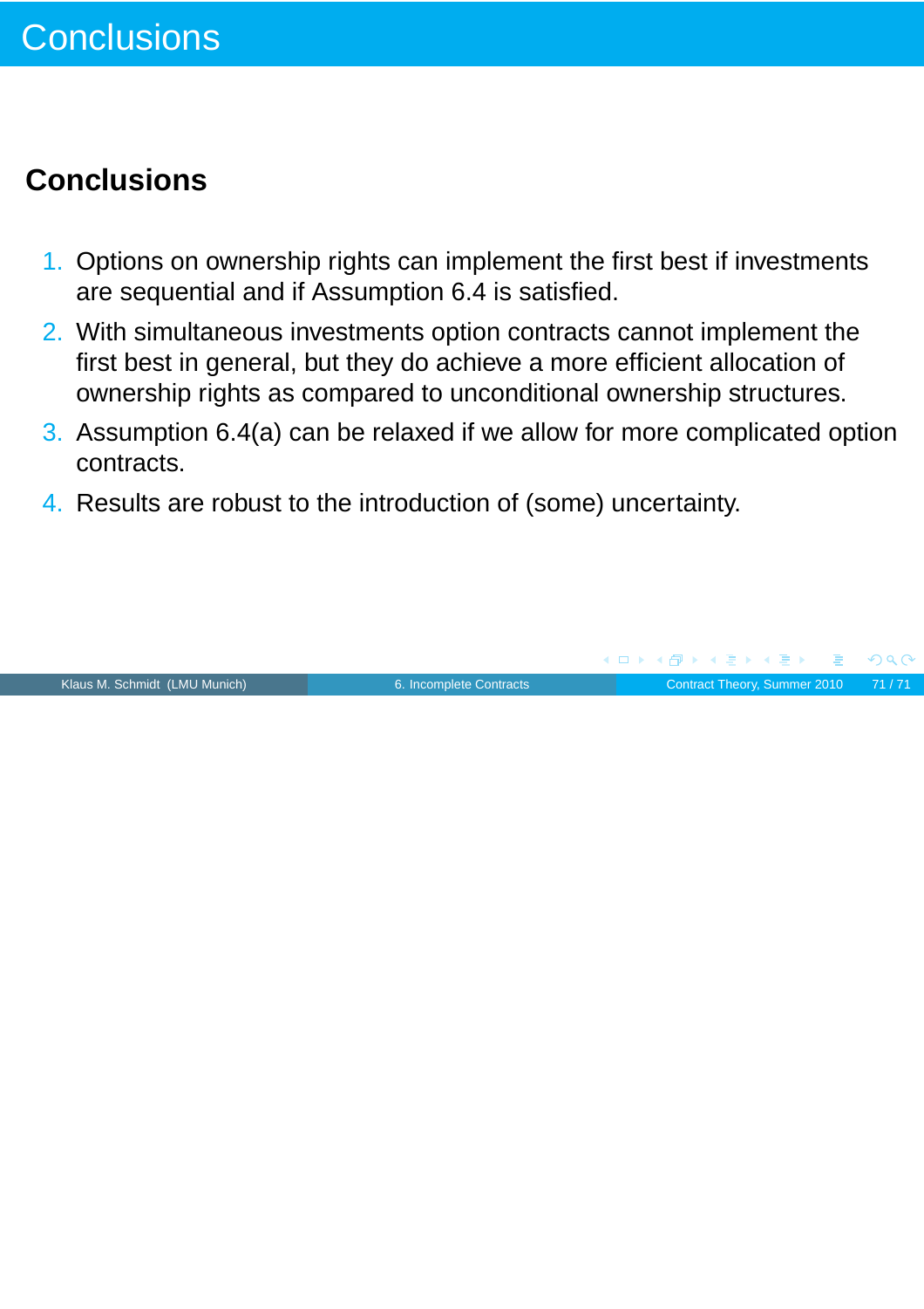# Conclusions

## Conclusions

1. Options on ownership rights can implement the first best if investments are sequential and if Assumption 6.4 is satisfied.
2. With simultaneous investments option contracts cannot implement the first best in general, but they do achieve a more efficient allocation of ownership rights as compared to unconditional ownership structures.
3. Assumption 6.4(a) can be relaxed if we allow for more complicated option contracts.
4. Results are robust to the introduction of (some) uncertainty.